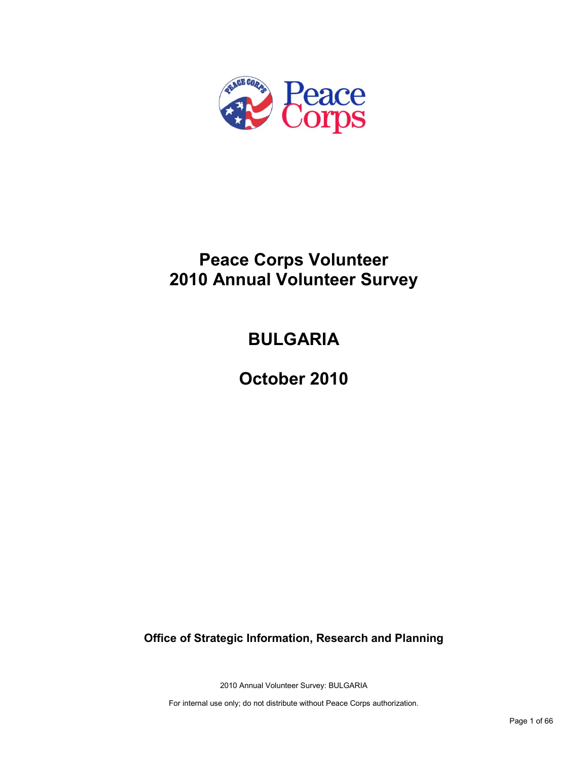# Peace Corps Volunteer
# 2010 Annual Volunteer Survey

## BULGARIA

## October 2010

**Office of Strategic Information, Research and Planning**

2010 Annual Volunteer Survey: BULGARIA

For internal use only; do not distribute without Peace Corps authorization.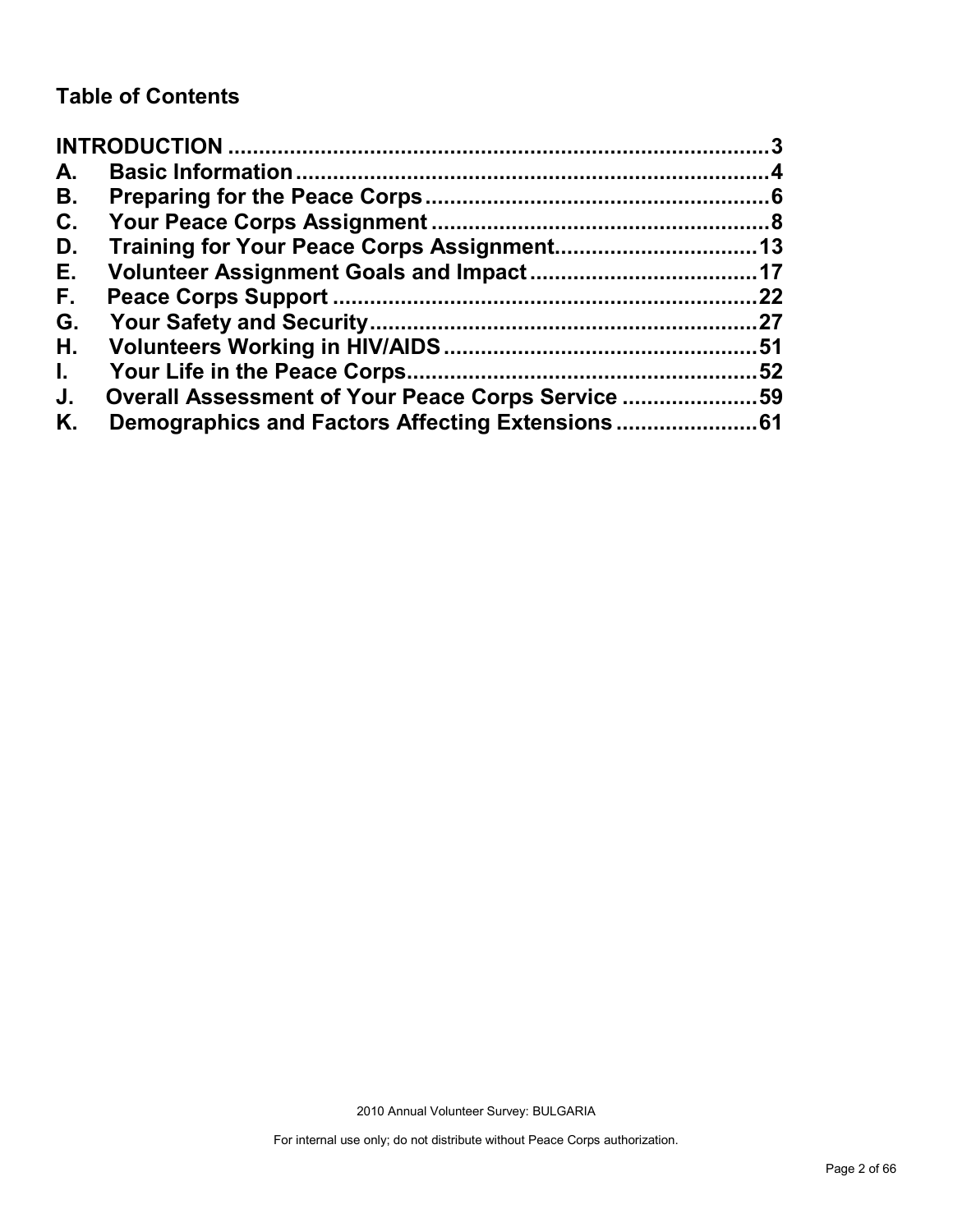## Table of Contents

| | | |
|---|---|---|
| **INTRODUCTION** | | **3** |
| **A.** | **Basic Information** | **4** |
| **B.** | **Preparing for the Peace Corps** | **6** |
| **C.** | **Your Peace Corps Assignment** | **8** |
| **D.** | **Training for Your Peace Corps Assignment** | **13** |
| **E.** | **Volunteer Assignment Goals and Impact** | **17** |
| **F.** | **Peace Corps Support** | **22** |
| **G.** | **Your Safety and Security** | **27** |
| **H.** | **Volunteers Working in HIV/AIDS** | **51** |
| **I.** | **Your Life in the Peace Corps** | **52** |
| **J.** | **Overall Assessment of Your Peace Corps Service** | **59** |
| **K.** | **Demographics and Factors Affecting Extensions** | **61** |

2010 Annual Volunteer Survey: BULGARIA

For internal use only; do not distribute without Peace Corps authorization.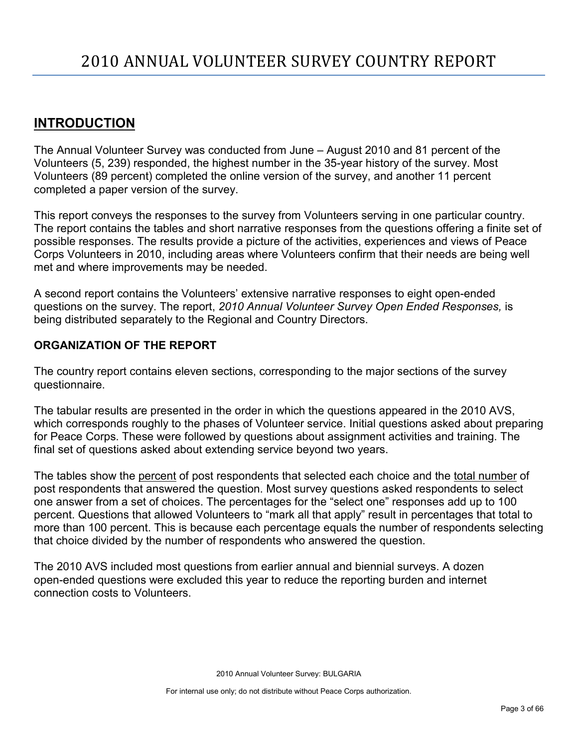# 2010 ANNUAL VOLUNTEER SURVEY COUNTRY REPORT

## INTRODUCTION

The Annual Volunteer Survey was conducted from June – August 2010 and 81 percent of the Volunteers (5, 239) responded, the highest number in the 35-year history of the survey. Most Volunteers (89 percent) completed the online version of the survey, and another 11 percent completed a paper version of the survey.

This report conveys the responses to the survey from Volunteers serving in one particular country. The report contains the tables and short narrative responses from the questions offering a finite set of possible responses. The results provide a picture of the activities, experiences and views of Peace Corps Volunteers in 2010, including areas where Volunteers confirm that their needs are being well met and where improvements may be needed.

A second report contains the Volunteers' extensive narrative responses to eight open-ended questions on the survey. The report, *2010 Annual Volunteer Survey Open Ended Responses,* is being distributed separately to the Regional and Country Directors.

### ORGANIZATION OF THE REPORT

The country report contains eleven sections, corresponding to the major sections of the survey questionnaire.

The tabular results are presented in the order in which the questions appeared in the 2010 AVS, which corresponds roughly to the phases of Volunteer service. Initial questions asked about preparing for Peace Corps. These were followed by questions about assignment activities and training. The final set of questions asked about extending service beyond two years.

The tables show the percent of post respondents that selected each choice and the total number of post respondents that answered the question. Most survey questions asked respondents to select one answer from a set of choices. The percentages for the "select one" responses add up to 100 percent. Questions that allowed Volunteers to "mark all that apply" result in percentages that total to more than 100 percent. This is because each percentage equals the number of respondents selecting that choice divided by the number of respondents who answered the question.

The 2010 AVS included most questions from earlier annual and biennial surveys. A dozen open-ended questions were excluded this year to reduce the reporting burden and internet connection costs to Volunteers.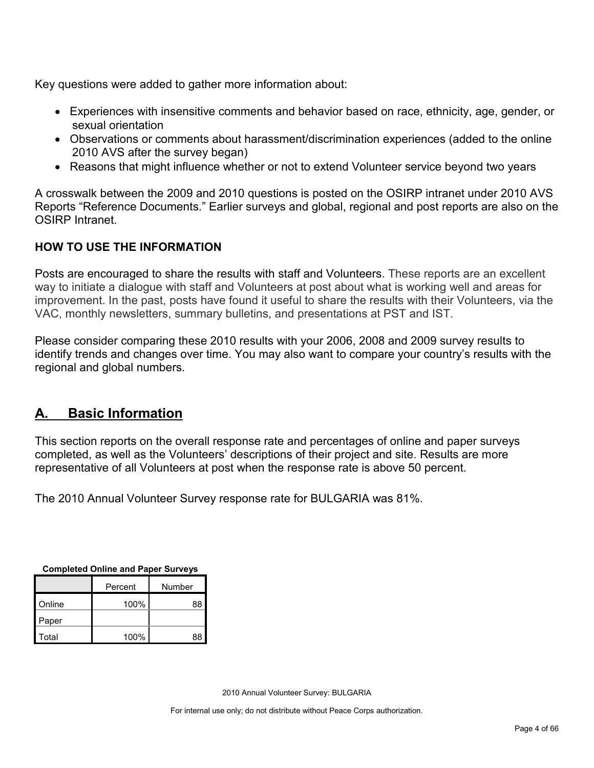Key questions were added to gather more information about:

- Experiences with insensitive comments and behavior based on race, ethnicity, age, gender, or sexual orientation
- Observations or comments about harassment/discrimination experiences (added to the online 2010 AVS after the survey began)
- Reasons that might influence whether or not to extend Volunteer service beyond two years

A crosswalk between the 2009 and 2010 questions is posted on the OSIRP intranet under 2010 AVS Reports "Reference Documents." Earlier surveys and global, regional and post reports are also on the OSIRP Intranet.

**HOW TO USE THE INFORMATION**

Posts are encouraged to share the results with staff and Volunteers. These reports are an excellent way to initiate a dialogue with staff and Volunteers at post about what is working well and areas for improvement. In the past, posts have found it useful to share the results with their Volunteers, via the VAC, monthly newsletters, summary bulletins, and presentations at PST and IST.

Please consider comparing these 2010 results with your 2006, 2008 and 2009 survey results to identify trends and changes over time. You may also want to compare your country's results with the regional and global numbers.

## A. Basic Information

This section reports on the overall response rate and percentages of online and paper surveys completed, as well as the Volunteers' descriptions of their project and site. Results are more representative of all Volunteers at post when the response rate is above 50 percent.

The 2010 Annual Volunteer Survey response rate for BULGARIA was 81%.

**Completed Online and Paper Surveys**

| | Percent | Number |
|---|---|---|
| Online | 100% | 88 |
| Paper | | |
| Total | 100% | 88 |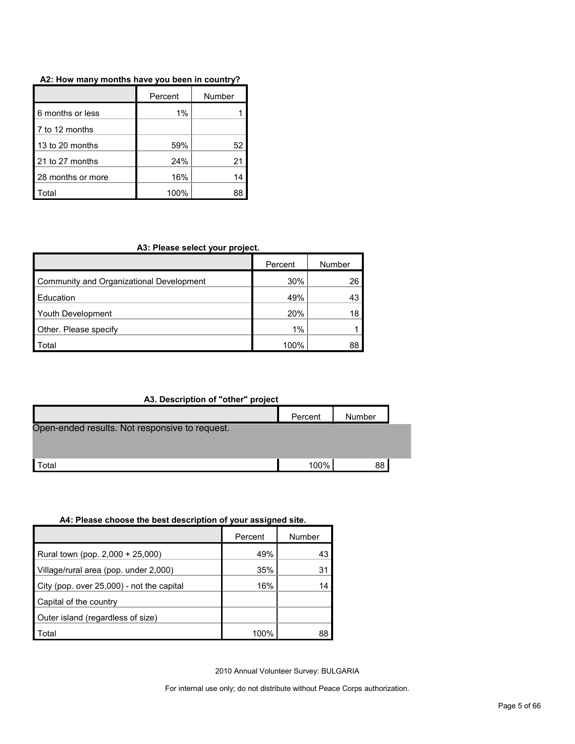**A2: How many months have you been in country?**

| | Percent | Number |
|---|---|---|
| 6 months or less | 1% | 1 |
| 7 to 12 months | | |
| 13 to 20 months | 59% | 52 |
| 21 to 27 months | 24% | 21 |
| 28 months or more | 16% | 14 |
| Total | 100% | 88 |

**A3: Please select your project.**

| | Percent | Number |
|---|---|---|
| Community and Organizational Development | 30% | 26 |
| Education | 49% | 43 |
| Youth Development | 20% | 18 |
| Other. Please specify | 1% | 1 |
| Total | 100% | 88 |

**A3. Description of "other" project**

| | Percent | Number |
|---|---|---|
| Open-ended results. Not responsive to request. | | |
| Total | 100% | 88 |

**A4: Please choose the best description of your assigned site.**

| | Percent | Number |
|---|---|---|
| Rural town (pop. 2,000 + 25,000) | 49% | 43 |
| Village/rural area (pop. under 2,000) | 35% | 31 |
| City (pop. over 25,000) - not the capital | 16% | 14 |
| Capital of the country | | |
| Outer island (regardless of size) | | |
| Total | 100% | 88 |

2010 Annual Volunteer Survey: BULGARIA

For internal use only; do not distribute without Peace Corps authorization.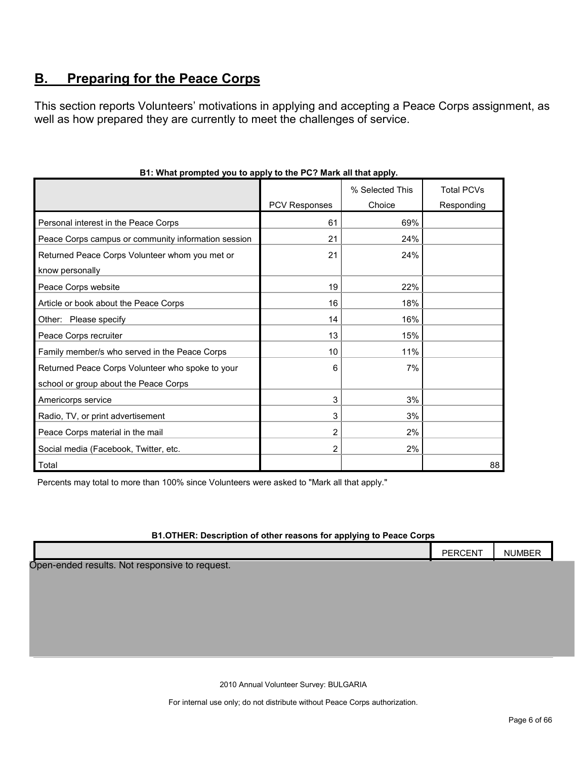## B. Preparing for the Peace Corps

This section reports Volunteers' motivations in applying and accepting a Peace Corps assignment, as well as how prepared they are currently to meet the challenges of service.

**B1: What prompted you to apply to the PC? Mark all that apply.**

| | PCV Responses | % Selected This Choice | Total PCVs Responding |
|---|---|---|---|
| Personal interest in the Peace Corps | 61 | 69% | |
| Peace Corps campus or community information session | 21 | 24% | |
| Returned Peace Corps Volunteer whom you met or know personally | 21 | 24% | |
| Peace Corps website | 19 | 22% | |
| Article or book about the Peace Corps | 16 | 18% | |
| Other: Please specify | 14 | 16% | |
| Peace Corps recruiter | 13 | 15% | |
| Family member/s who served in the Peace Corps | 10 | 11% | |
| Returned Peace Corps Volunteer who spoke to your school or group about the Peace Corps | 6 | 7% | |
| Americorps service | 3 | 3% | |
| Radio, TV, or print advertisement | 3 | 3% | |
| Peace Corps material in the mail | 2 | 2% | |
| Social media (Facebook, Twitter, etc. | 2 | 2% | |
| Total | | | 88 |

Percents may total to more than 100% since Volunteers were asked to "Mark all that apply."

**B1.OTHER: Description of other reasons for applying to Peace Corps**

| | PERCENT | NUMBER |
|---|---|---|

Open-ended results. Not responsive to request.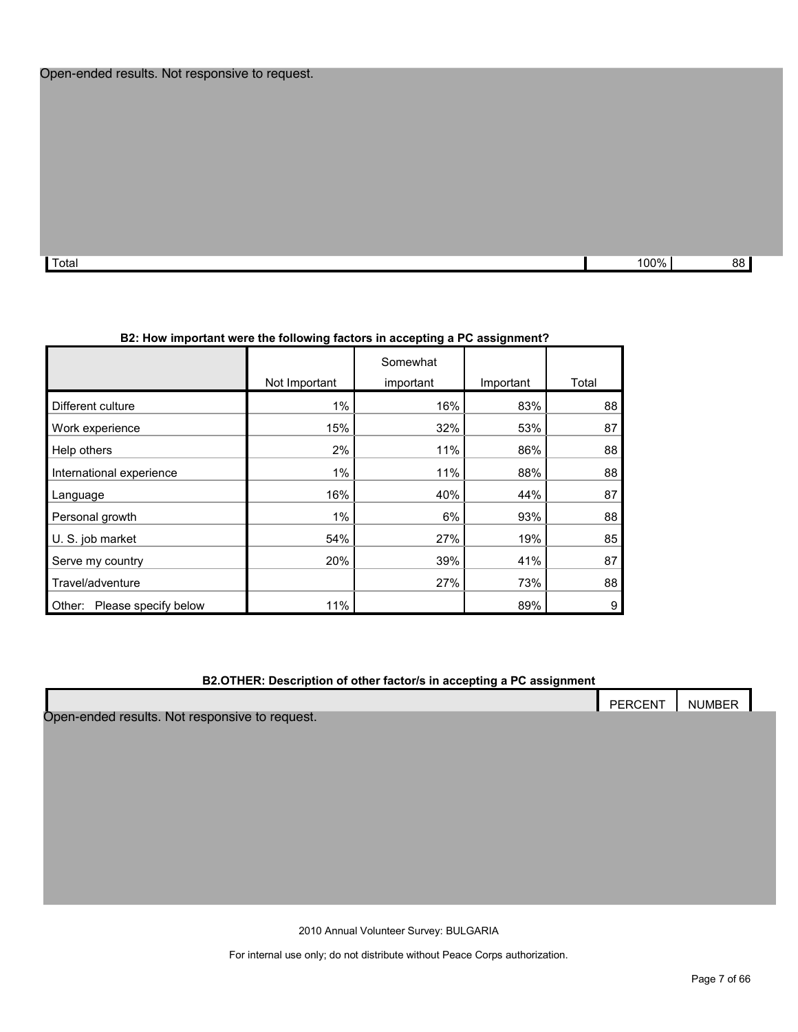Open-ended results. Not responsive to request.

| | | |
|---|---|---|
| Total | 100% | 88 |

**B2: How important were the following factors in accepting a PC assignment?**

| | Not Important | Somewhat important | Important | Total |
|---|---|---|---|---|
| Different culture | 1% | 16% | 83% | 88 |
| Work experience | 15% | 32% | 53% | 87 |
| Help others | 2% | 11% | 86% | 88 |
| International experience | 1% | 11% | 88% | 88 |
| Language | 16% | 40% | 44% | 87 |
| Personal growth | 1% | 6% | 93% | 88 |
| U. S. job market | 54% | 27% | 19% | 85 |
| Serve my country | 20% | 39% | 41% | 87 |
| Travel/adventure | | 27% | 73% | 88 |
| Other: Please specify below | 11% | | 89% | 9 |

**B2.OTHER: Description of other factor/s in accepting a PC assignment**

| | PERCENT | NUMBER |
|---|---|---|

Open-ended results. Not responsive to request.

2010 Annual Volunteer Survey: BULGARIA

For internal use only; do not distribute without Peace Corps authorization.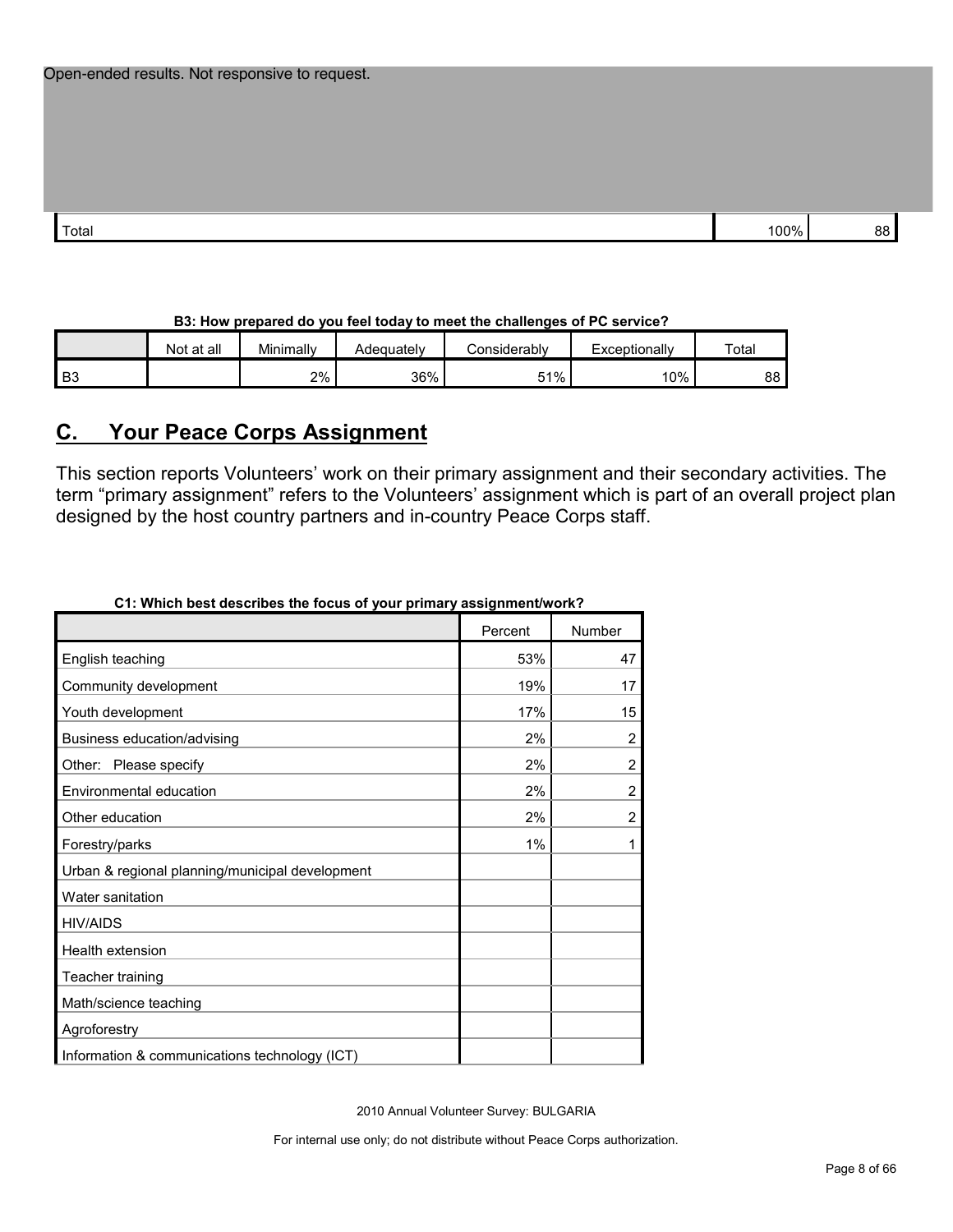Open-ended results. Not responsive to request.

| | | |
|---|---|---|
| Total | 100% | 88 |

**B3: How prepared do you feel today to meet the challenges of PC service?**

| | Not at all | Minimally | Adequately | Considerably | Exceptionally | Total |
|---|---|---|---|---|---|---|
| B3 | | 2% | 36% | 51% | 10% | 88 |

## C. Your Peace Corps Assignment

This section reports Volunteers' work on their primary assignment and their secondary activities. The term "primary assignment" refers to the Volunteers' assignment which is part of an overall project plan designed by the host country partners and in-country Peace Corps staff.

**C1: Which best describes the focus of your primary assignment/work?**

| | Percent | Number |
|---|---|---|
| English teaching | 53% | 47 |
| Community development | 19% | 17 |
| Youth development | 17% | 15 |
| Business education/advising | 2% | 2 |
| Other: Please specify | 2% | 2 |
| Environmental education | 2% | 2 |
| Other education | 2% | 2 |
| Forestry/parks | 1% | 1 |
| Urban & regional planning/municipal development | | |
| Water sanitation | | |
| HIV/AIDS | | |
| Health extension | | |
| Teacher training | | |
| Math/science teaching | | |
| Agroforestry | | |
| Information & communications technology (ICT) | | |

2010 Annual Volunteer Survey: BULGARIA

For internal use only; do not distribute without Peace Corps authorization.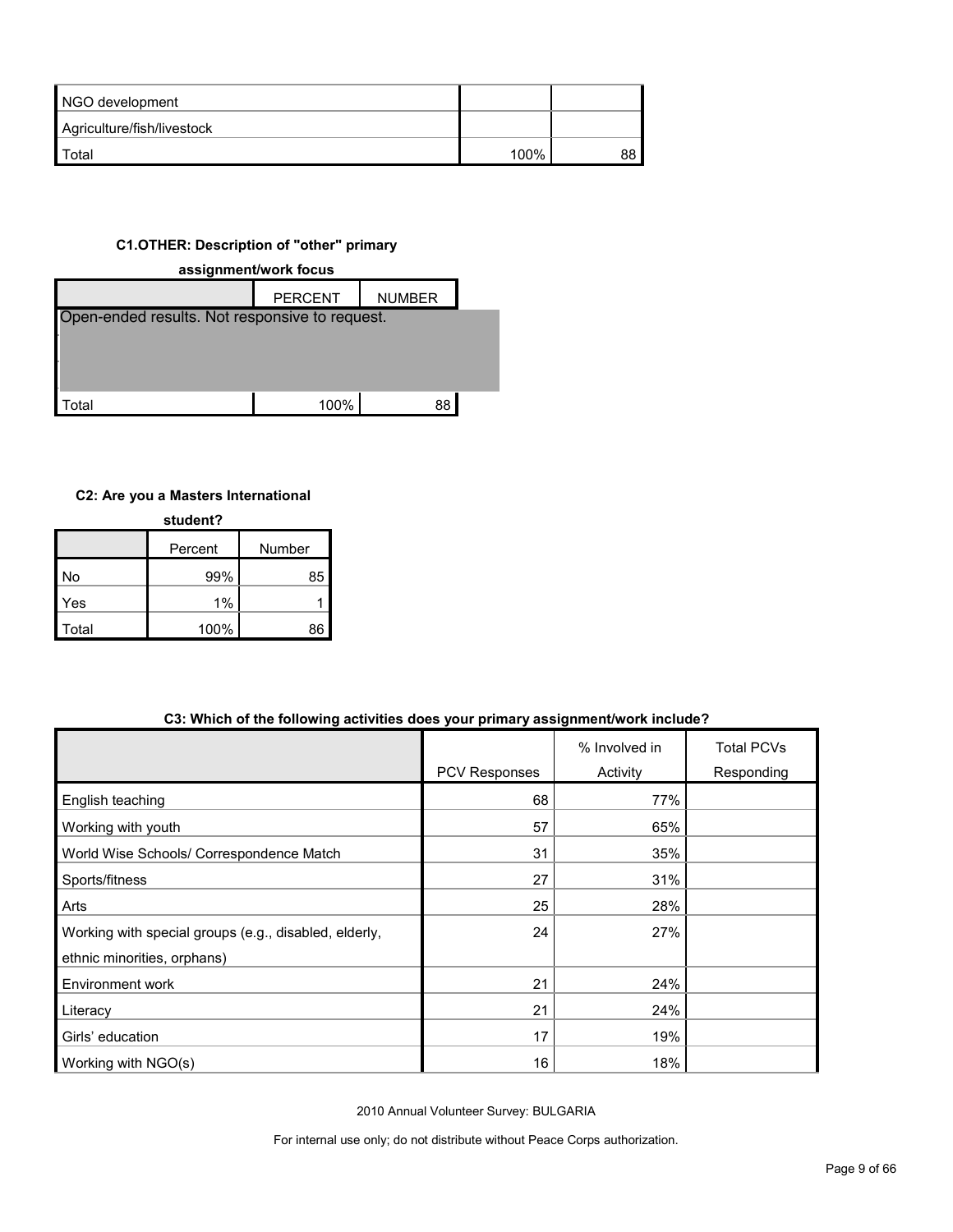| NGO development | | |
|---|---|---|
| Agriculture/fish/livestock | | |
| Total | 100% | 88 |

**C1.OTHER: Description of "other" primary assignment/work focus**

| | PERCENT | NUMBER |
|---|---|---|
| Open-ended results. Not responsive to request. | | |
| Total | 100% | 88 |

**C2: Are you a Masters International student?**

| | Percent | Number |
|---|---|---|
| No | 99% | 85 |
| Yes | 1% | 1 |
| Total | 100% | 86 |

**C3: Which of the following activities does your primary assignment/work include?**

| | PCV Responses | % Involved in Activity | Total PCVs Responding |
|---|---|---|---|
| English teaching | 68 | 77% | |
| Working with youth | 57 | 65% | |
| World Wise Schools/ Correspondence Match | 31 | 35% | |
| Sports/fitness | 27 | 31% | |
| Arts | 25 | 28% | |
| Working with special groups (e.g., disabled, elderly, ethnic minorities, orphans) | 24 | 27% | |
| Environment work | 21 | 24% | |
| Literacy | 21 | 24% | |
| Girls' education | 17 | 19% | |
| Working with NGO(s) | 16 | 18% | |

2010 Annual Volunteer Survey: BULGARIA

For internal use only; do not distribute without Peace Corps authorization.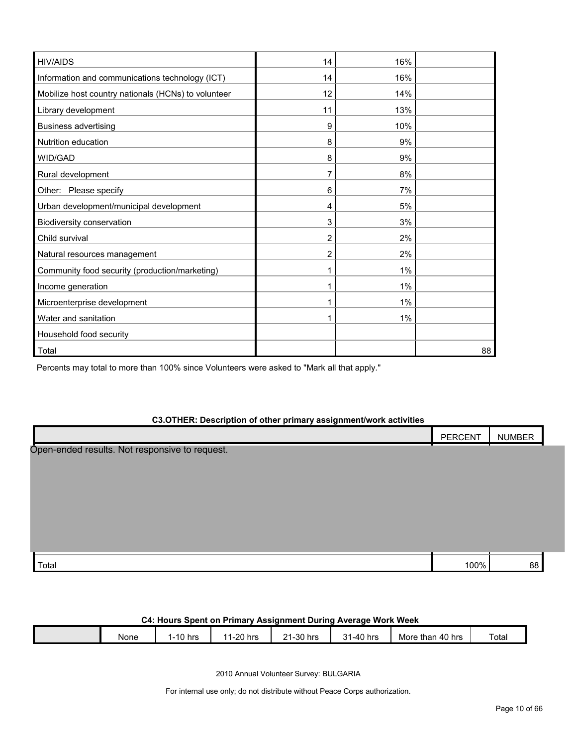| | | | |
|---|---|---|---|
| HIV/AIDS | 14 | 16% | |
| Information and communications technology (ICT) | 14 | 16% | |
| Mobilize host country nationals (HCNs) to volunteer | 12 | 14% | |
| Library development | 11 | 13% | |
| Business advertising | 9 | 10% | |
| Nutrition education | 8 | 9% | |
| WID/GAD | 8 | 9% | |
| Rural development | 7 | 8% | |
| Other: Please specify | 6 | 7% | |
| Urban development/municipal development | 4 | 5% | |
| Biodiversity conservation | 3 | 3% | |
| Child survival | 2 | 2% | |
| Natural resources management | 2 | 2% | |
| Community food security (production/marketing) | 1 | 1% | |
| Income generation | 1 | 1% | |
| Microenterprise development | 1 | 1% | |
| Water and sanitation | 1 | 1% | |
| Household food security | | | |
| Total | | | 88 |

Percents may total to more than 100% since Volunteers were asked to "Mark all that apply."

**C3.OTHER: Description of other primary assignment/work activities**

| | PERCENT | NUMBER |
|---|---|---|
| Open-ended results. Not responsive to request. | | |
| Total | 100% | 88 |

**C4: Hours Spent on Primary Assignment During Average Work Week**

| | None | 1-10 hrs | 11-20 hrs | 21-30 hrs | 31-40 hrs | More than 40 hrs | Total |
|---|---|---|---|---|---|---|---|

2010 Annual Volunteer Survey: BULGARIA

For internal use only; do not distribute without Peace Corps authorization.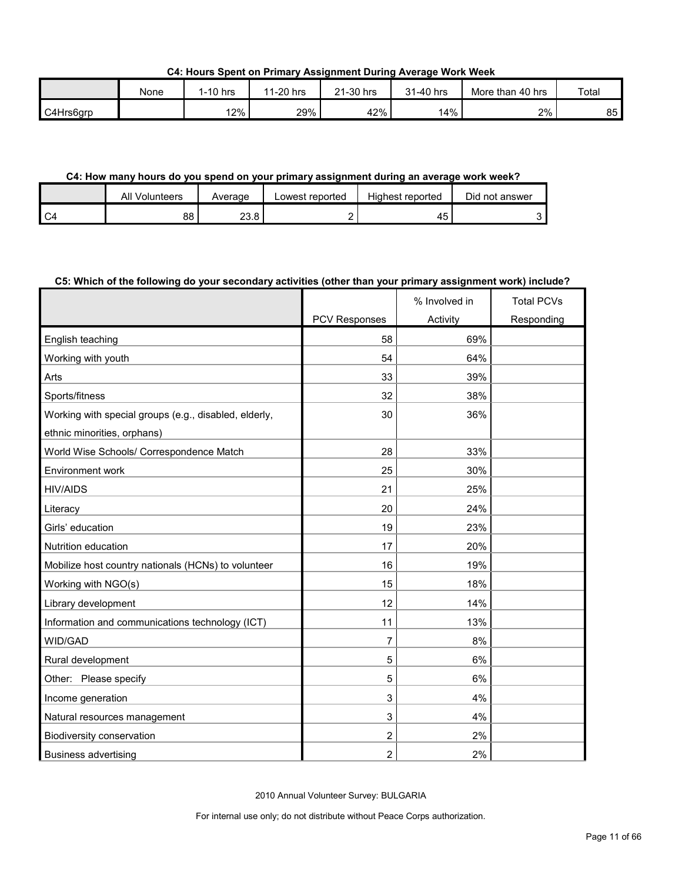**C4: Hours Spent on Primary Assignment During Average Work Week**

| | None | 1-10 hrs | 11-20 hrs | 21-30 hrs | 31-40 hrs | More than 40 hrs | Total |
|---|---|---|---|---|---|---|---|
| C4Hrs6grp | | 12% | 29% | 42% | 14% | 2% | 85 |

**C4: How many hours do you spend on your primary assignment during an average work week?**

| | All Volunteers | Average | Lowest reported | Highest reported | Did not answer |
|---|---|---|---|---|---|
| C4 | 88 | 23.8 | 2 | 45 | 3 |

**C5: Which of the following do your secondary activities (other than your primary assignment work) include?**

| | PCV Responses | % Involved in Activity | Total PCVs Responding |
|---|---|---|---|
| English teaching | 58 | 69% | |
| Working with youth | 54 | 64% | |
| Arts | 33 | 39% | |
| Sports/fitness | 32 | 38% | |
| Working with special groups (e.g., disabled, elderly, ethnic minorities, orphans) | 30 | 36% | |
| World Wise Schools/ Correspondence Match | 28 | 33% | |
| Environment work | 25 | 30% | |
| HIV/AIDS | 21 | 25% | |
| Literacy | 20 | 24% | |
| Girls' education | 19 | 23% | |
| Nutrition education | 17 | 20% | |
| Mobilize host country nationals (HCNs) to volunteer | 16 | 19% | |
| Working with NGO(s) | 15 | 18% | |
| Library development | 12 | 14% | |
| Information and communications technology (ICT) | 11 | 13% | |
| WID/GAD | 7 | 8% | |
| Rural development | 5 | 6% | |
| Other: Please specify | 5 | 6% | |
| Income generation | 3 | 4% | |
| Natural resources management | 3 | 4% | |
| Biodiversity conservation | 2 | 2% | |
| Business advertising | 2 | 2% | |

2010 Annual Volunteer Survey: BULGARIA

For internal use only; do not distribute without Peace Corps authorization.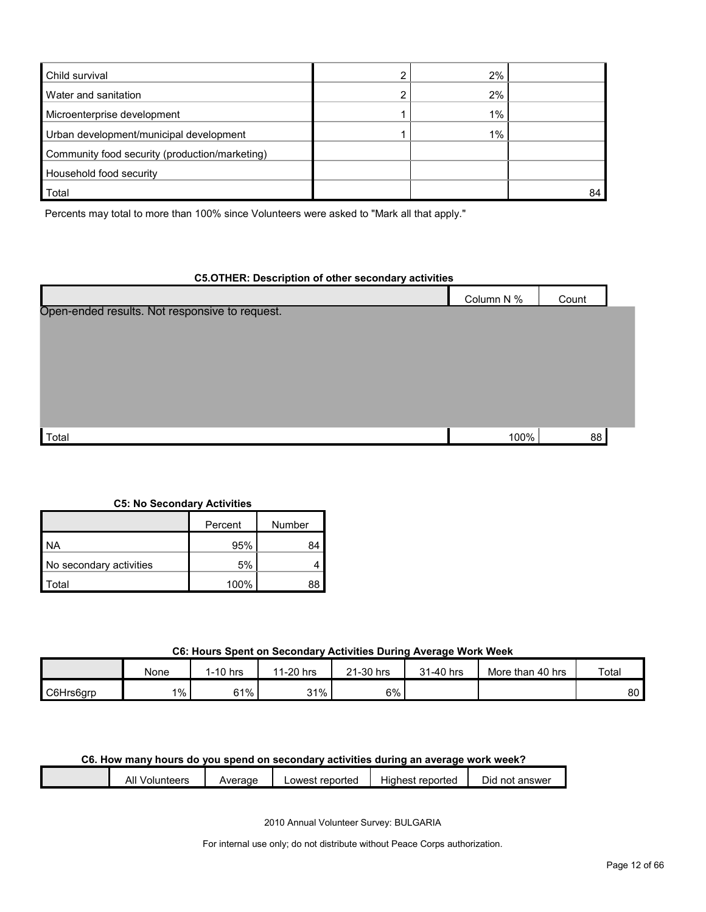| | | | |
|---|---|---|---|
| Child survival | 2 | 2% | |
| Water and sanitation | 2 | 2% | |
| Microenterprise development | 1 | 1% | |
| Urban development/municipal development | 1 | 1% | |
| Community food security (production/marketing) | | | |
| Household food security | | | |
| Total | | | 84 |

Percents may total to more than 100% since Volunteers were asked to "Mark all that apply."

**C5.OTHER: Description of other secondary activities**

| | Column N % | Count |
|---|---|---|
| Open-ended results. Not responsive to request. | | |
| Total | 100% | 88 |

**C5: No Secondary Activities**

| | Percent | Number |
|---|---|---|
| NA | 95% | 84 |
| No secondary activities | 5% | 4 |
| Total | 100% | 88 |

**C6: Hours Spent on Secondary Activities During Average Work Week**

| | None | 1-10 hrs | 11-20 hrs | 21-30 hrs | 31-40 hrs | More than 40 hrs | Total |
|---|---|---|---|---|---|---|---|
| C6Hrs6grp | 1% | 61% | 31% | 6% | | | 80 |

**C6. How many hours do you spend on secondary activities during an average work week?**

| | All Volunteers | Average | Lowest reported | Highest reported | Did not answer |
|---|---|---|---|---|---|

2010 Annual Volunteer Survey: BULGARIA

For internal use only; do not distribute without Peace Corps authorization.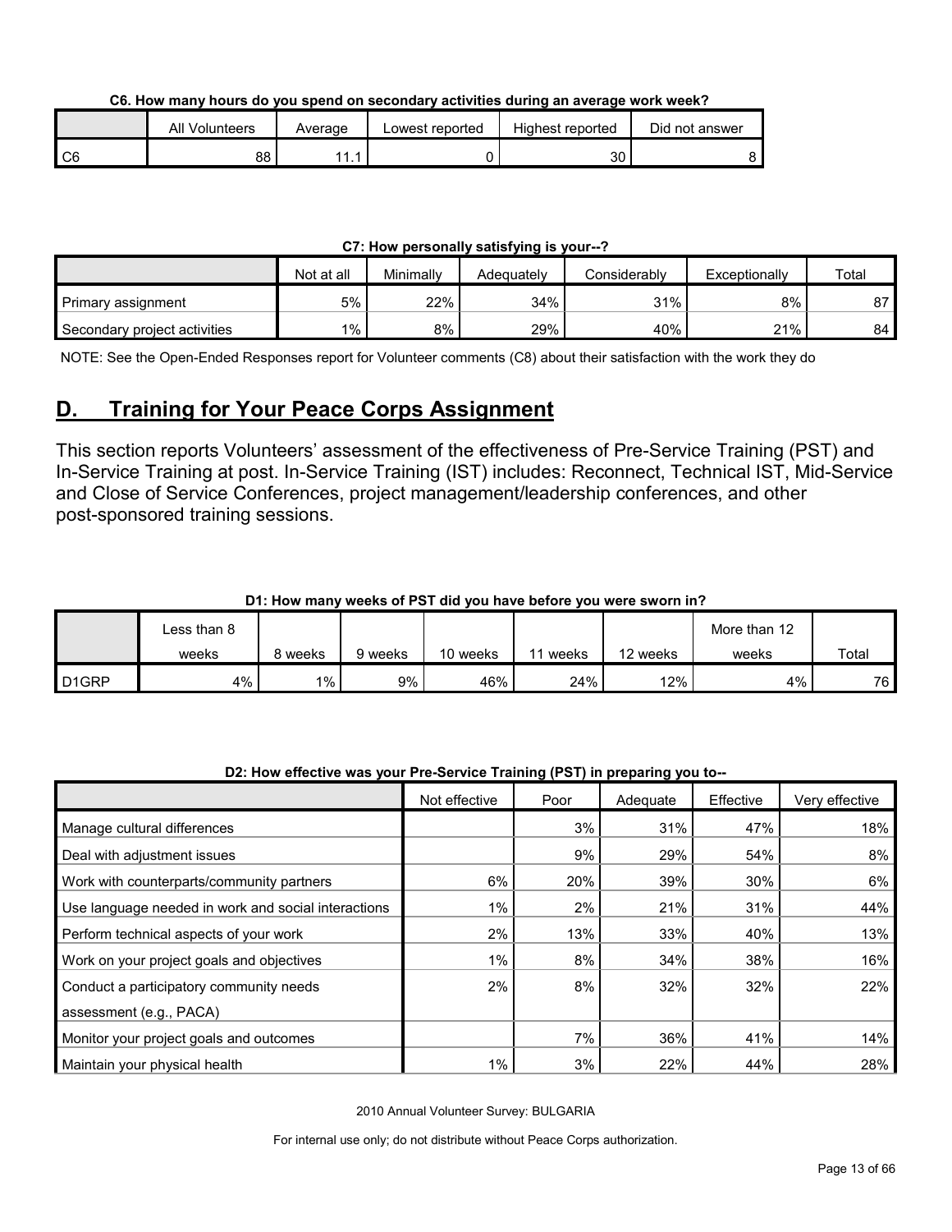**C6. How many hours do you spend on secondary activities during an average work week?**

| | All Volunteers | Average | Lowest reported | Highest reported | Did not answer |
|---|---|---|---|---|---|
| C6 | 88 | 11.1 | 0 | 30 | 8 |

**C7: How personally satisfying is your--?**

| | Not at all | Minimally | Adequately | Considerably | Exceptionally | Total |
|---|---|---|---|---|---|---|
| Primary assignment | 5% | 22% | 34% | 31% | 8% | 87 |
| Secondary project activities | 1% | 8% | 29% | 40% | 21% | 84 |

NOTE: See the Open-Ended Responses report for Volunteer comments (C8) about their satisfaction with the work they do

## D. Training for Your Peace Corps Assignment

This section reports Volunteers' assessment of the effectiveness of Pre-Service Training (PST) and In-Service Training at post. In-Service Training (IST) includes: Reconnect, Technical IST, Mid-Service and Close of Service Conferences, project management/leadership conferences, and other post-sponsored training sessions.

**D1: How many weeks of PST did you have before you were sworn in?**

| | Less than 8 weeks | 8 weeks | 9 weeks | 10 weeks | 11 weeks | 12 weeks | More than 12 weeks | Total |
|---|---|---|---|---|---|---|---|---|
| D1GRP | 4% | 1% | 9% | 46% | 24% | 12% | 4% | 76 |

**D2: How effective was your Pre-Service Training (PST) in preparing you to--**

| | Not effective | Poor | Adequate | Effective | Very effective |
|---|---|---|---|---|---|
| Manage cultural differences | | 3% | 31% | 47% | 18% |
| Deal with adjustment issues | | 9% | 29% | 54% | 8% |
| Work with counterparts/community partners | 6% | 20% | 39% | 30% | 6% |
| Use language needed in work and social interactions | 1% | 2% | 21% | 31% | 44% |
| Perform technical aspects of your work | 2% | 13% | 33% | 40% | 13% |
| Work on your project goals and objectives | 1% | 8% | 34% | 38% | 16% |
| Conduct a participatory community needs assessment (e.g., PACA) | 2% | 8% | 32% | 32% | 22% |
| Monitor your project goals and outcomes | | 7% | 36% | 41% | 14% |
| Maintain your physical health | 1% | 3% | 22% | 44% | 28% |

2010 Annual Volunteer Survey: BULGARIA

For internal use only; do not distribute without Peace Corps authorization.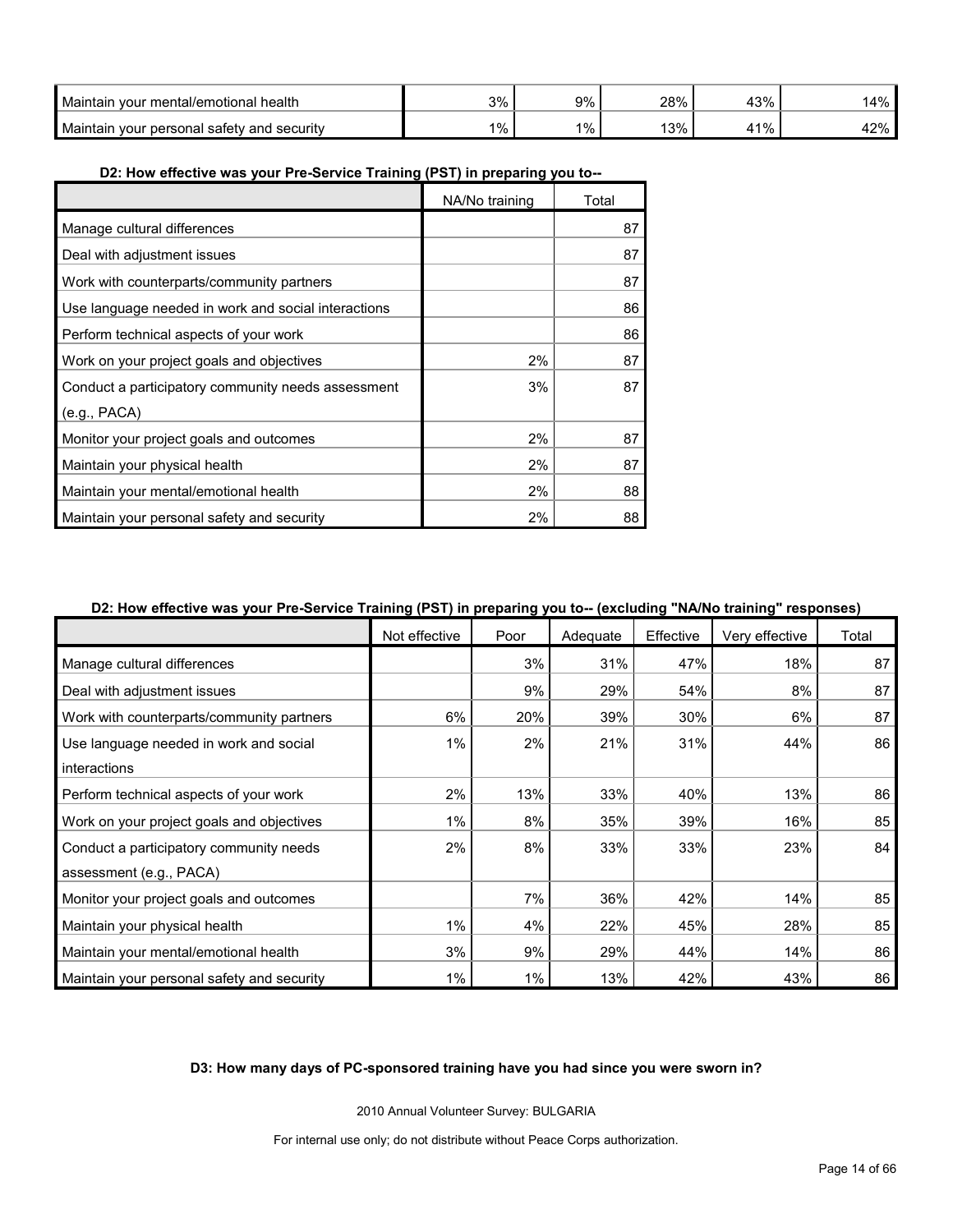| | | | | | |
|---|---|---|---|---|---|
| Maintain your mental/emotional health | 3% | 9% | 28% | 43% | 14% |
| Maintain your personal safety and security | 1% | 1% | 13% | 41% | 42% |

**D2: How effective was your Pre-Service Training (PST) in preparing you to--**

| | NA/No training | Total |
|---|---|---|
| Manage cultural differences | | 87 |
| Deal with adjustment issues | | 87 |
| Work with counterparts/community partners | | 87 |
| Use language needed in work and social interactions | | 86 |
| Perform technical aspects of your work | | 86 |
| Work on your project goals and objectives | 2% | 87 |
| Conduct a participatory community needs assessment (e.g., PACA) | 3% | 87 |
| Monitor your project goals and outcomes | 2% | 87 |
| Maintain your physical health | 2% | 87 |
| Maintain your mental/emotional health | 2% | 88 |
| Maintain your personal safety and security | 2% | 88 |

**D2: How effective was your Pre-Service Training (PST) in preparing you to-- (excluding "NA/No training" responses)**

| | Not effective | Poor | Adequate | Effective | Very effective | Total |
|---|---|---|---|---|---|---|
| Manage cultural differences | | 3% | 31% | 47% | 18% | 87 |
| Deal with adjustment issues | | 9% | 29% | 54% | 8% | 87 |
| Work with counterparts/community partners | 6% | 20% | 39% | 30% | 6% | 87 |
| Use language needed in work and social interactions | 1% | 2% | 21% | 31% | 44% | 86 |
| Perform technical aspects of your work | 2% | 13% | 33% | 40% | 13% | 86 |
| Work on your project goals and objectives | 1% | 8% | 35% | 39% | 16% | 85 |
| Conduct a participatory community needs assessment (e.g., PACA) | 2% | 8% | 33% | 33% | 23% | 84 |
| Monitor your project goals and outcomes | | 7% | 36% | 42% | 14% | 85 |
| Maintain your physical health | 1% | 4% | 22% | 45% | 28% | 85 |
| Maintain your mental/emotional health | 3% | 9% | 29% | 44% | 14% | 86 |
| Maintain your personal safety and security | 1% | 1% | 13% | 42% | 43% | 86 |

**D3: How many days of PC-sponsored training have you had since you were sworn in?**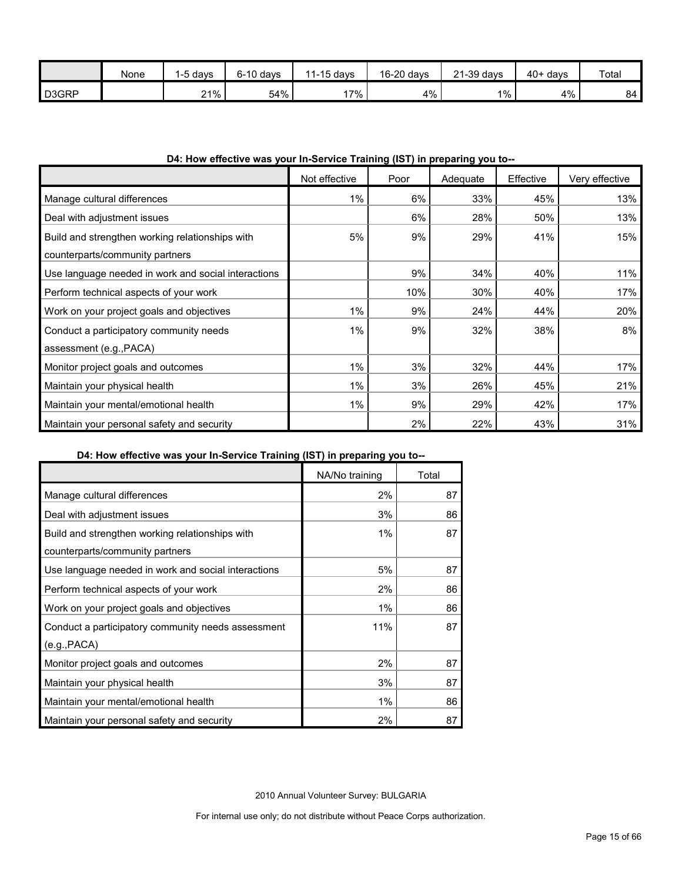| | None | 1-5 days | 6-10 days | 11-15 days | 16-20 days | 21-39 days | 40+ days | Total |
|---|---|---|---|---|---|---|---|---|
| D3GRP | | 21% | 54% | 17% | 4% | 1% | 4% | 84 |

**D4: How effective was your In-Service Training (IST) in preparing you to--**

| | Not effective | Poor | Adequate | Effective | Very effective |
|---|---|---|---|---|---|
| Manage cultural differences | 1% | 6% | 33% | 45% | 13% |
| Deal with adjustment issues | | 6% | 28% | 50% | 13% |
| Build and strengthen working relationships with counterparts/community partners | 5% | 9% | 29% | 41% | 15% |
| Use language needed in work and social interactions | | 9% | 34% | 40% | 11% |
| Perform technical aspects of your work | | 10% | 30% | 40% | 17% |
| Work on your project goals and objectives | 1% | 9% | 24% | 44% | 20% |
| Conduct a participatory community needs assessment (e.g.,PACA) | 1% | 9% | 32% | 38% | 8% |
| Monitor project goals and outcomes | 1% | 3% | 32% | 44% | 17% |
| Maintain your physical health | 1% | 3% | 26% | 45% | 21% |
| Maintain your mental/emotional health | 1% | 9% | 29% | 42% | 17% |
| Maintain your personal safety and security | | 2% | 22% | 43% | 31% |

**D4: How effective was your In-Service Training (IST) in preparing you to--**

| | NA/No training | Total |
|---|---|---|
| Manage cultural differences | 2% | 87 |
| Deal with adjustment issues | 3% | 86 |
| Build and strengthen working relationships with counterparts/community partners | 1% | 87 |
| Use language needed in work and social interactions | 5% | 87 |
| Perform technical aspects of your work | 2% | 86 |
| Work on your project goals and objectives | 1% | 86 |
| Conduct a participatory community needs assessment (e.g.,PACA) | 11% | 87 |
| Monitor project goals and outcomes | 2% | 87 |
| Maintain your physical health | 3% | 87 |
| Maintain your mental/emotional health | 1% | 86 |
| Maintain your personal safety and security | 2% | 87 |

2010 Annual Volunteer Survey: BULGARIA

For internal use only; do not distribute without Peace Corps authorization.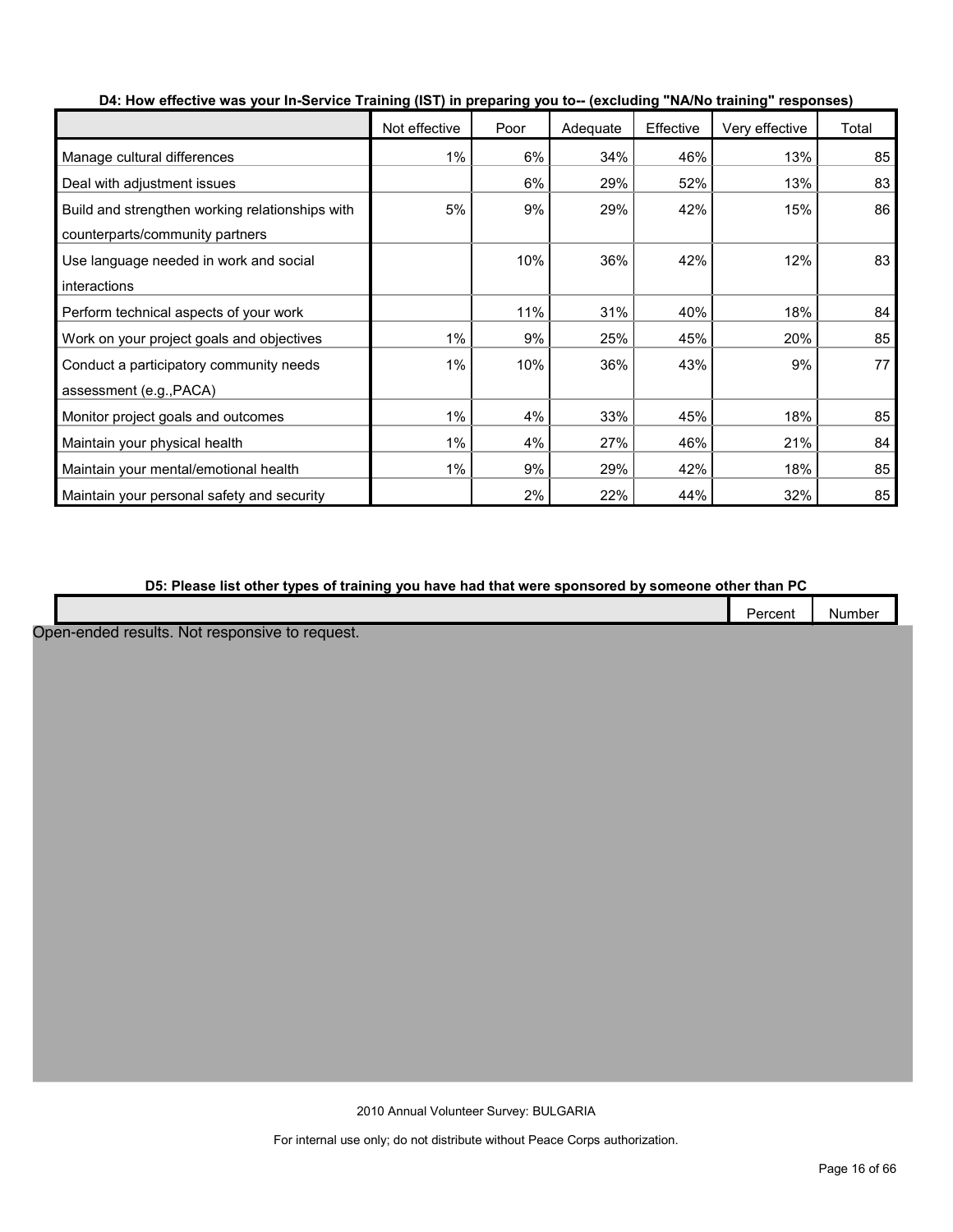**D4: How effective was your In-Service Training (IST) in preparing you to-- (excluding "NA/No training" responses)**

| | Not effective | Poor | Adequate | Effective | Very effective | Total |
|---|---|---|---|---|---|---|
| Manage cultural differences | 1% | 6% | 34% | 46% | 13% | 85 |
| Deal with adjustment issues | | 6% | 29% | 52% | 13% | 83 |
| Build and strengthen working relationships with counterparts/community partners | 5% | 9% | 29% | 42% | 15% | 86 |
| Use language needed in work and social interactions | | 10% | 36% | 42% | 12% | 83 |
| Perform technical aspects of your work | | 11% | 31% | 40% | 18% | 84 |
| Work on your project goals and objectives | 1% | 9% | 25% | 45% | 20% | 85 |
| Conduct a participatory community needs assessment (e.g.,PACA) | 1% | 10% | 36% | 43% | 9% | 77 |
| Monitor project goals and outcomes | 1% | 4% | 33% | 45% | 18% | 85 |
| Maintain your physical health | 1% | 4% | 27% | 46% | 21% | 84 |
| Maintain your mental/emotional health | 1% | 9% | 29% | 42% | 18% | 85 |
| Maintain your personal safety and security | | 2% | 22% | 44% | 32% | 85 |

**D5: Please list other types of training you have had that were sponsored by someone other than PC**

| | Percent | Number |
|---|---|---|

Open-ended results. Not responsive to request.

2010 Annual Volunteer Survey: BULGARIA

For internal use only; do not distribute without Peace Corps authorization.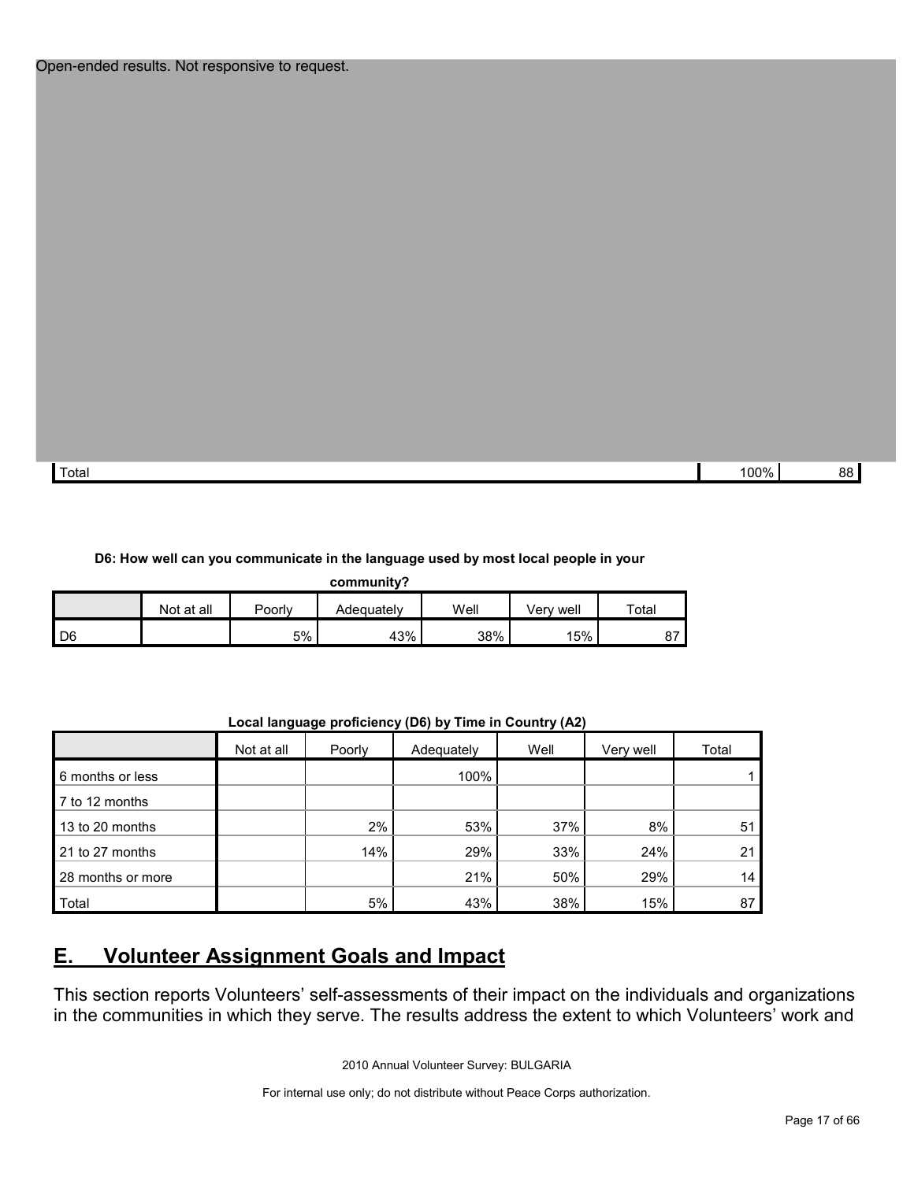Open-ended results. Not responsive to request.

| | | |
|---|---|---|
| Total | 100% | 88 |

**D6: How well can you communicate in the language used by most local people in your community?**

| | Not at all | Poorly | Adequately | Well | Very well | Total |
|---|---|---|---|---|---|---|
| D6 | | 5% | 43% | 38% | 15% | 87 |

**Local language proficiency (D6) by Time in Country (A2)**

| | Not at all | Poorly | Adequately | Well | Very well | Total |
|---|---|---|---|---|---|---|
| 6 months or less | | | 100% | | | 1 |
| 7 to 12 months | | | | | | |
| 13 to 20 months | | 2% | 53% | 37% | 8% | 51 |
| 21 to 27 months | | 14% | 29% | 33% | 24% | 21 |
| 28 months or more | | | 21% | 50% | 29% | 14 |
| Total | | 5% | 43% | 38% | 15% | 87 |

## E. Volunteer Assignment Goals and Impact

This section reports Volunteers' self-assessments of their impact on the individuals and organizations in the communities in which they serve. The results address the extent to which Volunteers' work and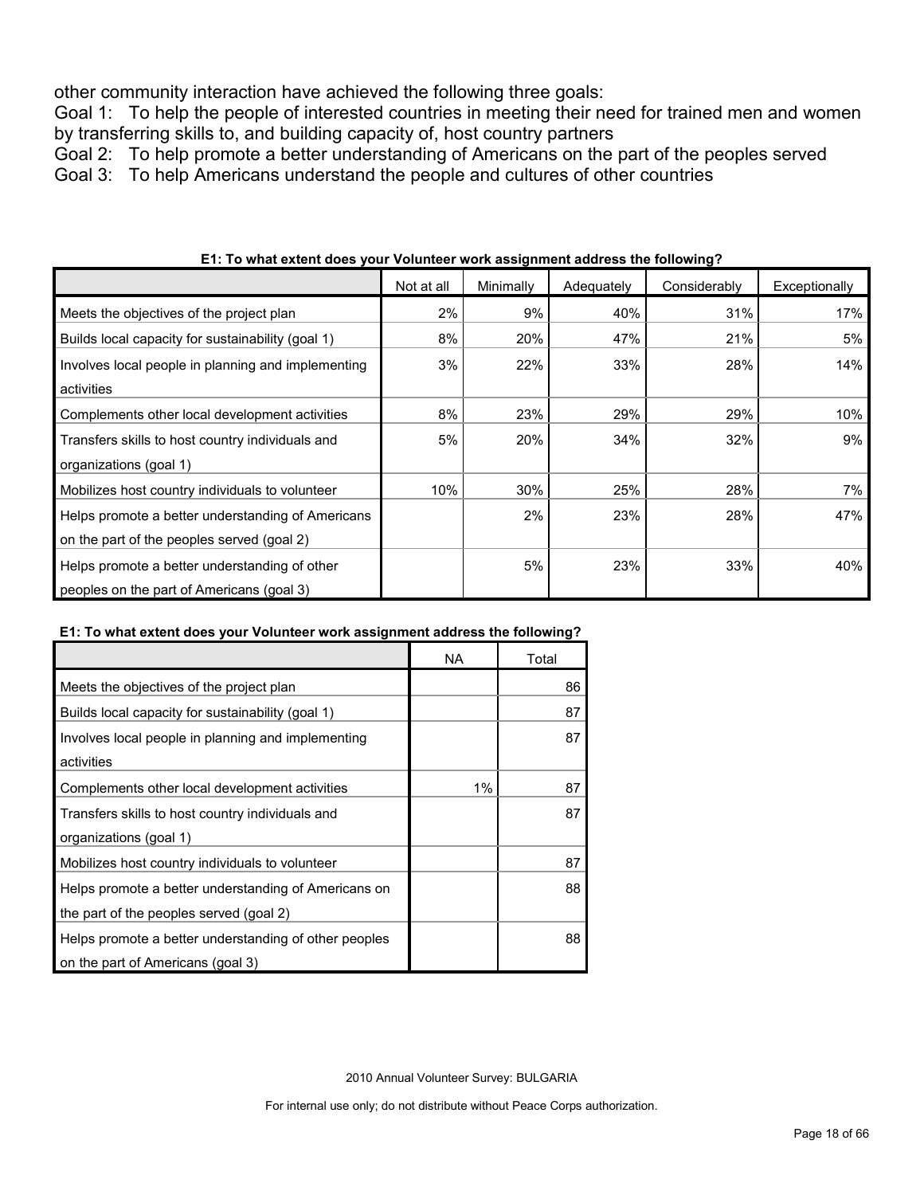other community interaction have achieved the following three goals:

Goal 1: To help the people of interested countries in meeting their need for trained men and women by transferring skills to, and building capacity of, host country partners

Goal 2: To help promote a better understanding of Americans on the part of the peoples served

Goal 3: To help Americans understand the people and cultures of other countries

**E1: To what extent does your Volunteer work assignment address the following?**

| | Not at all | Minimally | Adequately | Considerably | Exceptionally |
|---|---|---|---|---|---|
| Meets the objectives of the project plan | 2% | 9% | 40% | 31% | 17% |
| Builds local capacity for sustainability (goal 1) | 8% | 20% | 47% | 21% | 5% |
| Involves local people in planning and implementing activities | 3% | 22% | 33% | 28% | 14% |
| Complements other local development activities | 8% | 23% | 29% | 29% | 10% |
| Transfers skills to host country individuals and organizations (goal 1) | 5% | 20% | 34% | 32% | 9% |
| Mobilizes host country individuals to volunteer | 10% | 30% | 25% | 28% | 7% |
| Helps promote a better understanding of Americans on the part of the peoples served (goal 2) | | 2% | 23% | 28% | 47% |
| Helps promote a better understanding of other peoples on the part of Americans (goal 3) | | 5% | 23% | 33% | 40% |

**E1: To what extent does your Volunteer work assignment address the following?**

| | NA | Total |
|---|---|---|
| Meets the objectives of the project plan | | 86 |
| Builds local capacity for sustainability (goal 1) | | 87 |
| Involves local people in planning and implementing activities | | 87 |
| Complements other local development activities | 1% | 87 |
| Transfers skills to host country individuals and organizations (goal 1) | | 87 |
| Mobilizes host country individuals to volunteer | | 87 |
| Helps promote a better understanding of Americans on the part of the peoples served (goal 2) | | 88 |
| Helps promote a better understanding of other peoples on the part of Americans (goal 3) | | 88 |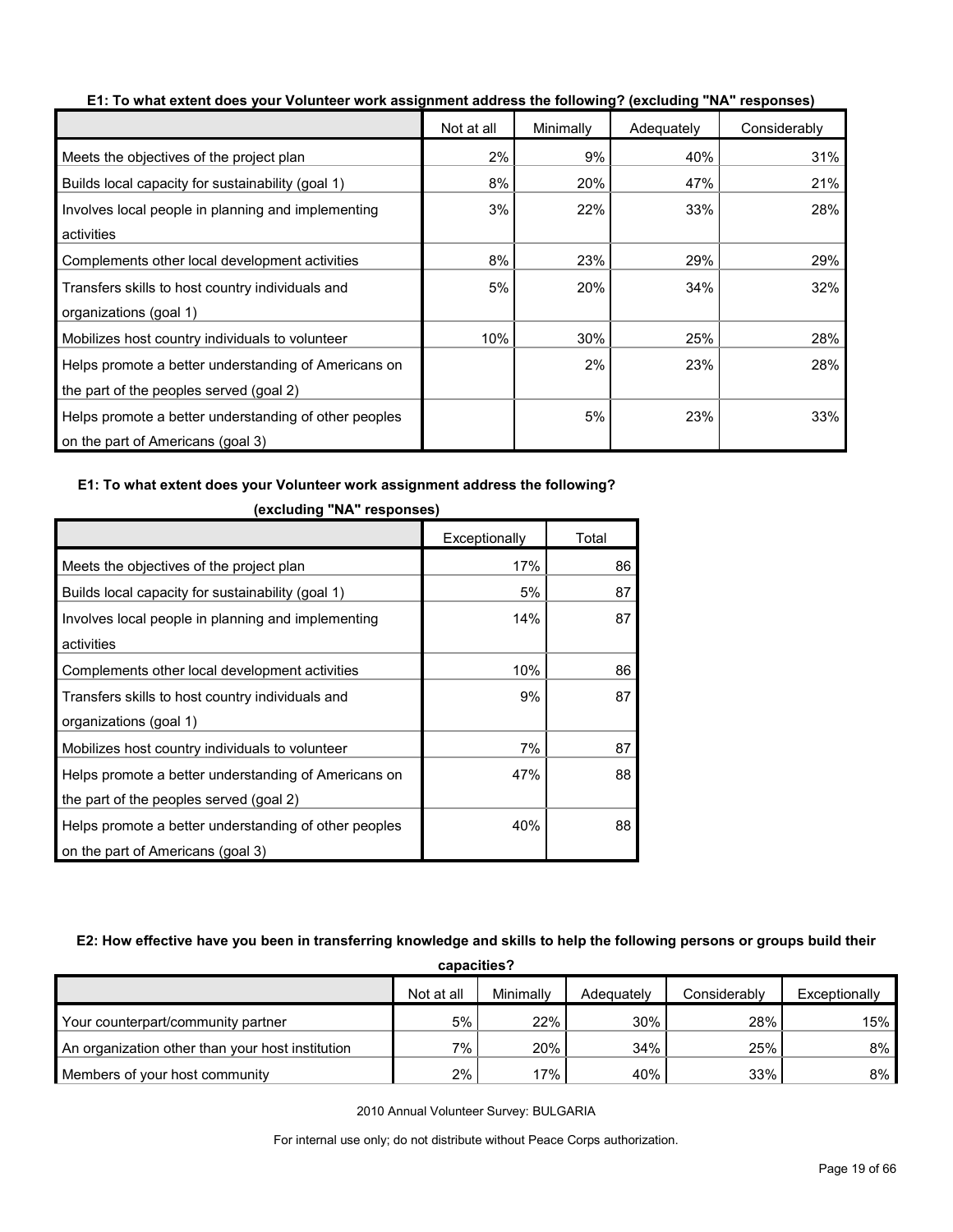**E1: To what extent does your Volunteer work assignment address the following? (excluding "NA" responses)**

| | Not at all | Minimally | Adequately | Considerably | Exceptionally | Total |
|---|---|---|---|---|---|---|
| Meets the objectives of the project plan | 2% | 9% | 40% | 31% | 17% | 86 |
| Builds local capacity for sustainability (goal 1) | 8% | 20% | 47% | 21% | 5% | 87 |
| Involves local people in planning and implementing activities | 3% | 22% | 33% | 28% | 14% | 87 |
| Complements other local development activities | 8% | 23% | 29% | 29% | 10% | 86 |
| Transfers skills to host country individuals and organizations (goal 1) | 5% | 20% | 34% | 32% | 9% | 87 |
| Mobilizes host country individuals to volunteer | 10% | 30% | 25% | 28% | 7% | 87 |
| Helps promote a better understanding of Americans on the part of the peoples served (goal 2) | | 2% | 23% | 28% | 47% | 88 |
| Helps promote a better understanding of other peoples on the part of Americans (goal 3) | | 5% | 23% | 33% | 40% | 88 |

**E2: How effective have you been in transferring knowledge and skills to help the following persons or groups build their capacities?**

| | Not at all | Minimally | Adequately | Considerably | Exceptionally |
|---|---|---|---|---|---|
| Your counterpart/community partner | 5% | 22% | 30% | 28% | 15% |
| An organization other than your host institution | 7% | 20% | 34% | 25% | 8% |
| Members of your host community | 2% | 17% | 40% | 33% | 8% |

2010 Annual Volunteer Survey: BULGARIA

For internal use only; do not distribute without Peace Corps authorization.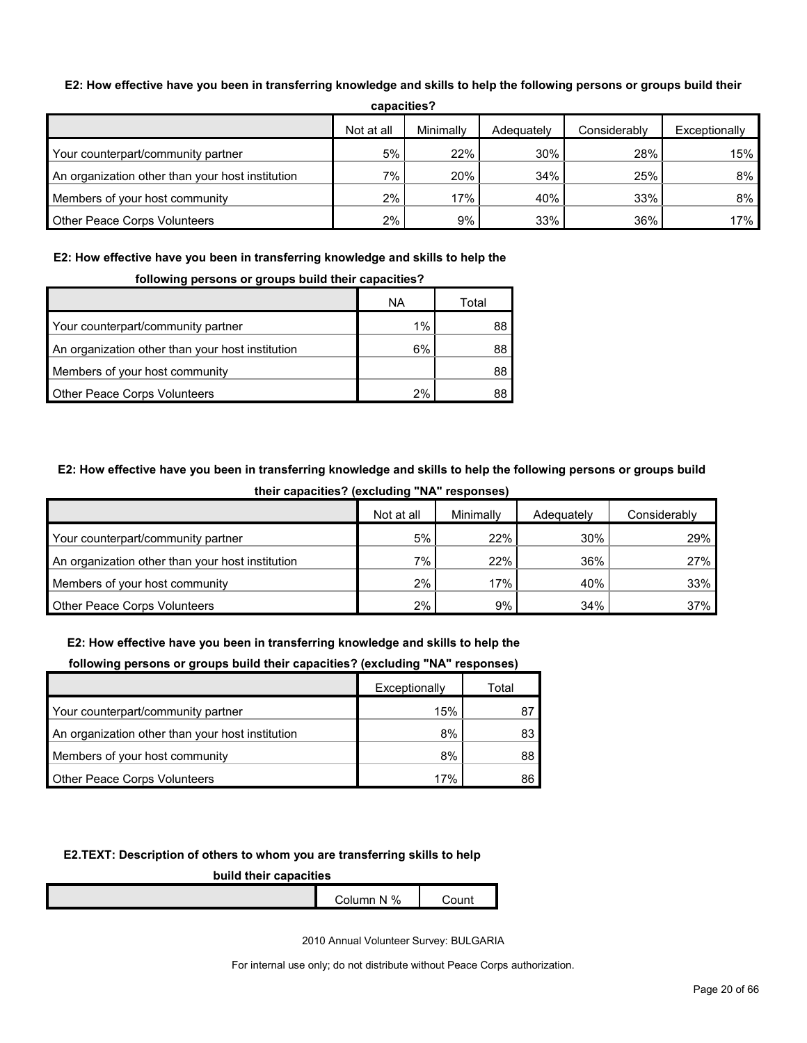**E2: How effective have you been in transferring knowledge and skills to help the following persons or groups build their capacities?**

| | Not at all | Minimally | Adequately | Considerably | Exceptionally |
|---|---|---|---|---|---|
| Your counterpart/community partner | 5% | 22% | 30% | 28% | 15% |
| An organization other than your host institution | 7% | 20% | 34% | 25% | 8% |
| Members of your host community | 2% | 17% | 40% | 33% | 8% |
| Other Peace Corps Volunteers | 2% | 9% | 33% | 36% | 17% |

**E2: How effective have you been in transferring knowledge and skills to help the following persons or groups build their capacities?**

| | NA | Total |
|---|---|---|
| Your counterpart/community partner | 1% | 88 |
| An organization other than your host institution | 6% | 88 |
| Members of your host community | | 88 |
| Other Peace Corps Volunteers | 2% | 88 |

**E2: How effective have you been in transferring knowledge and skills to help the following persons or groups build their capacities? (excluding "NA" responses)**

| | Not at all | Minimally | Adequately | Considerably |
|---|---|---|---|---|
| Your counterpart/community partner | 5% | 22% | 30% | 29% |
| An organization other than your host institution | 7% | 22% | 36% | 27% |
| Members of your host community | 2% | 17% | 40% | 33% |
| Other Peace Corps Volunteers | 2% | 9% | 34% | 37% |

**E2: How effective have you been in transferring knowledge and skills to help the following persons or groups build their capacities? (excluding "NA" responses)**

| | Exceptionally | Total |
|---|---|---|
| Your counterpart/community partner | 15% | 87 |
| An organization other than your host institution | 8% | 83 |
| Members of your host community | 8% | 88 |
| Other Peace Corps Volunteers | 17% | 86 |

**E2.TEXT: Description of others to whom you are transferring skills to help build their capacities**

| | Column N % | Count |
|---|---|---|

2010 Annual Volunteer Survey: BULGARIA

For internal use only; do not distribute without Peace Corps authorization.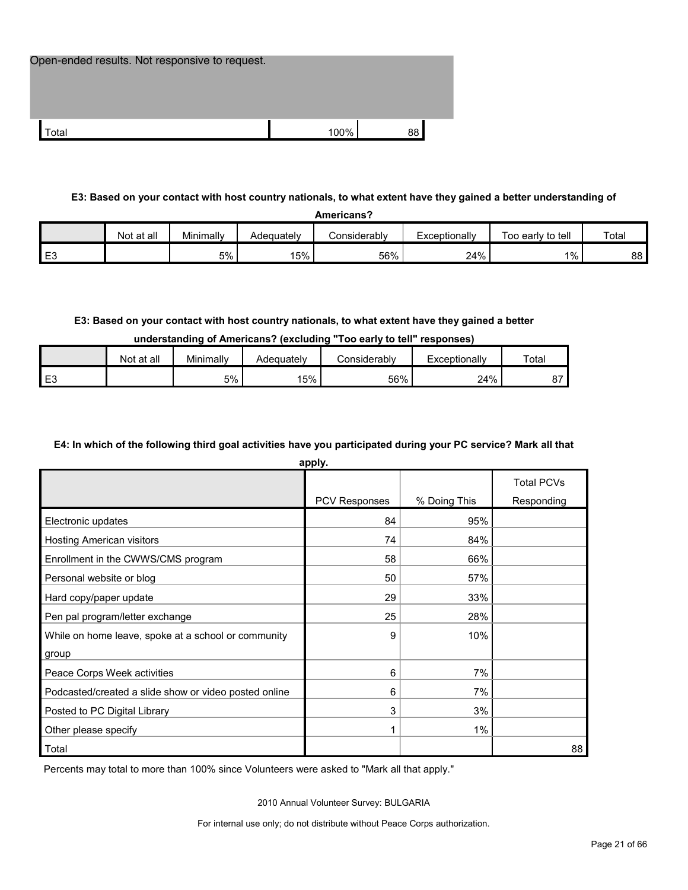Open-ended results. Not responsive to request.

| | | |
|---|---|---|
| Total | 100% | 88 |

**E3: Based on your contact with host country nationals, to what extent have they gained a better understanding of Americans?**

| | Not at all | Minimally | Adequately | Considerably | Exceptionally | Too early to tell | Total |
|---|---|---|---|---|---|---|---|
| E3 | | 5% | 15% | 56% | 24% | 1% | 88 |

**E3: Based on your contact with host country nationals, to what extent have they gained a better understanding of Americans? (excluding "Too early to tell" responses)**

| | Not at all | Minimally | Adequately | Considerably | Exceptionally | Total |
|---|---|---|---|---|---|---|
| E3 | | 5% | 15% | 56% | 24% | 87 |

**E4: In which of the following third goal activities have you participated during your PC service? Mark all that apply.**

| | PCV Responses | % Doing This | Total PCVs Responding |
|---|---|---|---|
| Electronic updates | 84 | 95% | |
| Hosting American visitors | 74 | 84% | |
| Enrollment in the CWWS/CMS program | 58 | 66% | |
| Personal website or blog | 50 | 57% | |
| Hard copy/paper update | 29 | 33% | |
| Pen pal program/letter exchange | 25 | 28% | |
| While on home leave, spoke at a school or community group | 9 | 10% | |
| Peace Corps Week activities | 6 | 7% | |
| Podcasted/created a slide show or video posted online | 6 | 7% | |
| Posted to PC Digital Library | 3 | 3% | |
| Other please specify | 1 | 1% | |
| Total | | | 88 |

Percents may total to more than 100% since Volunteers were asked to "Mark all that apply."

2010 Annual Volunteer Survey: BULGARIA

For internal use only; do not distribute without Peace Corps authorization.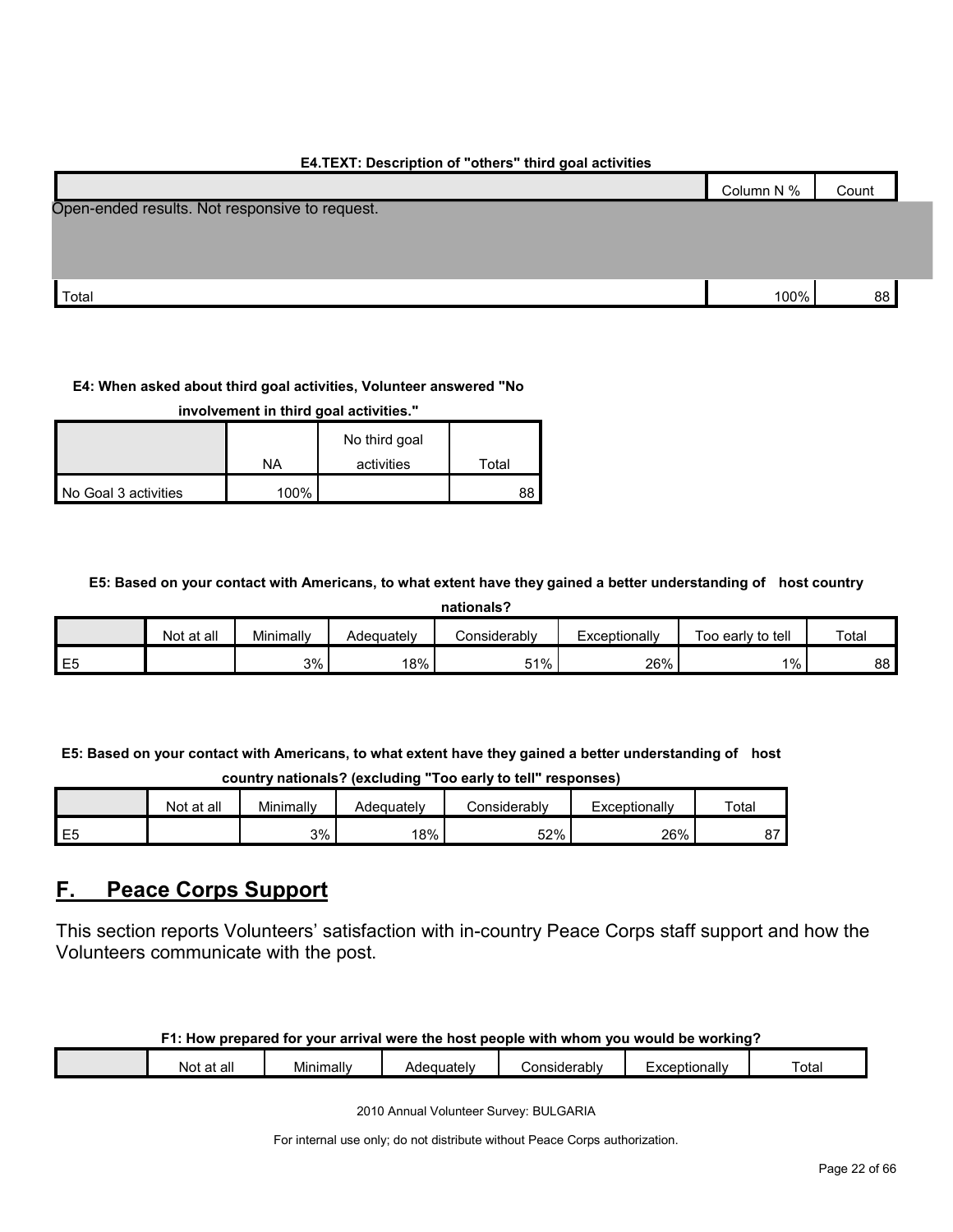**E4.TEXT: Description of "others" third goal activities**

| | Column N % | Count |
|---|---|---|
| Open-ended results. Not responsive to request. | | |
| Total | 100% | 88 |

**E4: When asked about third goal activities, Volunteer answered "No involvement in third goal activities."**

| | NA | No third goal activities | Total |
|---|---|---|---|
| No Goal 3 activities | 100% | | 88 |

**E5: Based on your contact with Americans, to what extent have they gained a better understanding of host country nationals?**

| | Not at all | Minimally | Adequately | Considerably | Exceptionally | Too early to tell | Total |
|---|---|---|---|---|---|---|---|
| E5 | | 3% | 18% | 51% | 26% | 1% | 88 |

**E5: Based on your contact with Americans, to what extent have they gained a better understanding of host country nationals? (excluding "Too early to tell" responses)**

| | Not at all | Minimally | Adequately | Considerably | Exceptionally | Total |
|---|---|---|---|---|---|---|
| E5 | | 3% | 18% | 52% | 26% | 87 |

## F. Peace Corps Support

This section reports Volunteers' satisfaction with in-country Peace Corps staff support and how the Volunteers communicate with the post.

**F1: How prepared for your arrival were the host people with whom you would be working?**

| | Not at all | Minimally | Adequately | Considerably | Exceptionally | Total |
|---|---|---|---|---|---|---|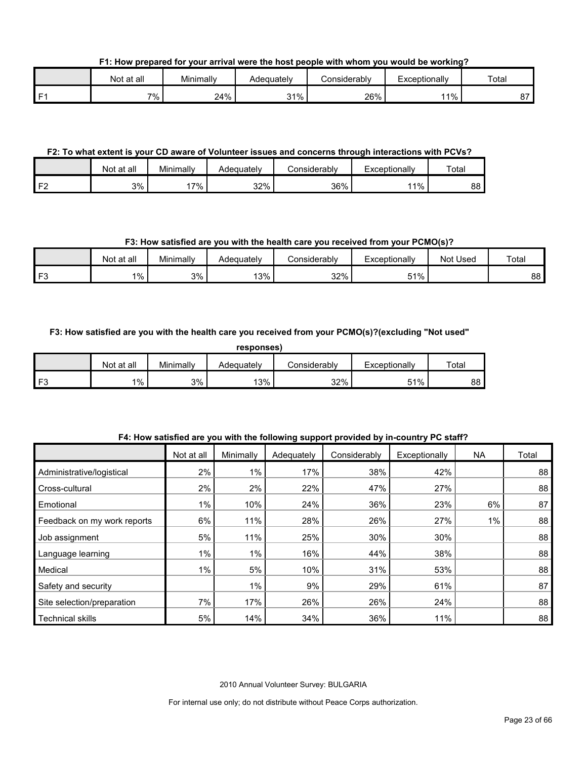**F1: How prepared for your arrival were the host people with whom you would be working?**

| | Not at all | Minimally | Adequately | Considerably | Exceptionally | Total |
|---|---|---|---|---|---|---|
| F1 | 7% | 24% | 31% | 26% | 11% | 87 |

**F2: To what extent is your CD aware of Volunteer issues and concerns through interactions with PCVs?**

| | Not at all | Minimally | Adequately | Considerably | Exceptionally | Total |
|---|---|---|---|---|---|---|
| F2 | 3% | 17% | 32% | 36% | 11% | 88 |

**F3: How satisfied are you with the health care you received from your PCMO(s)?**

| | Not at all | Minimally | Adequately | Considerably | Exceptionally | Not Used | Total |
|---|---|---|---|---|---|---|---|
| F3 | 1% | 3% | 13% | 32% | 51% | | 88 |

**F3: How satisfied are you with the health care you received from your PCMO(s)?(excluding "Not used" responses)**

| | Not at all | Minimally | Adequately | Considerably | Exceptionally | Total |
|---|---|---|---|---|---|---|
| F3 | 1% | 3% | 13% | 32% | 51% | 88 |

**F4: How satisfied are you with the following support provided by in-country PC staff?**

| | Not at all | Minimally | Adequately | Considerably | Exceptionally | NA | Total |
|---|---|---|---|---|---|---|---|
| Administrative/logistical | 2% | 1% | 17% | 38% | 42% | | 88 |
| Cross-cultural | 2% | 2% | 22% | 47% | 27% | | 88 |
| Emotional | 1% | 10% | 24% | 36% | 23% | 6% | 87 |
| Feedback on my work reports | 6% | 11% | 28% | 26% | 27% | 1% | 88 |
| Job assignment | 5% | 11% | 25% | 30% | 30% | | 88 |
| Language learning | 1% | 1% | 16% | 44% | 38% | | 88 |
| Medical | 1% | 5% | 10% | 31% | 53% | | 88 |
| Safety and security | | 1% | 9% | 29% | 61% | | 87 |
| Site selection/preparation | 7% | 17% | 26% | 26% | 24% | | 88 |
| Technical skills | 5% | 14% | 34% | 36% | 11% | | 88 |

2010 Annual Volunteer Survey: BULGARIA

For internal use only; do not distribute without Peace Corps authorization.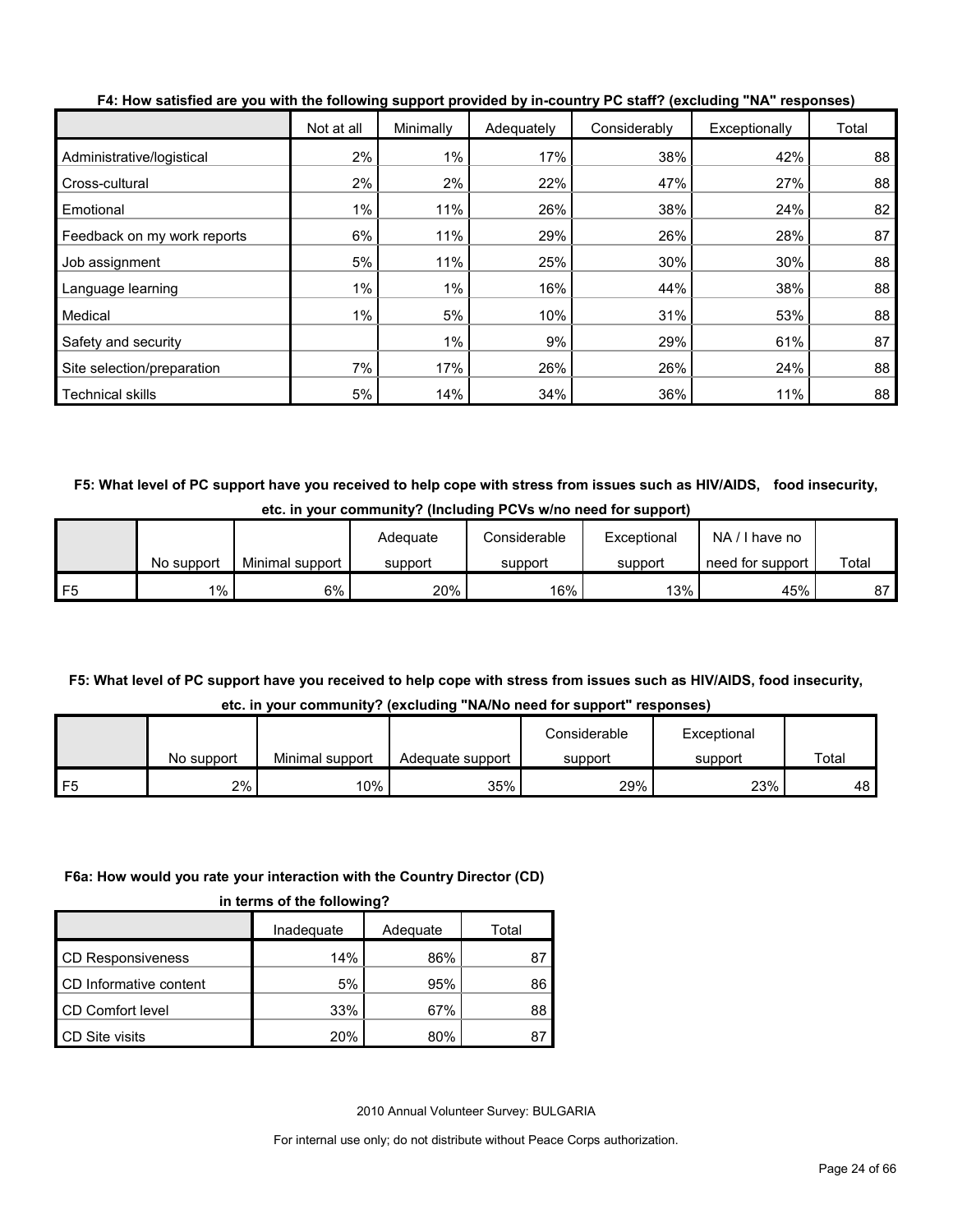**F4: How satisfied are you with the following support provided by in-country PC staff? (excluding "NA" responses)**

| | Not at all | Minimally | Adequately | Considerably | Exceptionally | Total |
|---|---|---|---|---|---|---|
| Administrative/logistical | 2% | 1% | 17% | 38% | 42% | 88 |
| Cross-cultural | 2% | 2% | 22% | 47% | 27% | 88 |
| Emotional | 1% | 11% | 26% | 38% | 24% | 82 |
| Feedback on my work reports | 6% | 11% | 29% | 26% | 28% | 87 |
| Job assignment | 5% | 11% | 25% | 30% | 30% | 88 |
| Language learning | 1% | 1% | 16% | 44% | 38% | 88 |
| Medical | 1% | 5% | 10% | 31% | 53% | 88 |
| Safety and security | | 1% | 9% | 29% | 61% | 87 |
| Site selection/preparation | 7% | 17% | 26% | 26% | 24% | 88 |
| Technical skills | 5% | 14% | 34% | 36% | 11% | 88 |

**F5: What level of PC support have you received to help cope with stress from issues such as HIV/AIDS, food insecurity, etc. in your community? (Including PCVs w/no need for support)**

| | No support | Minimal support | Adequate support | Considerable support | Exceptional support | NA / I have no need for support | Total |
|---|---|---|---|---|---|---|---|
| F5 | 1% | 6% | 20% | 16% | 13% | 45% | 87 |

**F5: What level of PC support have you received to help cope with stress from issues such as HIV/AIDS, food insecurity, etc. in your community? (excluding "NA/No need for support" responses)**

| | No support | Minimal support | Adequate support | Considerable support | Exceptional support | Total |
|---|---|---|---|---|---|---|
| F5 | 2% | 10% | 35% | 29% | 23% | 48 |

**F6a: How would you rate your interaction with the Country Director (CD) in terms of the following?**

| | Inadequate | Adequate | Total |
|---|---|---|---|
| CD Responsiveness | 14% | 86% | 87 |
| CD Informative content | 5% | 95% | 86 |
| CD Comfort level | 33% | 67% | 88 |
| CD Site visits | 20% | 80% | 87 |

2010 Annual Volunteer Survey: BULGARIA

For internal use only; do not distribute without Peace Corps authorization.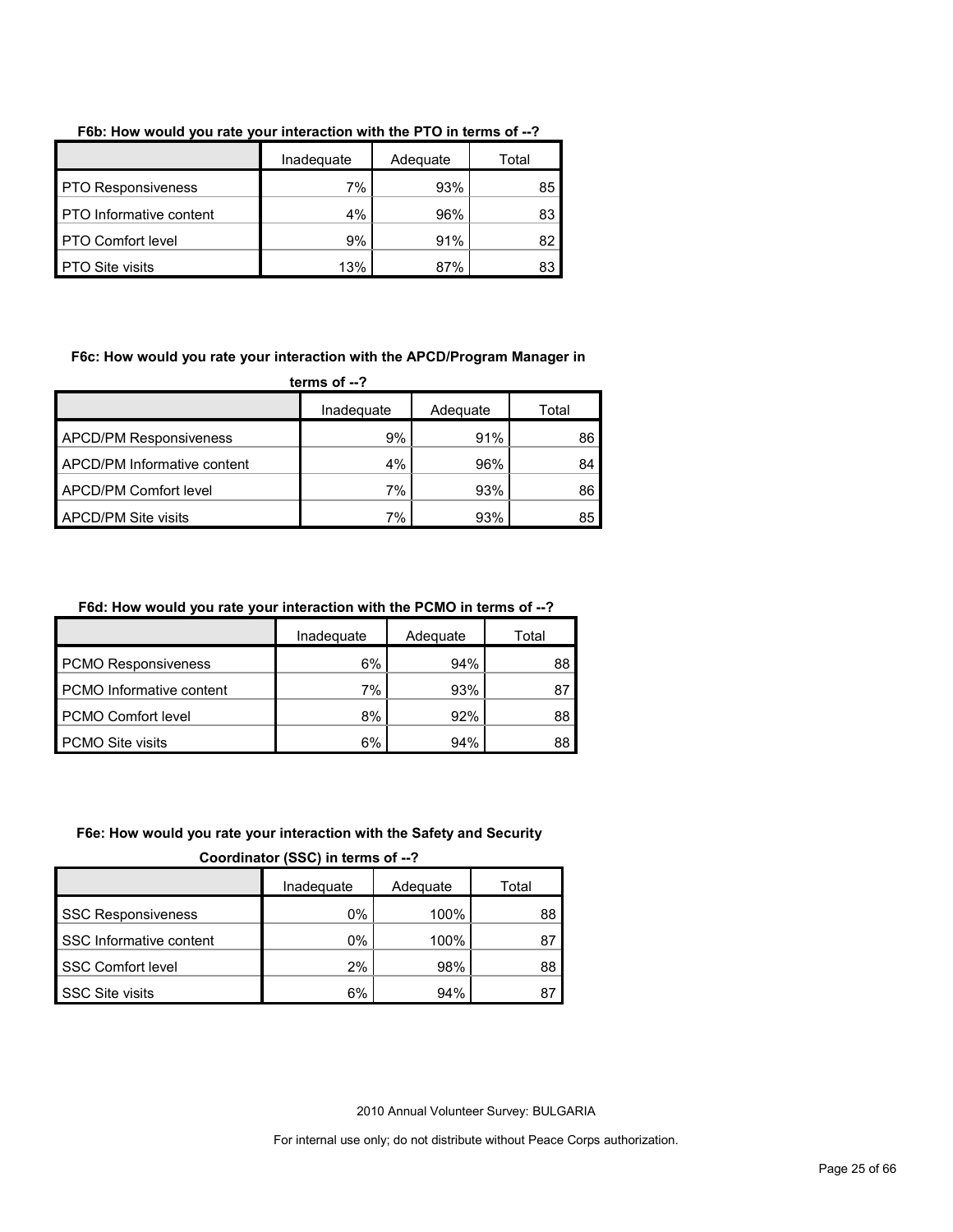**F6b: How would you rate your interaction with the PTO in terms of --?**

| | Inadequate | Adequate | Total |
|---|---|---|---|
| PTO Responsiveness | 7% | 93% | 85 |
| PTO Informative content | 4% | 96% | 83 |
| PTO Comfort level | 9% | 91% | 82 |
| PTO Site visits | 13% | 87% | 83 |

**F6c: How would you rate your interaction with the APCD/Program Manager in terms of --?**

| | Inadequate | Adequate | Total |
|---|---|---|---|
| APCD/PM Responsiveness | 9% | 91% | 86 |
| APCD/PM Informative content | 4% | 96% | 84 |
| APCD/PM Comfort level | 7% | 93% | 86 |
| APCD/PM Site visits | 7% | 93% | 85 |

**F6d: How would you rate your interaction with the PCMO in terms of --?**

| | Inadequate | Adequate | Total |
|---|---|---|---|
| PCMO Responsiveness | 6% | 94% | 88 |
| PCMO Informative content | 7% | 93% | 87 |
| PCMO Comfort level | 8% | 92% | 88 |
| PCMO Site visits | 6% | 94% | 88 |

**F6e: How would you rate your interaction with the Safety and Security Coordinator (SSC) in terms of --?**

| | Inadequate | Adequate | Total |
|---|---|---|---|
| SSC Responsiveness | 0% | 100% | 88 |
| SSC Informative content | 0% | 100% | 87 |
| SSC Comfort level | 2% | 98% | 88 |
| SSC Site visits | 6% | 94% | 87 |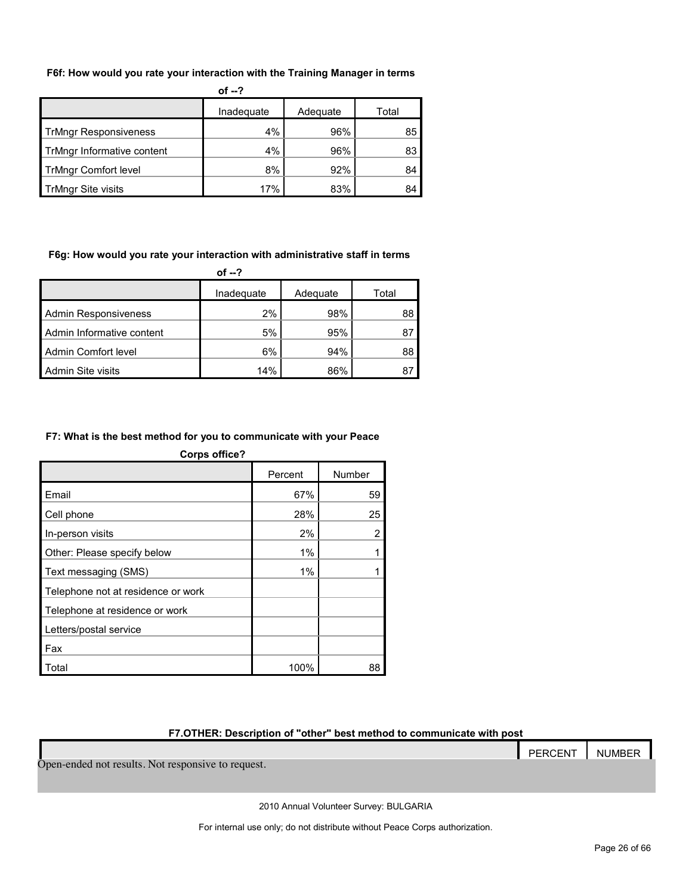**F6f: How would you rate your interaction with the Training Manager in terms of --?**

| | Inadequate | Adequate | Total |
|---|---|---|---|
| TrMngr Responsiveness | 4% | 96% | 85 |
| TrMngr Informative content | 4% | 96% | 83 |
| TrMngr Comfort level | 8% | 92% | 84 |
| TrMngr Site visits | 17% | 83% | 84 |

**F6g: How would you rate your interaction with administrative staff in terms of --?**

| | Inadequate | Adequate | Total |
|---|---|---|---|
| Admin Responsiveness | 2% | 98% | 88 |
| Admin Informative content | 5% | 95% | 87 |
| Admin Comfort level | 6% | 94% | 88 |
| Admin Site visits | 14% | 86% | 87 |

**F7: What is the best method for you to communicate with your Peace Corps office?**

| | Percent | Number |
|---|---|---|
| Email | 67% | 59 |
| Cell phone | 28% | 25 |
| In-person visits | 2% | 2 |
| Other: Please specify below | 1% | 1 |
| Text messaging (SMS) | 1% | 1 |
| Telephone not at residence or work | | |
| Telephone at residence or work | | |
| Letters/postal service | | |
| Fax | | |
| Total | 100% | 88 |

**F7.OTHER: Description of "other" best method to communicate with post**

| | PERCENT | NUMBER |
|---|---|---|
| Open-ended not results. Not responsive to request. | | |

2010 Annual Volunteer Survey: BULGARIA

For internal use only; do not distribute without Peace Corps authorization.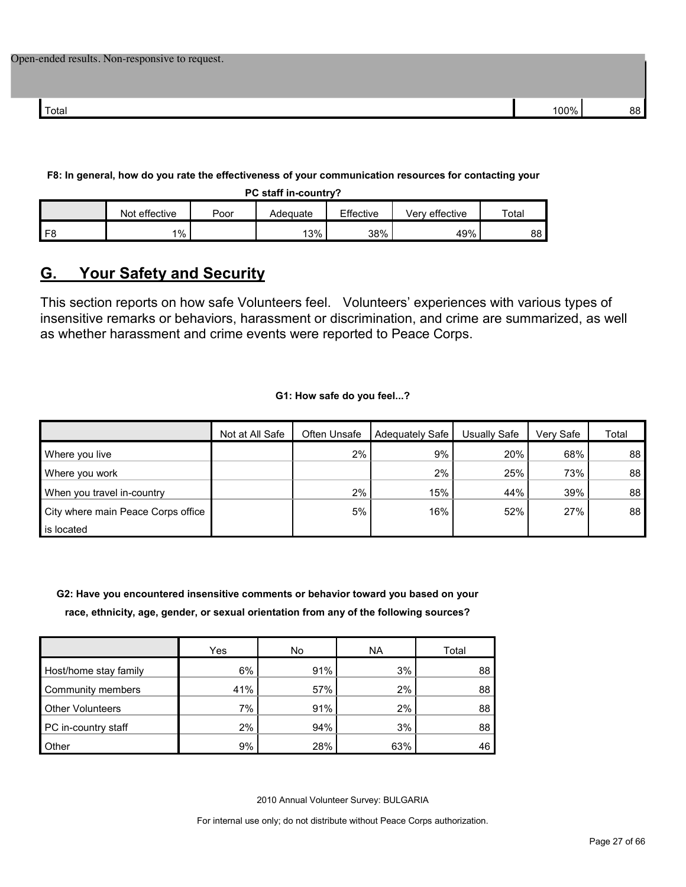| Open-ended results. Non-responsive to request. | | |
| --- | --- | --- |
| Total | 100% | 88 |

**F8: In general, how do you rate the effectiveness of your communication resources for contacting your PC staff in-country?**

| | Not effective | Poor | Adequate | Effective | Very effective | Total |
| --- | --- | --- | --- | --- | --- | --- |
| F8 | 1% | | 13% | 38% | 49% | 88 |

## G. Your Safety and Security

This section reports on how safe Volunteers feel. Volunteers' experiences with various types of insensitive remarks or behaviors, harassment or discrimination, and crime are summarized, as well as whether harassment and crime events were reported to Peace Corps.

**G1: How safe do you feel...?**

| | Not at All Safe | Often Unsafe | Adequately Safe | Usually Safe | Very Safe | Total |
| --- | --- | --- | --- | --- | --- | --- |
| Where you live | | 2% | 9% | 20% | 68% | 88 |
| Where you work | | | 2% | 25% | 73% | 88 |
| When you travel in-country | | 2% | 15% | 44% | 39% | 88 |
| City where main Peace Corps office is located | | 5% | 16% | 52% | 27% | 88 |

**G2: Have you encountered insensitive comments or behavior toward you based on your race, ethnicity, age, gender, or sexual orientation from any of the following sources?**

| | Yes | No | NA | Total |
| --- | --- | --- | --- | --- |
| Host/home stay family | 6% | 91% | 3% | 88 |
| Community members | 41% | 57% | 2% | 88 |
| Other Volunteers | 7% | 91% | 2% | 88 |
| PC in-country staff | 2% | 94% | 3% | 88 |
| Other | 9% | 28% | 63% | 46 |

2010 Annual Volunteer Survey: BULGARIA

For internal use only; do not distribute without Peace Corps authorization.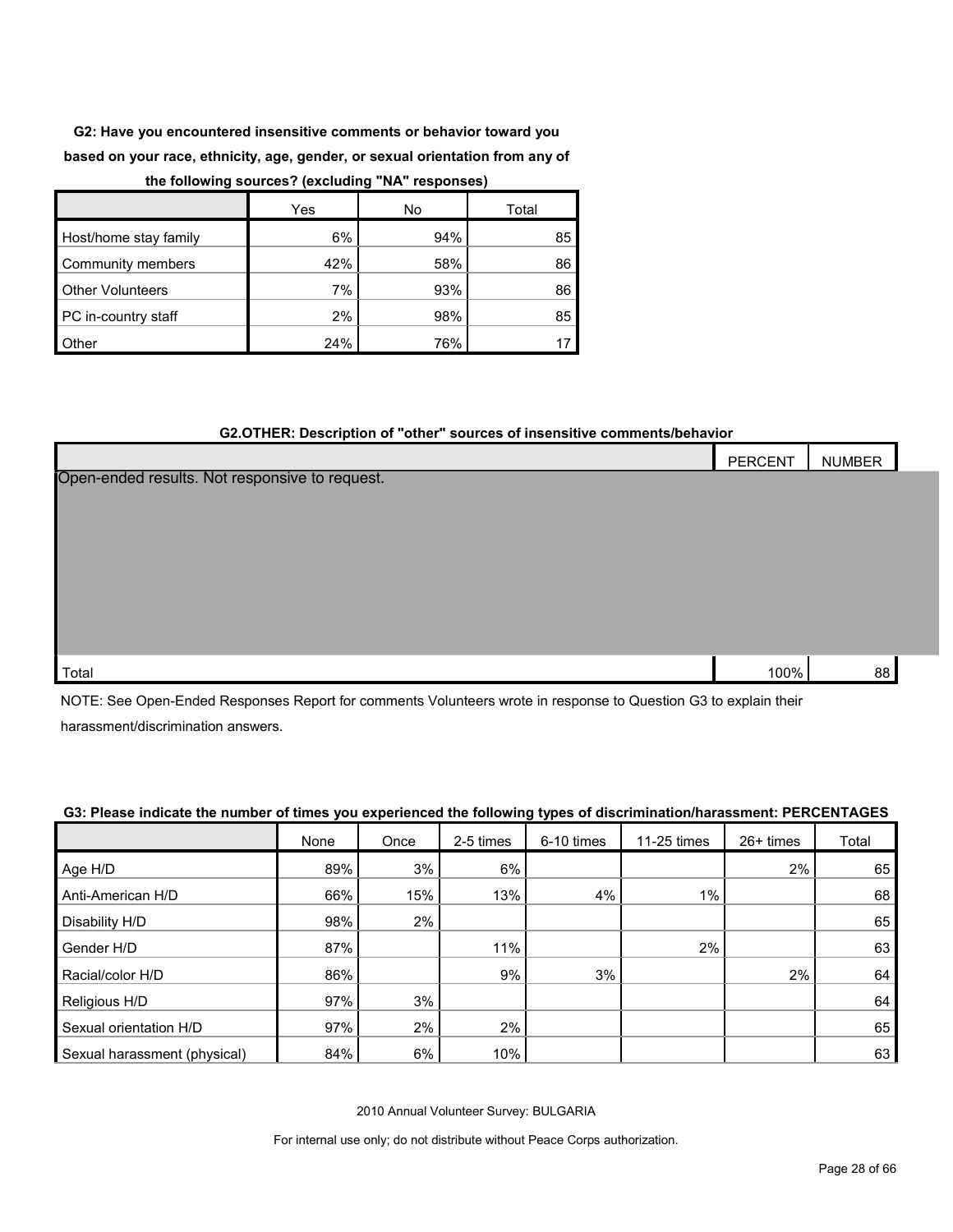**G2: Have you encountered insensitive comments or behavior toward you based on your race, ethnicity, age, gender, or sexual orientation from any of the following sources? (excluding "NA" responses)**

| | Yes | No | Total |
|---|---|---|---|
| Host/home stay family | 6% | 94% | 85 |
| Community members | 42% | 58% | 86 |
| Other Volunteers | 7% | 93% | 86 |
| PC in-country staff | 2% | 98% | 85 |
| Other | 24% | 76% | 17 |

**G2.OTHER: Description of "other" sources of insensitive comments/behavior**

| | PERCENT | NUMBER |
|---|---|---|
| Open-ended results. Not responsive to request. | | |
| Total | 100% | 88 |

NOTE: See Open-Ended Responses Report for comments Volunteers wrote in response to Question G3 to explain their harassment/discrimination answers.

**G3: Please indicate the number of times you experienced the following types of discrimination/harassment: PERCENTAGES**

| | None | Once | 2-5 times | 6-10 times | 11-25 times | 26+ times | Total |
|---|---|---|---|---|---|---|---|
| Age H/D | 89% | 3% | 6% | | | 2% | 65 |
| Anti-American H/D | 66% | 15% | 13% | 4% | 1% | | 68 |
| Disability H/D | 98% | 2% | | | | | 65 |
| Gender H/D | 87% | | 11% | | 2% | | 63 |
| Racial/color H/D | 86% | | 9% | 3% | | 2% | 64 |
| Religious H/D | 97% | 3% | | | | | 64 |
| Sexual orientation H/D | 97% | 2% | 2% | | | | 65 |
| Sexual harassment (physical) | 84% | 6% | 10% | | | | 63 |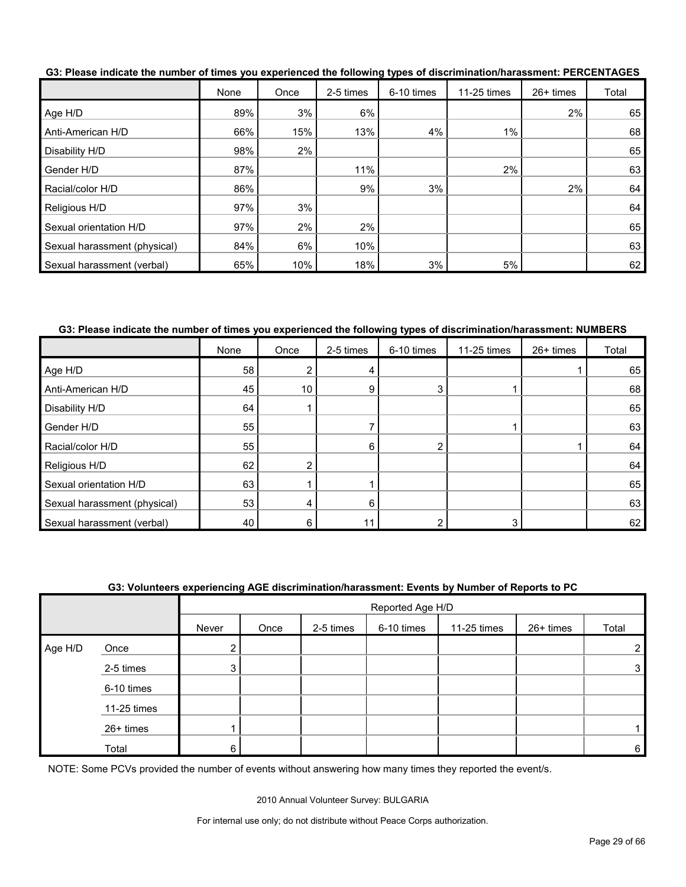**G3: Please indicate the number of times you experienced the following types of discrimination/harassment: PERCENTAGES**

| | None | Once | 2-5 times | 6-10 times | 11-25 times | 26+ times | Total |
|---|---|---|---|---|---|---|---|
| Age H/D | 89% | 3% | 6% | | | 2% | 65 |
| Anti-American H/D | 66% | 15% | 13% | 4% | 1% | | 68 |
| Disability H/D | 98% | 2% | | | | | 65 |
| Gender H/D | 87% | | 11% | | 2% | | 63 |
| Racial/color H/D | 86% | | 9% | 3% | | 2% | 64 |
| Religious H/D | 97% | 3% | | | | | 64 |
| Sexual orientation H/D | 97% | 2% | 2% | | | | 65 |
| Sexual harassment (physical) | 84% | 6% | 10% | | | | 63 |
| Sexual harassment (verbal) | 65% | 10% | 18% | 3% | 5% | | 62 |

**G3: Please indicate the number of times you experienced the following types of discrimination/harassment: NUMBERS**

| | None | Once | 2-5 times | 6-10 times | 11-25 times | 26+ times | Total |
|---|---|---|---|---|---|---|---|
| Age H/D | 58 | 2 | 4 | | | 1 | 65 |
| Anti-American H/D | 45 | 10 | 9 | 3 | 1 | | 68 |
| Disability H/D | 64 | 1 | | | | | 65 |
| Gender H/D | 55 | | 7 | | 1 | | 63 |
| Racial/color H/D | 55 | | 6 | 2 | | 1 | 64 |
| Religious H/D | 62 | 2 | | | | | 64 |
| Sexual orientation H/D | 63 | 1 | 1 | | | | 65 |
| Sexual harassment (physical) | 53 | 4 | 6 | | | | 63 |
| Sexual harassment (verbal) | 40 | 6 | 11 | 2 | 3 | | 62 |

**G3: Volunteers experiencing AGE discrimination/harassment: Events by Number of Reports to PC**

| | | Reported Age H/D | | | | | | |
|---|---|---|---|---|---|---|---|---|
| | | Never | Once | 2-5 times | 6-10 times | 11-25 times | 26+ times | Total |
| Age H/D | Once | 2 | | | | | | 2 |
| | 2-5 times | 3 | | | | | | 3 |
| | 6-10 times | | | | | | | |
| | 11-25 times | | | | | | | |
| | 26+ times | 1 | | | | | | 1 |
| | Total | 6 | | | | | | 6 |

NOTE: Some PCVs provided the number of events without answering how many times they reported the event/s.

2010 Annual Volunteer Survey: BULGARIA

For internal use only; do not distribute without Peace Corps authorization.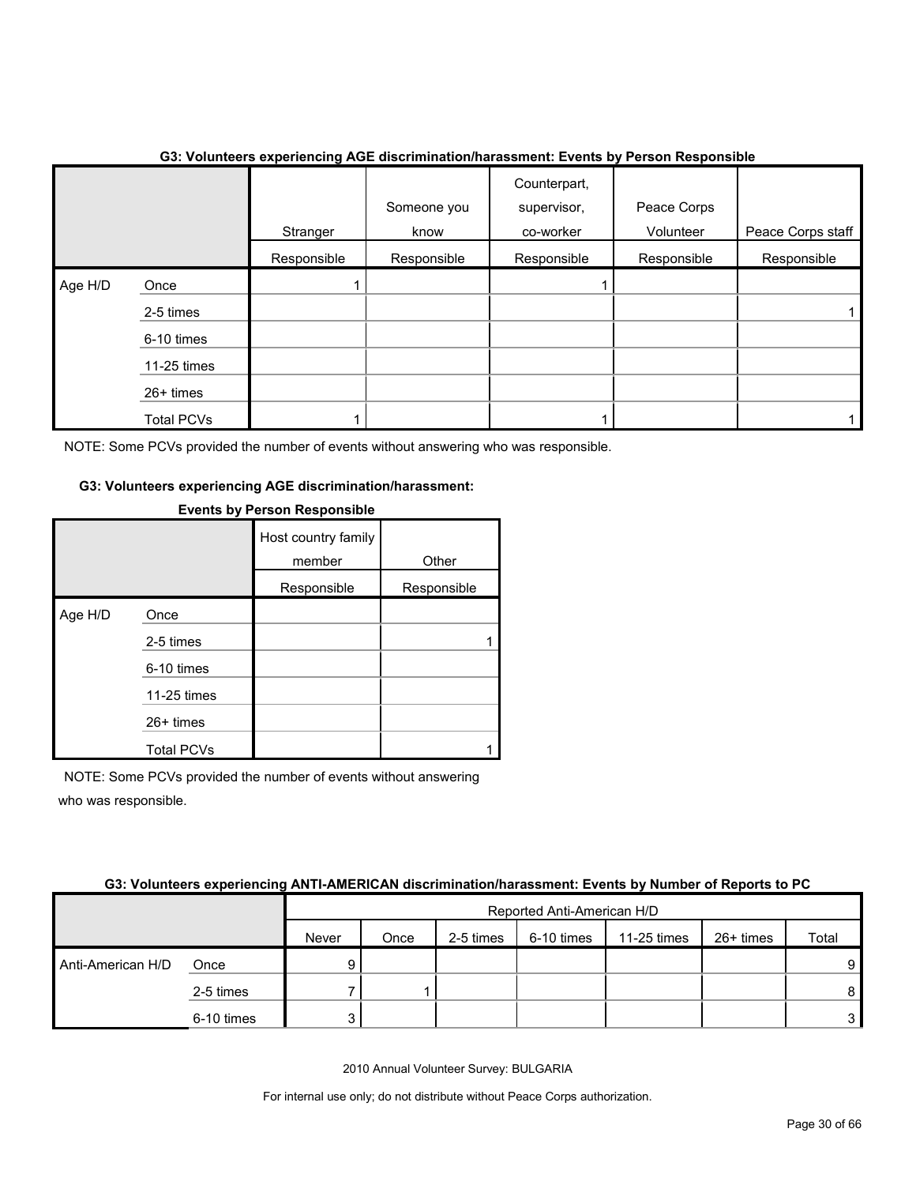**G3: Volunteers experiencing AGE discrimination/harassment: Events by Person Responsible**

| | | Stranger | Someone you know | Counterpart, supervisor, co-worker | Peace Corps Volunteer | Peace Corps staff |
|---|---|---|---|---|---|---|
| | | Responsible | Responsible | Responsible | Responsible | Responsible |
| Age H/D | Once | 1 | | 1 | | |
| | 2-5 times | | | | | 1 |
| | 6-10 times | | | | | |
| | 11-25 times | | | | | |
| | 26+ times | | | | | |
| | Total PCVs | 1 | | 1 | | 1 |

NOTE: Some PCVs provided the number of events without answering who was responsible.

**G3: Volunteers experiencing AGE discrimination/harassment: Events by Person Responsible**

| | | Host country family member | Other |
|---|---|---|---|
| | | Responsible | Responsible |
| Age H/D | Once | | |
| | 2-5 times | | 1 |
| | 6-10 times | | |
| | 11-25 times | | |
| | 26+ times | | |
| | Total PCVs | | 1 |

NOTE: Some PCVs provided the number of events without answering who was responsible.

**G3: Volunteers experiencing ANTI-AMERICAN discrimination/harassment: Events by Number of Reports to PC**

| | | Reported Anti-American H/D | | | | | | |
|---|---|---|---|---|---|---|---|---|
| | | Never | Once | 2-5 times | 6-10 times | 11-25 times | 26+ times | Total |
| Anti-American H/D | Once | 9 | | | | | | 9 |
| | 2-5 times | 7 | 1 | | | | | 8 |
| | 6-10 times | 3 | | | | | | 3 |

2010 Annual Volunteer Survey: BULGARIA

For internal use only; do not distribute without Peace Corps authorization.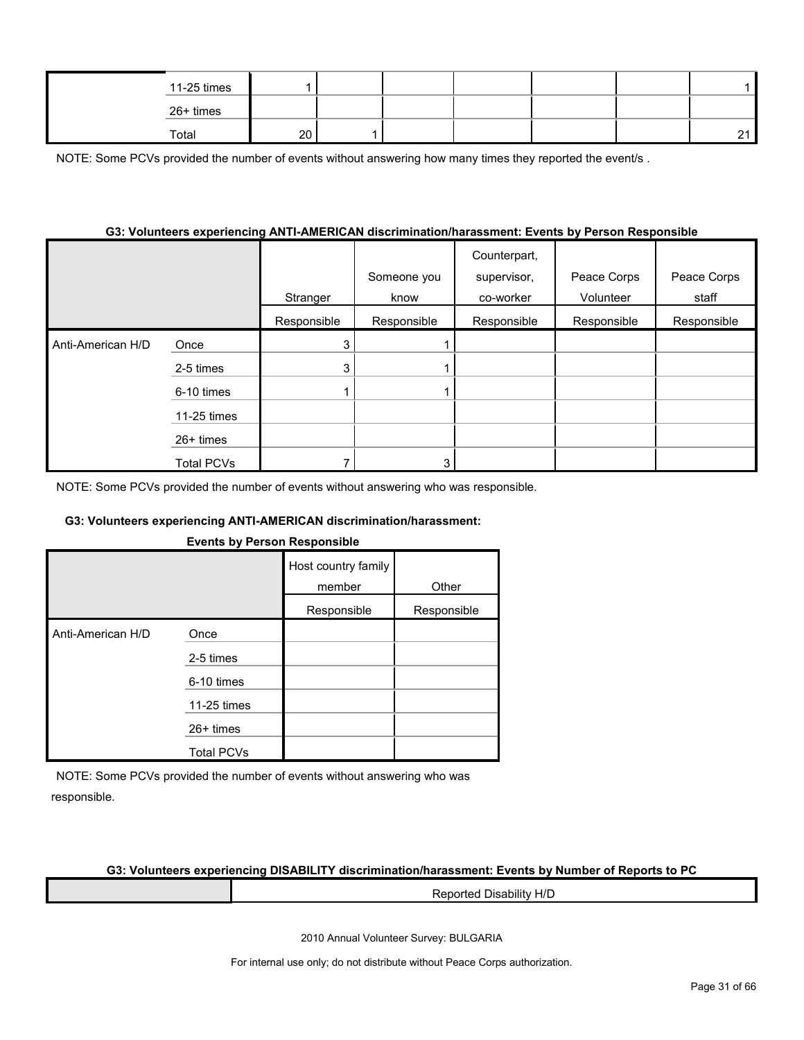| | | | | | | | | |
|---|---|---|---|---|---|---|---|---|
| | 11-25 times | 1 | | | | | | 1 |
| | 26+ times | | | | | | | |
| | Total | 20 | 1 | | | | | 21 |

NOTE: Some PCVs provided the number of events without answering how many times they reported the event/s .

#### G3: Volunteers experiencing ANTI-AMERICAN discrimination/harassment: Events by Person Responsible

| | | Stranger | Someone you know | Counterpart, supervisor, co-worker | Peace Corps Volunteer | Peace Corps staff |
|---|---|---|---|---|---|---|
| | | Responsible | Responsible | Responsible | Responsible | Responsible |
| Anti-American H/D | Once | 3 | 1 | | | |
| | 2-5 times | 3 | 1 | | | |
| | 6-10 times | 1 | 1 | | | |
| | 11-25 times | | | | | |
| | 26+ times | | | | | |
| | Total PCVs | 7 | 3 | | | |

NOTE: Some PCVs provided the number of events without answering who was responsible.

#### G3: Volunteers experiencing ANTI-AMERICAN discrimination/harassment: Events by Person Responsible

| | | Host country family member | Other |
|---|---|---|---|
| | | Responsible | Responsible |
| Anti-American H/D | Once | | |
| | 2-5 times | | |
| | 6-10 times | | |
| | 11-25 times | | |
| | 26+ times | | |
| | Total PCVs | | |

NOTE: Some PCVs provided the number of events without answering who was responsible.

#### G3: Volunteers experiencing DISABILITY discrimination/harassment: Events by Number of Reports to PC

| | Reported Disability H/D |
|---|---|

2010 Annual Volunteer Survey: BULGARIA

For internal use only; do not distribute without Peace Corps authorization.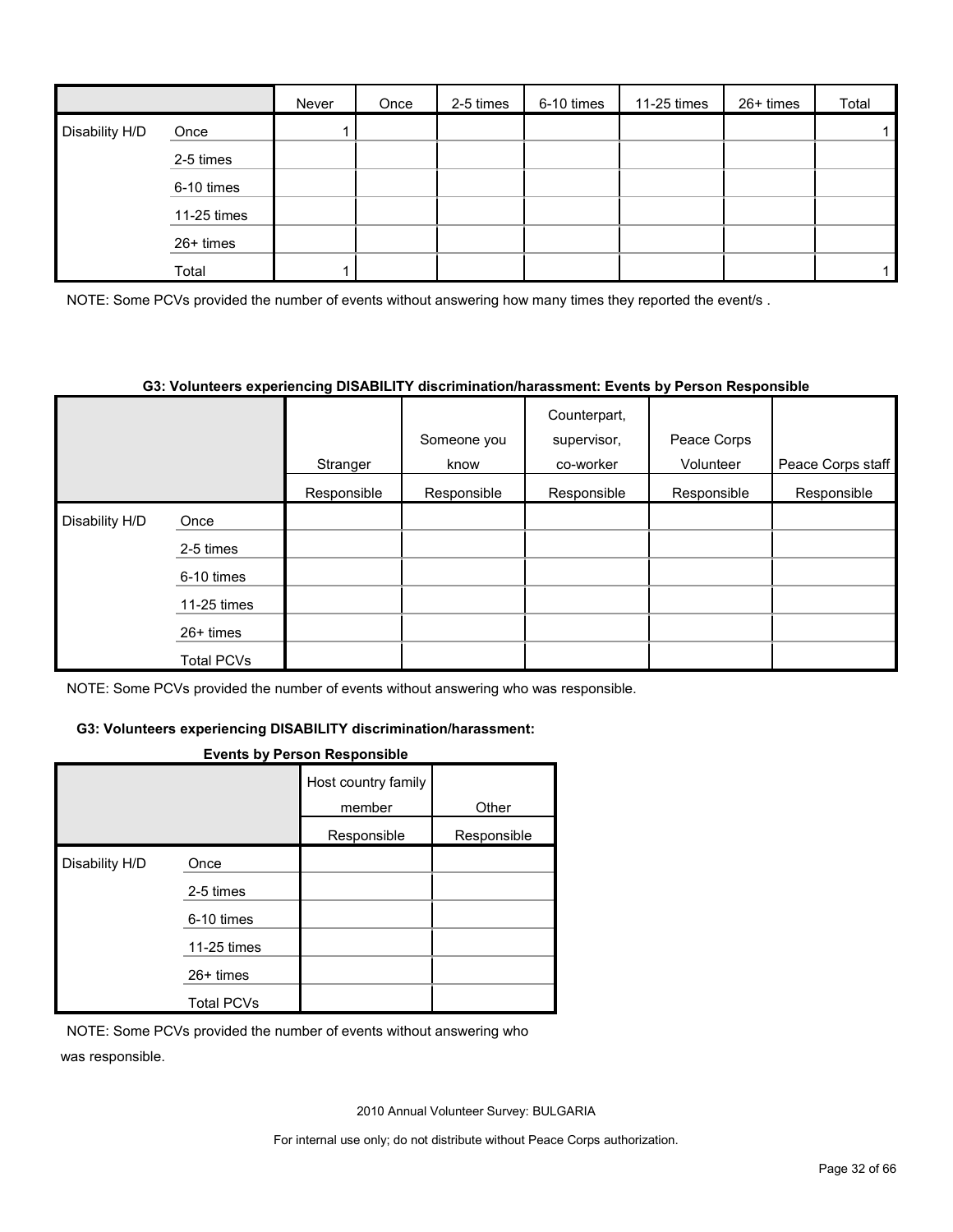| | | Never | Once | 2-5 times | 6-10 times | 11-25 times | 26+ times | Total |
|---|---|---|---|---|---|---|---|---|
| Disability H/D | Once | 1 | | | | | | 1 |
| | 2-5 times | | | | | | | |
| | 6-10 times | | | | | | | |
| | 11-25 times | | | | | | | |
| | 26+ times | | | | | | | |
| | Total | 1 | | | | | | 1 |

NOTE: Some PCVs provided the number of events without answering how many times they reported the event/s .

**G3: Volunteers experiencing DISABILITY discrimination/harassment: Events by Person Responsible**

| | | Stranger | Someone you know | Counterpart, supervisor, co-worker | Peace Corps Volunteer | Peace Corps staff |
|---|---|---|---|---|---|---|
| | | Responsible | Responsible | Responsible | Responsible | Responsible |
| Disability H/D | Once | | | | | |
| | 2-5 times | | | | | |
| | 6-10 times | | | | | |
| | 11-25 times | | | | | |
| | 26+ times | | | | | |
| | Total PCVs | | | | | |

NOTE: Some PCVs provided the number of events without answering who was responsible.

**G3: Volunteers experiencing DISABILITY discrimination/harassment: Events by Person Responsible**

| | | Host country family member | Other |
|---|---|---|---|
| | | Responsible | Responsible |
| Disability H/D | Once | | |
| | 2-5 times | | |
| | 6-10 times | | |
| | 11-25 times | | |
| | 26+ times | | |
| | Total PCVs | | |

NOTE: Some PCVs provided the number of events without answering who was responsible.

2010 Annual Volunteer Survey: BULGARIA

For internal use only; do not distribute without Peace Corps authorization.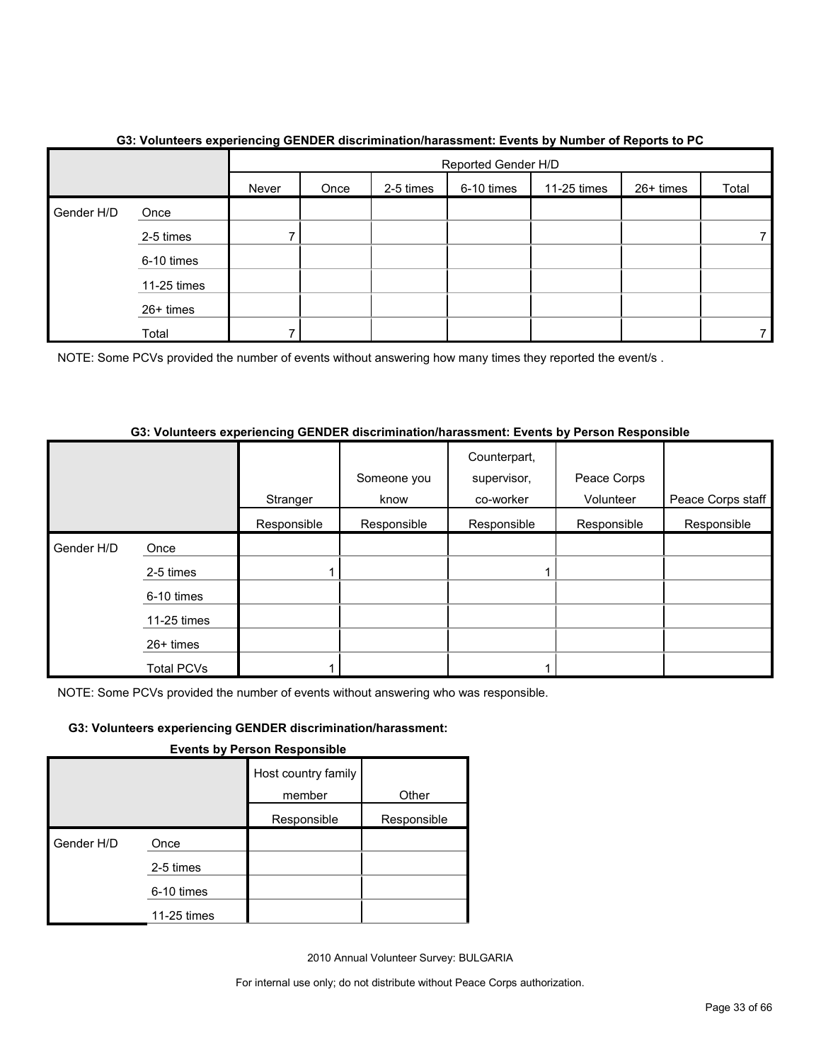**G3: Volunteers experiencing GENDER discrimination/harassment: Events by Number of Reports to PC**

| | | Reported Gender H/D | | | | | | |
|---|---|---|---|---|---|---|---|---|
| | | Never | Once | 2-5 times | 6-10 times | 11-25 times | 26+ times | Total |
| Gender H/D | Once | | | | | | | |
| | 2-5 times | 7 | | | | | | 7 |
| | 6-10 times | | | | | | | |
| | 11-25 times | | | | | | | |
| | 26+ times | | | | | | | |
| | Total | 7 | | | | | | 7 |

NOTE: Some PCVs provided the number of events without answering how many times they reported the event/s .

**G3: Volunteers experiencing GENDER discrimination/harassment: Events by Person Responsible**

| | | Stranger | Someone you know | Counterpart, supervisor, co-worker | Peace Corps Volunteer | Peace Corps staff |
|---|---|---|---|---|---|---|
| | | Responsible | Responsible | Responsible | Responsible | Responsible |
| Gender H/D | Once | | | | | |
| | 2-5 times | 1 | | 1 | | |
| | 6-10 times | | | | | |
| | 11-25 times | | | | | |
| | 26+ times | | | | | |
| | Total PCVs | 1 | | 1 | | |

NOTE: Some PCVs provided the number of events without answering who was responsible.

**G3: Volunteers experiencing GENDER discrimination/harassment: Events by Person Responsible**

| | | Host country family member | Other |
|---|---|---|---|
| | | Responsible | Responsible |
| Gender H/D | Once | | |
| | 2-5 times | | |
| | 6-10 times | | |
| | 11-25 times | | |

2010 Annual Volunteer Survey: BULGARIA

For internal use only; do not distribute without Peace Corps authorization.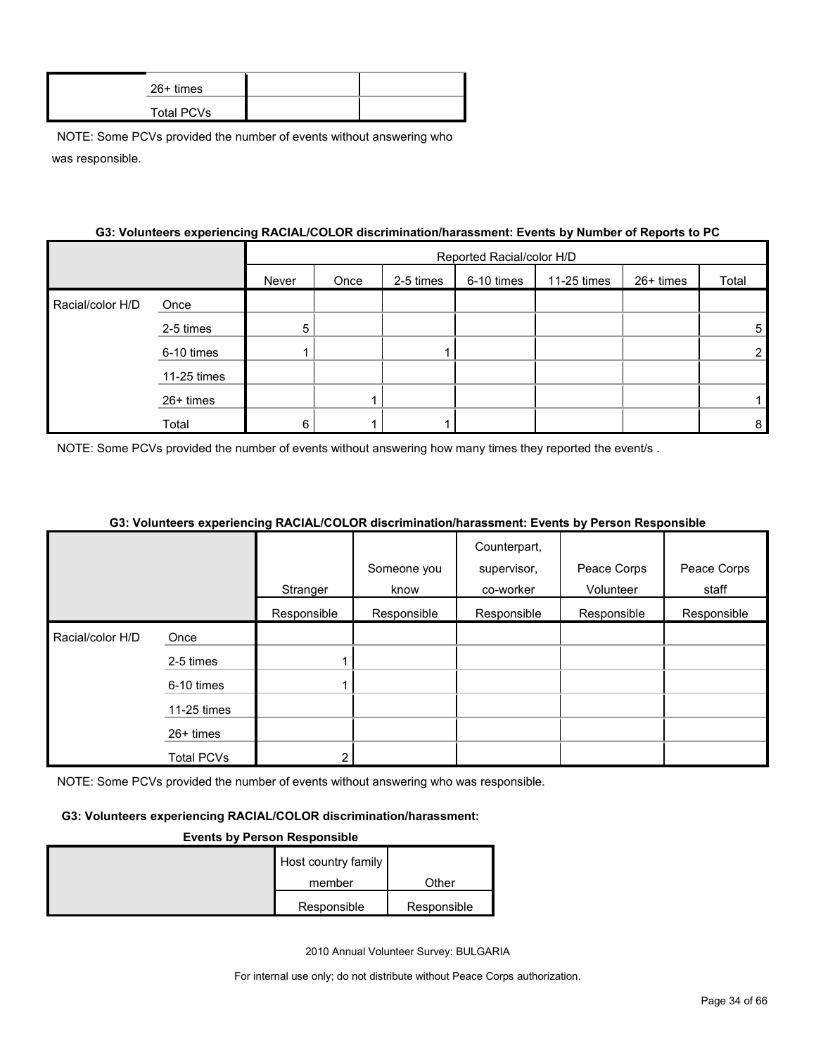| | | | |
|---|---|---|---|
| | 26+ times | | |
| | Total PCVs | | |

NOTE: Some PCVs provided the number of events without answering who was responsible.

#### G3: Volunteers experiencing RACIAL/COLOR discrimination/harassment: Events by Number of Reports to PC

| | | Reported Racial/color H/D | | | | | | |
|---|---|---|---|---|---|---|---|---|
| | | Never | Once | 2-5 times | 6-10 times | 11-25 times | 26+ times | Total |
| Racial/color H/D | Once | | | | | | | |
| | 2-5 times | 5 | | | | | | 5 |
| | 6-10 times | 1 | | 1 | | | | 2 |
| | 11-25 times | | | | | | | |
| | 26+ times | | 1 | | | | | 1 |
| | Total | 6 | 1 | 1 | | | | 8 |

NOTE: Some PCVs provided the number of events without answering how many times they reported the event/s .

#### G3: Volunteers experiencing RACIAL/COLOR discrimination/harassment: Events by Person Responsible

| | | Stranger | Someone you know | Counterpart, supervisor, co-worker | Peace Corps Volunteer | Peace Corps staff |
|---|---|---|---|---|---|---|
| | | Responsible | Responsible | Responsible | Responsible | Responsible |
| Racial/color H/D | Once | | | | | |
| | 2-5 times | 1 | | | | |
| | 6-10 times | 1 | | | | |
| | 11-25 times | | | | | |
| | 26+ times | | | | | |
| | Total PCVs | 2 | | | | |

NOTE: Some PCVs provided the number of events without answering who was responsible.

#### G3: Volunteers experiencing RACIAL/COLOR discrimination/harassment: Events by Person Responsible

| | Host country family member | Other |
|---|---|---|
| | Responsible | Responsible |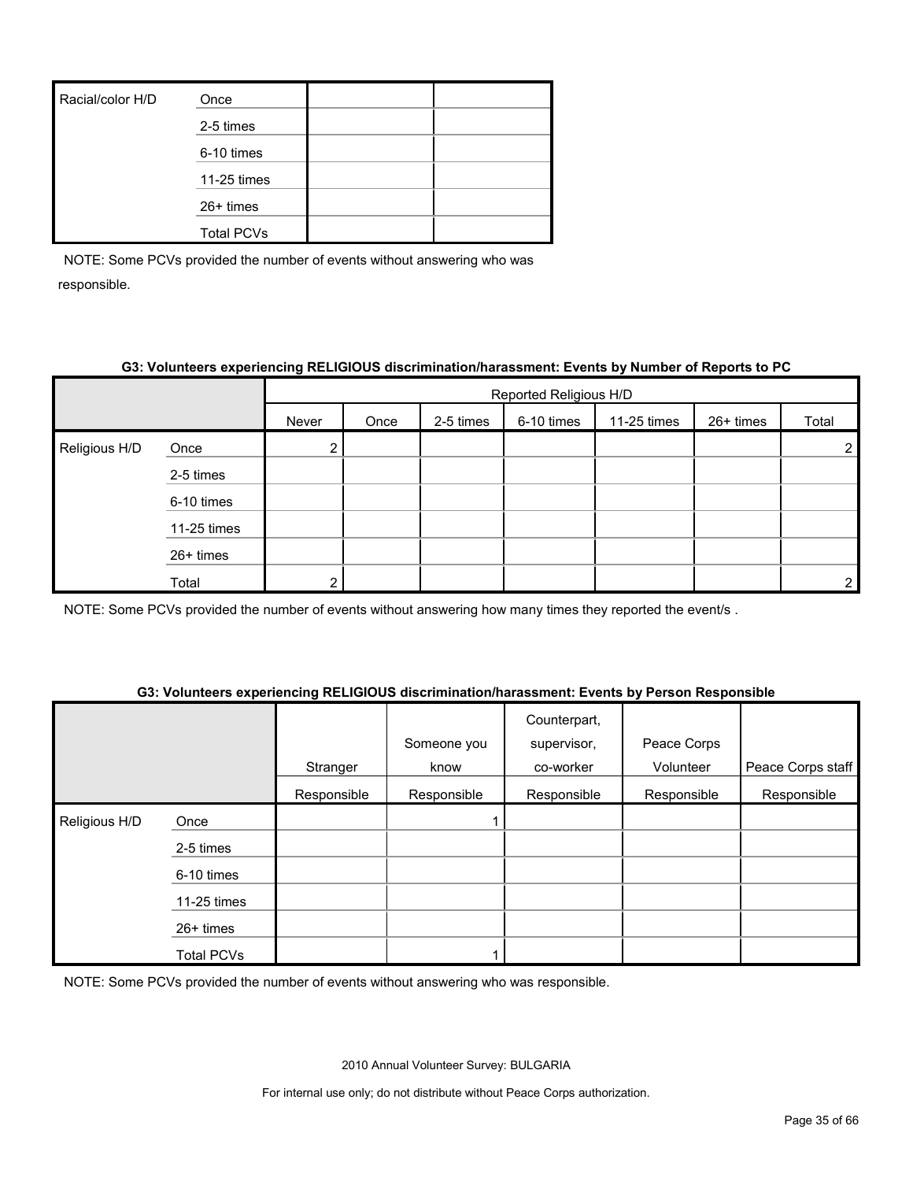| | | | |
|---|---|---|---|
| Racial/color H/D | Once | | |
| | 2-5 times | | |
| | 6-10 times | | |
| | 11-25 times | | |
| | 26+ times | | |
| | Total PCVs | | |

NOTE: Some PCVs provided the number of events without answering who was responsible.

**G3: Volunteers experiencing RELIGIOUS discrimination/harassment: Events by Number of Reports to PC**

| | | Reported Religious H/D | | | | | | |
|---|---|---|---|---|---|---|---|---|
| | | Never | Once | 2-5 times | 6-10 times | 11-25 times | 26+ times | Total |
| Religious H/D | Once | 2 | | | | | | 2 |
| | 2-5 times | | | | | | | |
| | 6-10 times | | | | | | | |
| | 11-25 times | | | | | | | |
| | 26+ times | | | | | | | |
| | Total | 2 | | | | | | 2 |

NOTE: Some PCVs provided the number of events without answering how many times they reported the event/s .

**G3: Volunteers experiencing RELIGIOUS discrimination/harassment: Events by Person Responsible**

| | | Stranger | Someone you know | Counterpart, supervisor, co-worker | Peace Corps Volunteer | Peace Corps staff |
|---|---|---|---|---|---|---|
| | | Responsible | Responsible | Responsible | Responsible | Responsible |
| Religious H/D | Once | | 1 | | | |
| | 2-5 times | | | | | |
| | 6-10 times | | | | | |
| | 11-25 times | | | | | |
| | 26+ times | | | | | |
| | Total PCVs | | 1 | | | |

NOTE: Some PCVs provided the number of events without answering who was responsible.

2010 Annual Volunteer Survey: BULGARIA

For internal use only; do not distribute without Peace Corps authorization.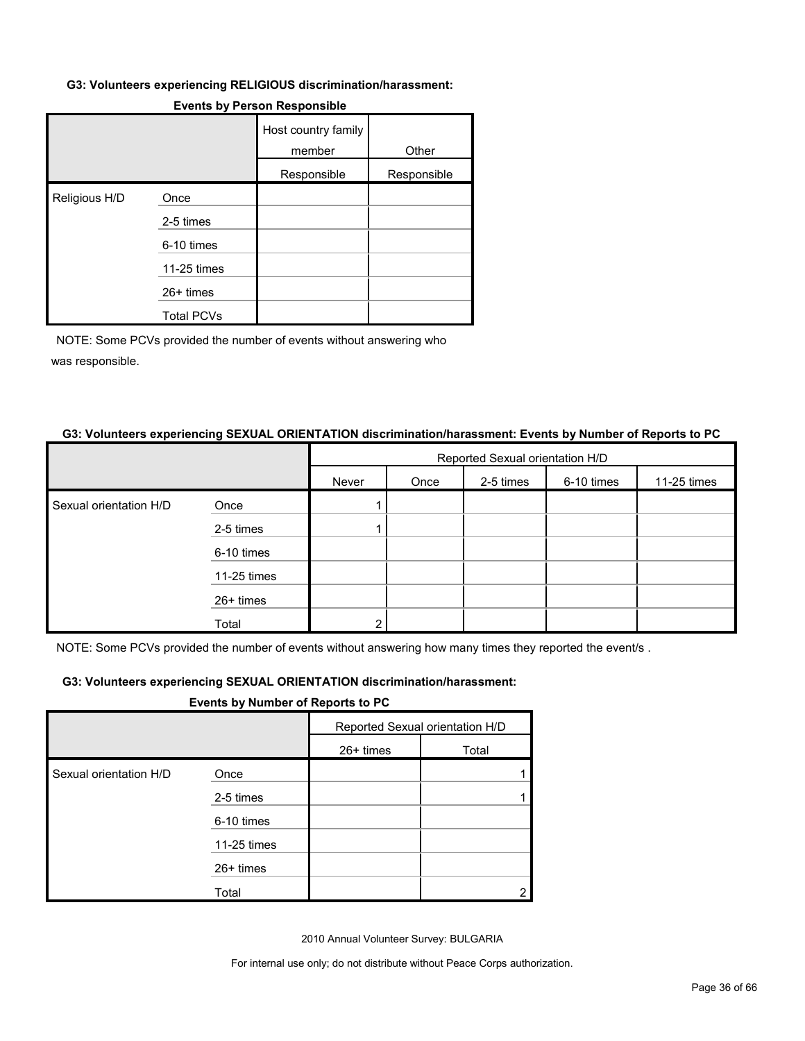#### G3: Volunteers experiencing RELIGIOUS discrimination/harassment:

**Events by Person Responsible**

| | | Host country family member | Other |
|---|---|---|---|
| | | Responsible | Responsible |
| Religious H/D | Once | | |
| | 2-5 times | | |
| | 6-10 times | | |
| | 11-25 times | | |
| | 26+ times | | |
| | Total PCVs | | |

NOTE: Some PCVs provided the number of events without answering who was responsible.

#### G3: Volunteers experiencing SEXUAL ORIENTATION discrimination/harassment: Events by Number of Reports to PC

| | | Reported Sexual orientation H/D | | | | |
|---|---|---|---|---|---|---|
| | | Never | Once | 2-5 times | 6-10 times | 11-25 times |
| Sexual orientation H/D | Once | 1 | | | | |
| | 2-5 times | 1 | | | | |
| | 6-10 times | | | | | |
| | 11-25 times | | | | | |
| | 26+ times | | | | | |
| | Total | 2 | | | | |

NOTE: Some PCVs provided the number of events without answering how many times they reported the event/s .

#### G3: Volunteers experiencing SEXUAL ORIENTATION discrimination/harassment:

**Events by Number of Reports to PC**

| | | Reported Sexual orientation H/D | |
|---|---|---|---|
| | | 26+ times | Total |
| Sexual orientation H/D | Once | | 1 |
| | 2-5 times | | 1 |
| | 6-10 times | | |
| | 11-25 times | | |
| | 26+ times | | |
| | Total | | 2 |

2010 Annual Volunteer Survey: BULGARIA

For internal use only; do not distribute without Peace Corps authorization.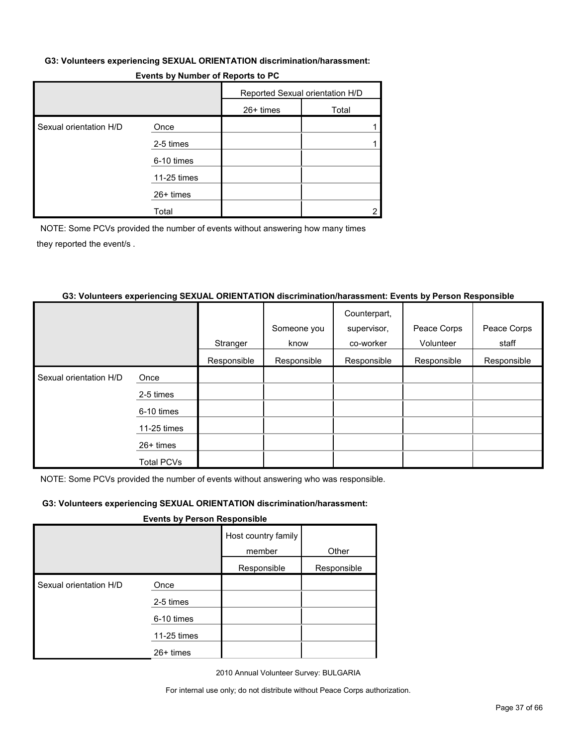**G3: Volunteers experiencing SEXUAL ORIENTATION discrimination/harassment:**

**Events by Number of Reports to PC**

| | | Reported Sexual orientation H/D | |
|---|---|---|---|
| | | 26+ times | Total |
| Sexual orientation H/D | Once | | 1 |
| | 2-5 times | | 1 |
| | 6-10 times | | |
| | 11-25 times | | |
| | 26+ times | | |
| | Total | | 2 |

NOTE: Some PCVs provided the number of events without answering how many times they reported the event/s .

**G3: Volunteers experiencing SEXUAL ORIENTATION discrimination/harassment: Events by Person Responsible**

| | | Stranger | Someone you know | Counterpart, supervisor, co-worker | Peace Corps Volunteer | Peace Corps staff |
|---|---|---|---|---|---|---|
| | | Responsible | Responsible | Responsible | Responsible | Responsible |
| Sexual orientation H/D | Once | | | | | |
| | 2-5 times | | | | | |
| | 6-10 times | | | | | |
| | 11-25 times | | | | | |
| | 26+ times | | | | | |
| | Total PCVs | | | | | |

NOTE: Some PCVs provided the number of events without answering who was responsible.

**G3: Volunteers experiencing SEXUAL ORIENTATION discrimination/harassment:**

**Events by Person Responsible**

| | | Host country family member | Other |
|---|---|---|---|
| | | Responsible | Responsible |
| Sexual orientation H/D | Once | | |
| | 2-5 times | | |
| | 6-10 times | | |
| | 11-25 times | | |
| | 26+ times | | |

2010 Annual Volunteer Survey: BULGARIA

For internal use only; do not distribute without Peace Corps authorization.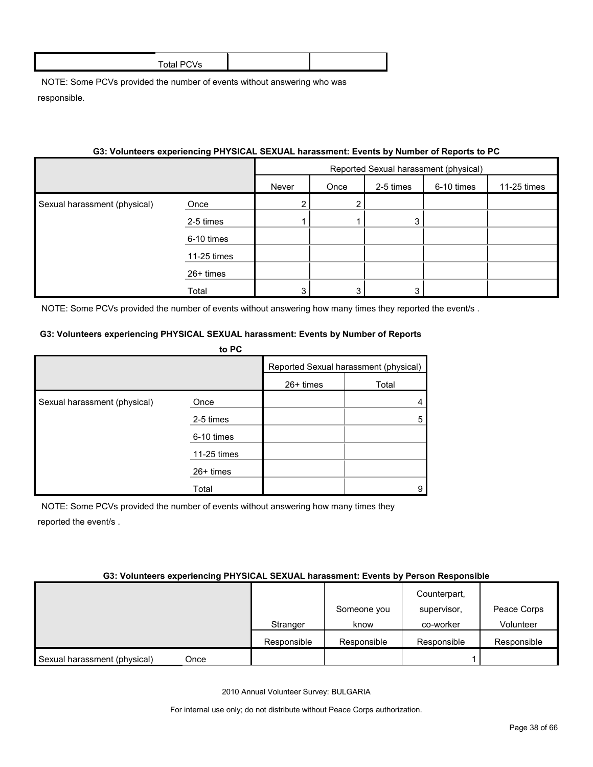| | Total PCVs | | |
|---|---|---|---|

NOTE: Some PCVs provided the number of events without answering who was responsible.

**G3: Volunteers experiencing PHYSICAL SEXUAL harassment: Events by Number of Reports to PC**

| | | Reported Sexual harassment (physical) | | | | | | |
|---|---|---|---|---|---|---|---|---|
| | | Never | Once | 2-5 times | 6-10 times | 11-25 times | 26+ times | Total |
| Sexual harassment (physical) | Once | 2 | 2 | | | | | 4 |
| | 2-5 times | 1 | 1 | 3 | | | | 5 |
| | 6-10 times | | | | | | | |
| | 11-25 times | | | | | | | |
| | 26+ times | | | | | | | |
| | Total | 3 | 3 | 3 | | | | 9 |

NOTE: Some PCVs provided the number of events without answering how many times they reported the event/s .

**G3: Volunteers experiencing PHYSICAL SEXUAL harassment: Events by Person Responsible**

| | | Stranger | Someone you know | Counterpart, supervisor, co-worker | Peace Corps Volunteer |
|---|---|---|---|---|---|
| | | Responsible | Responsible | Responsible | Responsible |
| Sexual harassment (physical) | Once | | | 1 | |

2010 Annual Volunteer Survey: BULGARIA

For internal use only; do not distribute without Peace Corps authorization.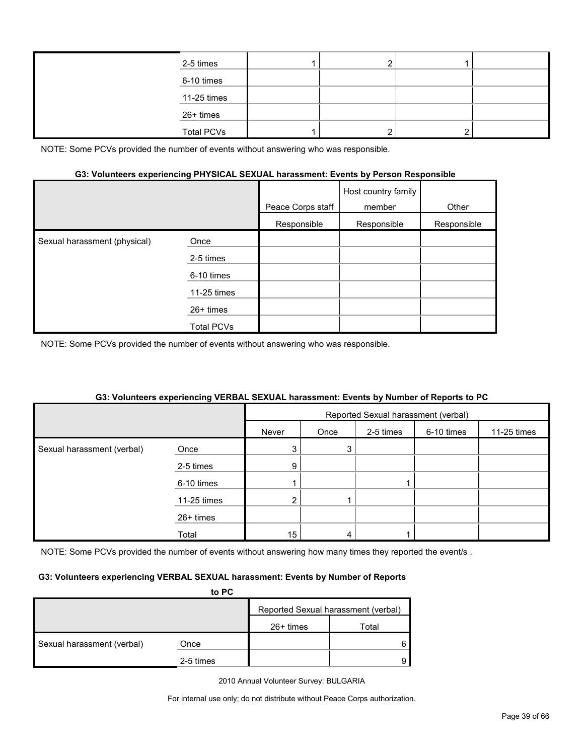| | | | | | |
|---|---|---|---|---|---|
| | 2-5 times | 1 | 2 | 1 | |
| | 6-10 times | | | | |
| | 11-25 times | | | | |
| | 26+ times | | | | |
| | Total PCVs | 1 | 2 | 2 | |

NOTE: Some PCVs provided the number of events without answering who was responsible.

**G3: Volunteers experiencing PHYSICAL SEXUAL harassment: Events by Person Responsible**

| | | Peace Corps staff | Host country family member | Other |
|---|---|---|---|---|
| | | Responsible | Responsible | Responsible |
| Sexual harassment (physical) | Once | | | |
| | 2-5 times | | | |
| | 6-10 times | | | |
| | 11-25 times | | | |
| | 26+ times | | | |
| | Total PCVs | | | |

NOTE: Some PCVs provided the number of events without answering who was responsible.

**G3: Volunteers experiencing VERBAL SEXUAL harassment: Events by Number of Reports to PC**

| | | Reported Sexual harassment (verbal) | | | | | | |
|---|---|---|---|---|---|---|---|---|
| | | Never | Once | 2-5 times | 6-10 times | 11-25 times | 26+ times | Total |
| Sexual harassment (verbal) | Once | 3 | 3 | | | | | 6 |
| | 2-5 times | 9 | | | | | | 9 |
| | 6-10 times | 1 | | 1 | | | | |
| | 11-25 times | 2 | 1 | | | | | |
| | 26+ times | | | | | | | |
| | Total | 15 | 4 | 1 | | | | |

NOTE: Some PCVs provided the number of events without answering how many times they reported the event/s .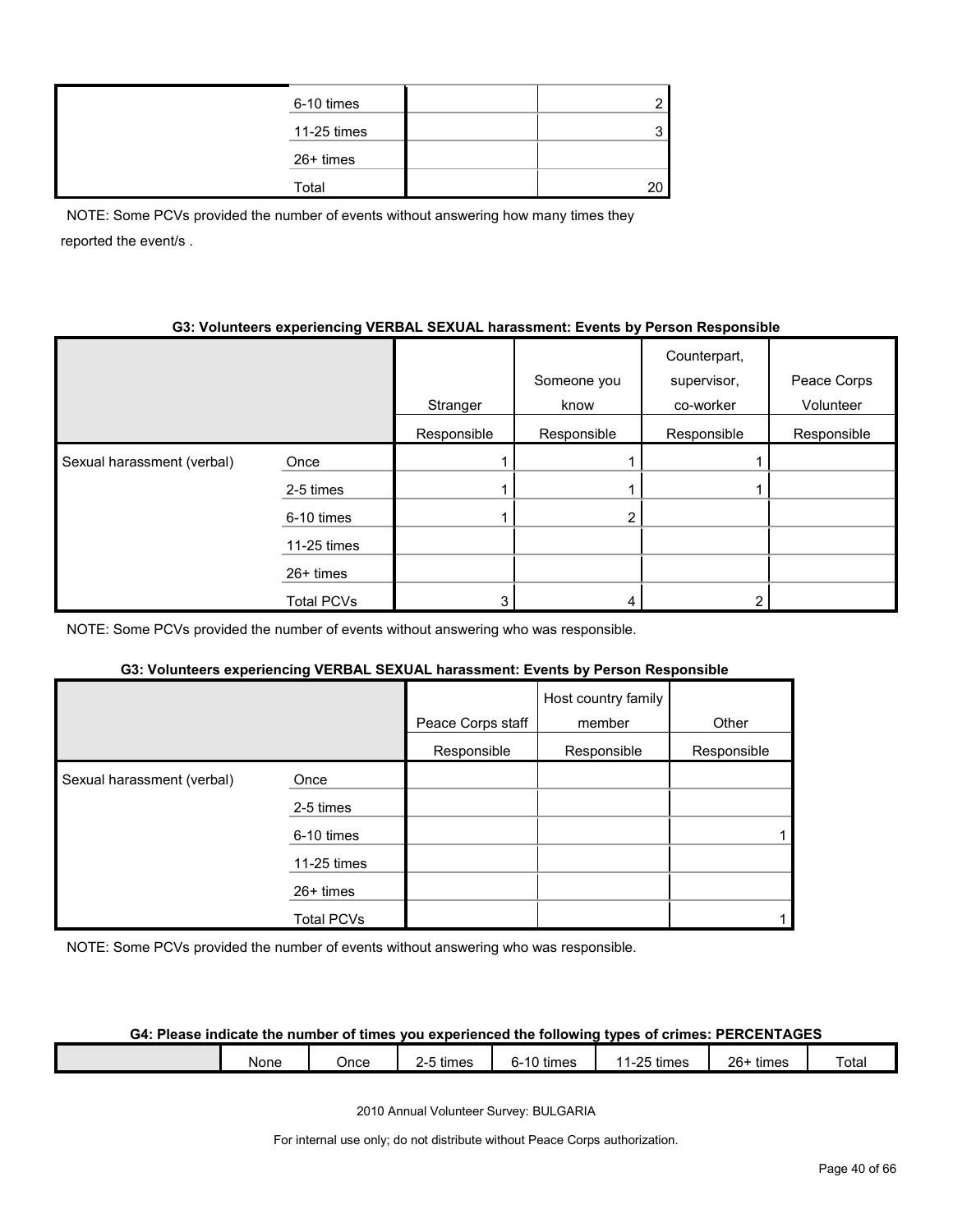| | | | |
|---|---|---|---|
| | 6-10 times | | 2 |
| | 11-25 times | | 3 |
| | 26+ times | | |
| | Total | | 20 |

NOTE: Some PCVs provided the number of events without answering how many times they reported the event/s .

**G3: Volunteers experiencing VERBAL SEXUAL harassment: Events by Person Responsible**

| | | Stranger | Someone you know | Counterpart, supervisor, co-worker | Peace Corps Volunteer |
|---|---|---|---|---|---|
| | | Responsible | Responsible | Responsible | Responsible |
| Sexual harassment (verbal) | Once | 1 | 1 | 1 | |
| | 2-5 times | 1 | 1 | 1 | |
| | 6-10 times | 1 | 2 | | |
| | 11-25 times | | | | |
| | 26+ times | | | | |
| | Total PCVs | 3 | 4 | 2 | |

NOTE: Some PCVs provided the number of events without answering who was responsible.

**G3: Volunteers experiencing VERBAL SEXUAL harassment: Events by Person Responsible**

| | | Peace Corps staff | Host country family member | Other |
|---|---|---|---|---|
| | | Responsible | Responsible | Responsible |
| Sexual harassment (verbal) | Once | | | |
| | 2-5 times | | | |
| | 6-10 times | | | 1 |
| | 11-25 times | | | |
| | 26+ times | | | |
| | Total PCVs | | | 1 |

NOTE: Some PCVs provided the number of events without answering who was responsible.

**G4: Please indicate the number of times you experienced the following types of crimes: PERCENTAGES**

| | None | Once | 2-5 times | 6-10 times | 11-25 times | 26+ times | Total |
|---|---|---|---|---|---|---|---|

2010 Annual Volunteer Survey: BULGARIA

For internal use only; do not distribute without Peace Corps authorization.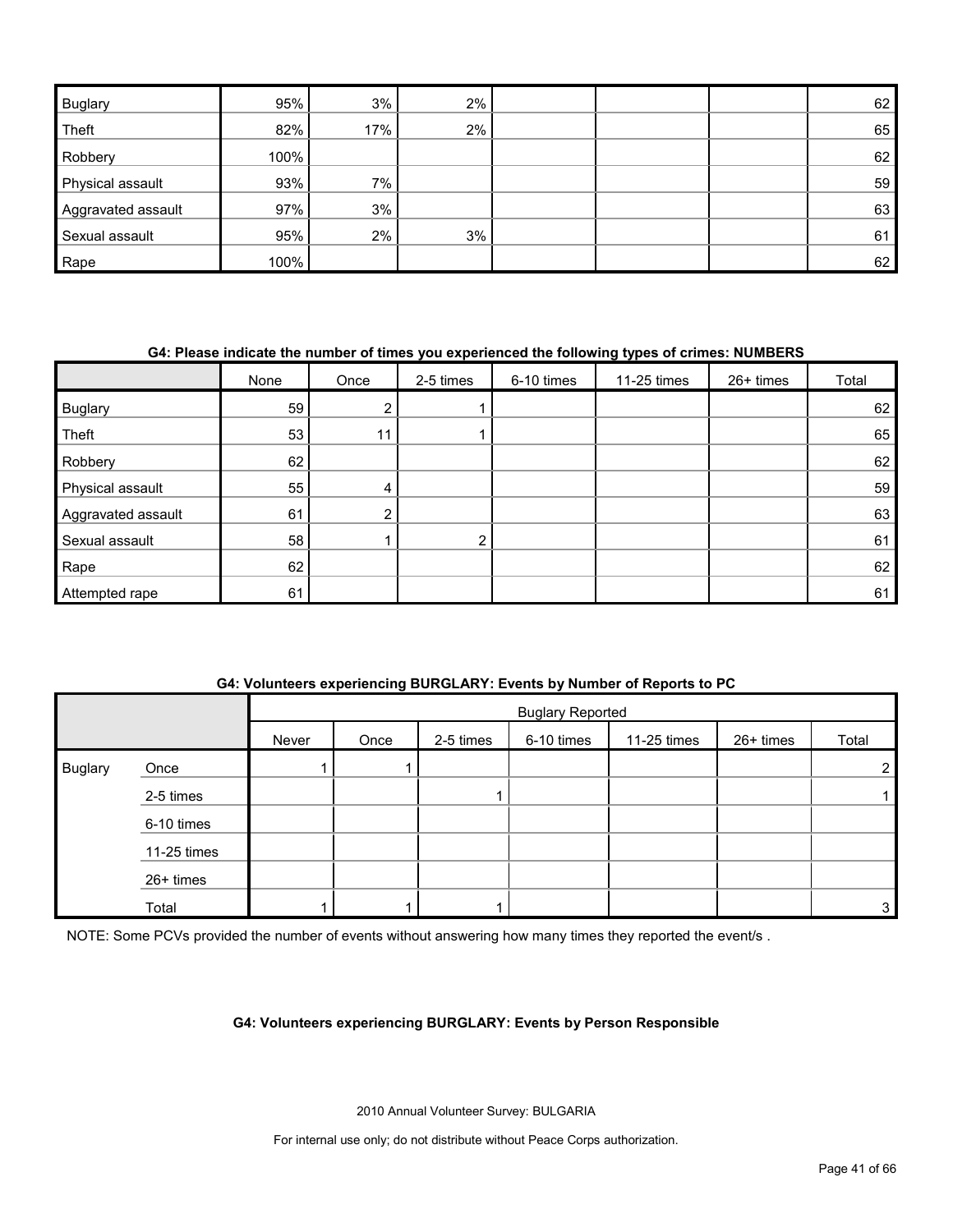| | | | | | | | |
|---|---|---|---|---|---|---|---|
| Buglary | 95% | 3% | 2% | | | | 62 |
| Theft | 82% | 17% | 2% | | | | 65 |
| Robbery | 100% | | | | | | 62 |
| Physical assault | 93% | 7% | | | | | 59 |
| Aggravated assault | 97% | 3% | | | | | 63 |
| Sexual assault | 95% | 2% | 3% | | | | 61 |
| Rape | 100% | | | | | | 62 |

**G4: Please indicate the number of times you experienced the following types of crimes: NUMBERS**

| | None | Once | 2-5 times | 6-10 times | 11-25 times | 26+ times | Total |
|---|---|---|---|---|---|---|---|
| Buglary | 59 | 2 | 1 | | | | 62 |
| Theft | 53 | 11 | 1 | | | | 65 |
| Robbery | 62 | | | | | | 62 |
| Physical assault | 55 | 4 | | | | | 59 |
| Aggravated assault | 61 | 2 | | | | | 63 |
| Sexual assault | 58 | 1 | 2 | | | | 61 |
| Rape | 62 | | | | | | 62 |
| Attempted rape | 61 | | | | | | 61 |

**G4: Volunteers experiencing BURGLARY: Events by Number of Reports to PC**

| | | Buglary Reported | | | | | | |
|---|---|---|---|---|---|---|---|---|
| | | Never | Once | 2-5 times | 6-10 times | 11-25 times | 26+ times | Total |
| Buglary | Once | 1 | 1 | | | | | 2 |
| | 2-5 times | | | 1 | | | | 1 |
| | 6-10 times | | | | | | | |
| | 11-25 times | | | | | | | |
| | 26+ times | | | | | | | |
| | Total | 1 | 1 | 1 | | | | 3 |

NOTE: Some PCVs provided the number of events without answering how many times they reported the event/s .

**G4: Volunteers experiencing BURGLARY: Events by Person Responsible**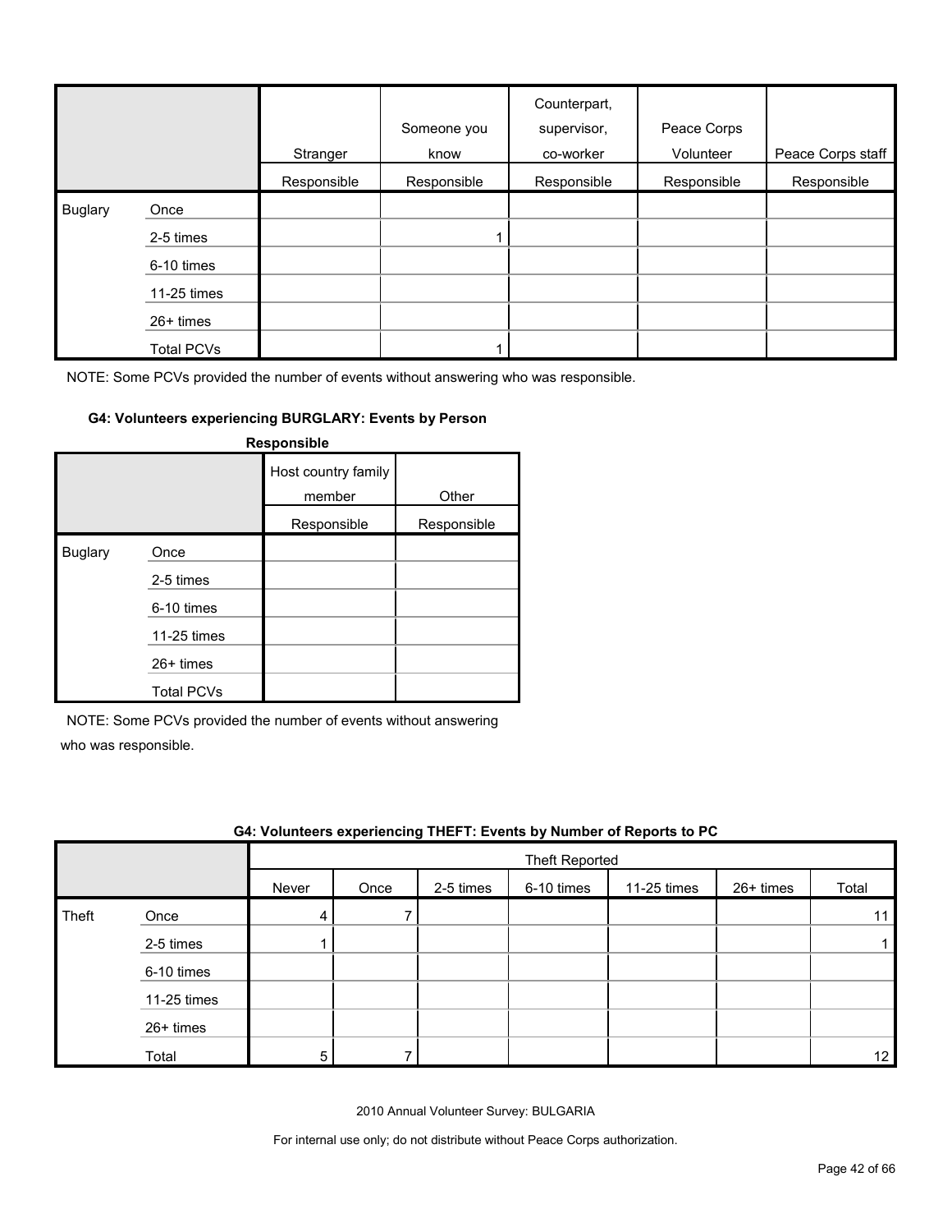| | | Stranger | Someone you know | Counterpart, supervisor, co-worker | Peace Corps Volunteer | Peace Corps staff |
|---|---|---|---|---|---|---|
| | | Responsible | Responsible | Responsible | Responsible | Responsible |
| Buglary | Once | | | | | |
| | 2-5 times | | 1 | | | |
| | 6-10 times | | | | | |
| | 11-25 times | | | | | |
| | 26+ times | | | | | |
| | Total PCVs | | 1 | | | |

NOTE: Some PCVs provided the number of events without answering who was responsible.

**G4: Volunteers experiencing BURGLARY: Events by Person Responsible**

| | | Host country family member | Other |
|---|---|---|---|
| | | Responsible | Responsible |
| Buglary | Once | | |
| | 2-5 times | | |
| | 6-10 times | | |
| | 11-25 times | | |
| | 26+ times | | |
| | Total PCVs | | |

NOTE: Some PCVs provided the number of events without answering who was responsible.

**G4: Volunteers experiencing THEFT: Events by Number of Reports to PC**

| | | Theft Reported | | | | | | |
|---|---|---|---|---|---|---|---|---|
| | | Never | Once | 2-5 times | 6-10 times | 11-25 times | 26+ times | Total |
| Theft | Once | 4 | 7 | | | | | 11 |
| | 2-5 times | 1 | | | | | | 1 |
| | 6-10 times | | | | | | | |
| | 11-25 times | | | | | | | |
| | 26+ times | | | | | | | |
| | Total | 5 | 7 | | | | | 12 |

2010 Annual Volunteer Survey: BULGARIA

For internal use only; do not distribute without Peace Corps authorization.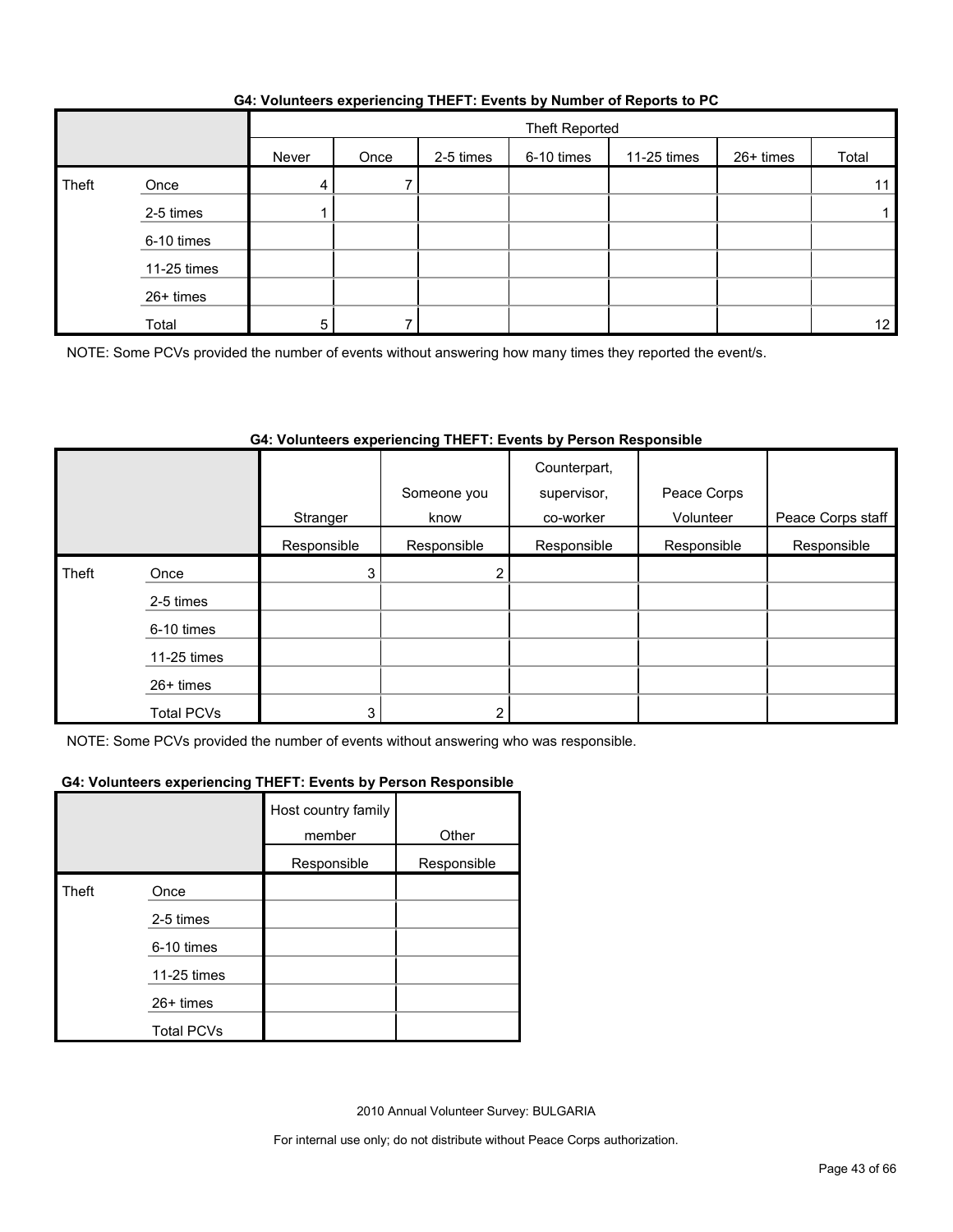### G4: Volunteers experiencing THEFT: Events by Number of Reports to PC

| | | Theft Reported | | | | | | |
|---|---|---|---|---|---|---|---|---|
| | | Never | Once | 2-5 times | 6-10 times | 11-25 times | 26+ times | Total |
| Theft | Once | 4 | 7 | | | | | 11 |
| | 2-5 times | 1 | | | | | | 1 |
| | 6-10 times | | | | | | | |
| | 11-25 times | | | | | | | |
| | 26+ times | | | | | | | |
| | Total | 5 | 7 | | | | | 12 |

NOTE: Some PCVs provided the number of events without answering how many times they reported the event/s.

### G4: Volunteers experiencing THEFT: Events by Person Responsible

| | | Stranger | Someone you know | Counterpart, supervisor, co-worker | Peace Corps Volunteer | Peace Corps staff |
|---|---|---|---|---|---|---|
| | | Responsible | Responsible | Responsible | Responsible | Responsible |
| Theft | Once | 3 | 2 | | | |
| | 2-5 times | | | | | |
| | 6-10 times | | | | | |
| | 11-25 times | | | | | |
| | 26+ times | | | | | |
| | Total PCVs | 3 | 2 | | | |

NOTE: Some PCVs provided the number of events without answering who was responsible.

### G4: Volunteers experiencing THEFT: Events by Person Responsible

| | | Host country family member | Other |
|---|---|---|---|
| | | Responsible | Responsible |
| Theft | Once | | |
| | 2-5 times | | |
| | 6-10 times | | |
| | 11-25 times | | |
| | 26+ times | | |
| | Total PCVs | | |

2010 Annual Volunteer Survey: BULGARIA

For internal use only; do not distribute without Peace Corps authorization.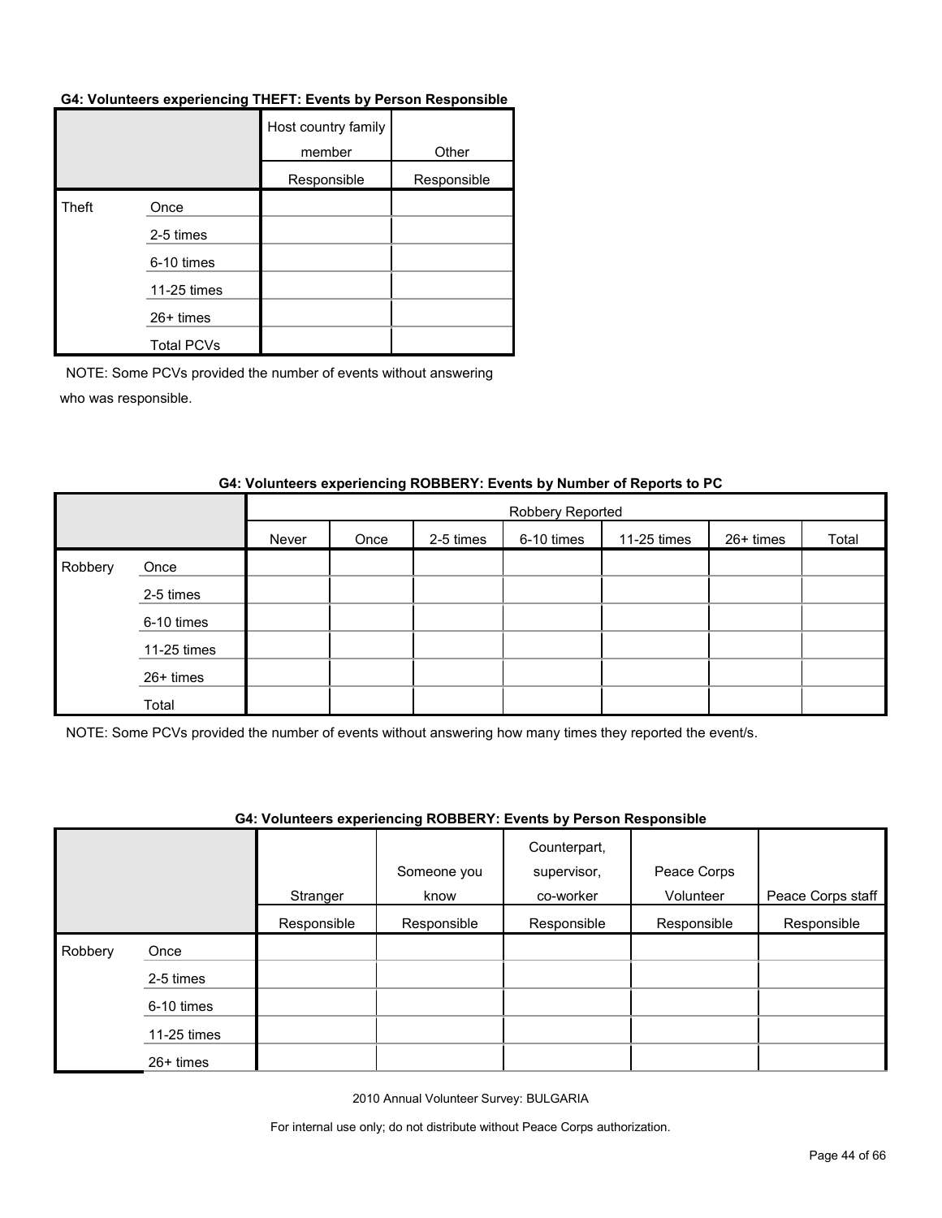**G4: Volunteers experiencing THEFT: Events by Person Responsible**

| | | Host country family member Responsible | Other Responsible |
|---|---|---|---|
| Theft | Once | | |
| | 2-5 times | | |
| | 6-10 times | | |
| | 11-25 times | | |
| | 26+ times | | |
| | Total PCVs | | |

NOTE: Some PCVs provided the number of events without answering who was responsible.

**G4: Volunteers experiencing ROBBERY: Events by Number of Reports to PC**

| | | Robbery Reported | | | | | | |
|---|---|---|---|---|---|---|---|---|
| | | Never | Once | 2-5 times | 6-10 times | 11-25 times | 26+ times | Total |
| Robbery | Once | | | | | | | |
| | 2-5 times | | | | | | | |
| | 6-10 times | | | | | | | |
| | 11-25 times | | | | | | | |
| | 26+ times | | | | | | | |
| | Total | | | | | | | |

NOTE: Some PCVs provided the number of events without answering how many times they reported the event/s.

**G4: Volunteers experiencing ROBBERY: Events by Person Responsible**

| | | Stranger Responsible | Someone you know Responsible | Counterpart, supervisor, co-worker Responsible | Peace Corps Volunteer Responsible | Peace Corps staff Responsible |
|---|---|---|---|---|---|---|
| Robbery | Once | | | | | |
| | 2-5 times | | | | | |
| | 6-10 times | | | | | |
| | 11-25 times | | | | | |
| | 26+ times | | | | | |

2010 Annual Volunteer Survey: BULGARIA

For internal use only; do not distribute without Peace Corps authorization.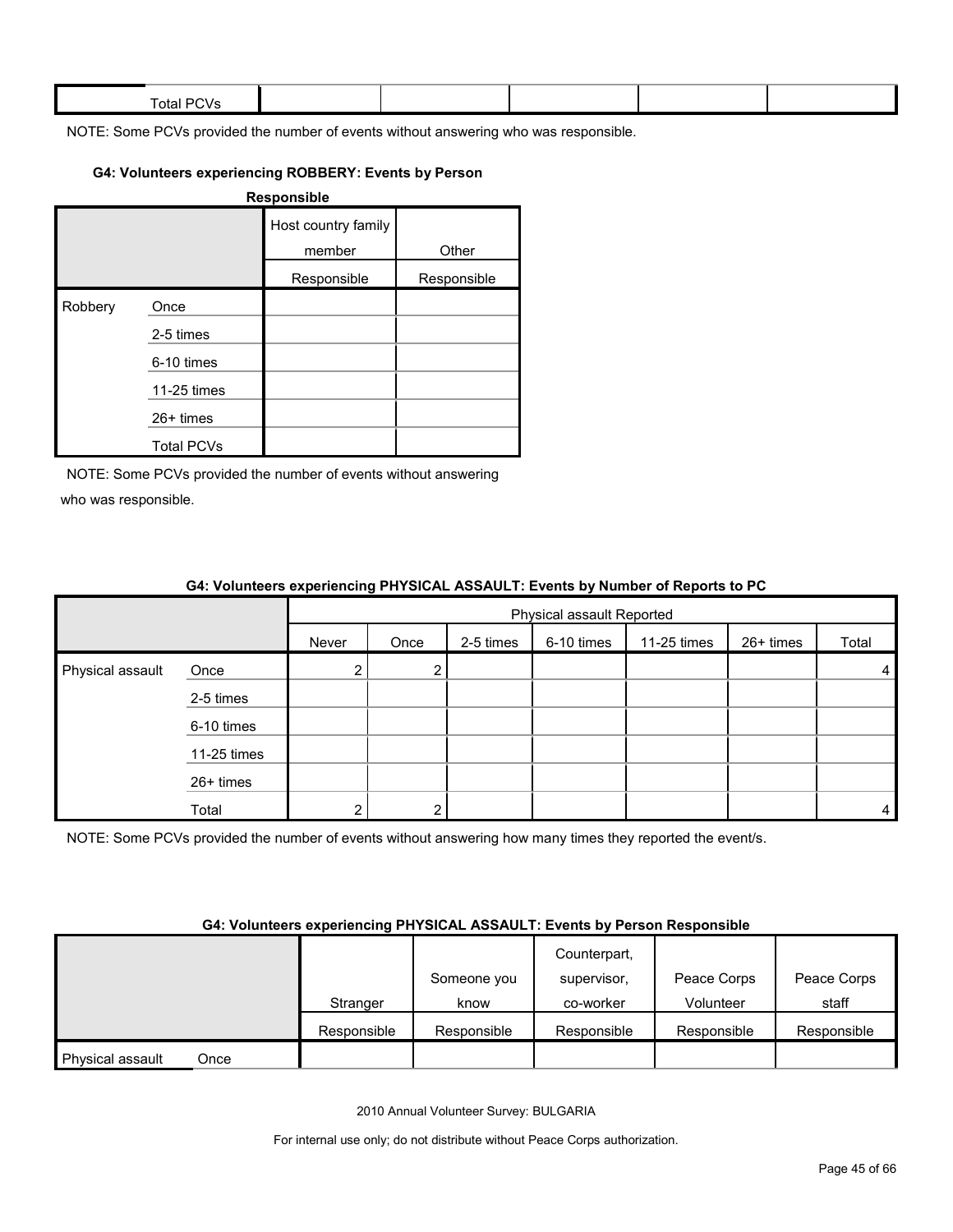| | Total PCVs | | | | | |
|---|---|---|---|---|---|---|

NOTE: Some PCVs provided the number of events without answering who was responsible.

**G4: Volunteers experiencing ROBBERY: Events by Person Responsible**

| | | Host country family member | Other |
|---|---|---|---|
| | | Responsible | Responsible |
| Robbery | Once | | |
| | 2-5 times | | |
| | 6-10 times | | |
| | 11-25 times | | |
| | 26+ times | | |
| | Total PCVs | | |

NOTE: Some PCVs provided the number of events without answering who was responsible.

**G4: Volunteers experiencing PHYSICAL ASSAULT: Events by Number of Reports to PC**

| | | Physical assault Reported | | | | | | |
|---|---|---|---|---|---|---|---|---|
| | | Never | Once | 2-5 times | 6-10 times | 11-25 times | 26+ times | Total |
| Physical assault | Once | 2 | 2 | | | | | 4 |
| | 2-5 times | | | | | | | |
| | 6-10 times | | | | | | | |
| | 11-25 times | | | | | | | |
| | 26+ times | | | | | | | |
| | Total | 2 | 2 | | | | | 4 |

NOTE: Some PCVs provided the number of events without answering how many times they reported the event/s.

**G4: Volunteers experiencing PHYSICAL ASSAULT: Events by Person Responsible**

| | | Stranger | Someone you know | Counterpart, supervisor, co-worker | Peace Corps Volunteer | Peace Corps staff |
|---|---|---|---|---|---|---|
| | | Responsible | Responsible | Responsible | Responsible | Responsible |
| Physical assault | Once | | | | | |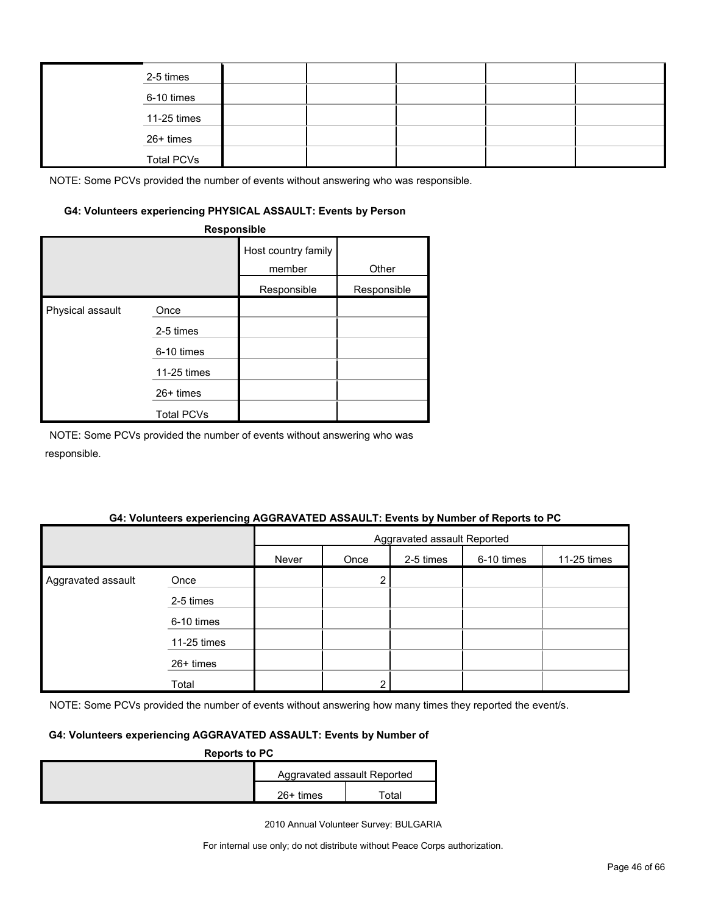| | | | | | | |
|---|---|---|---|---|---|---|
| | 2-5 times | | | | | |
| | 6-10 times | | | | | |
| | 11-25 times | | | | | |
| | 26+ times | | | | | |
| | Total PCVs | | | | | |

NOTE: Some PCVs provided the number of events without answering who was responsible.

**G4: Volunteers experiencing PHYSICAL ASSAULT: Events by Person Responsible**

| | | Host country family member Responsible | Other Responsible |
|---|---|---|---|
| Physical assault | Once | | |
| | 2-5 times | | |
| | 6-10 times | | |
| | 11-25 times | | |
| | 26+ times | | |
| | Total PCVs | | |

NOTE: Some PCVs provided the number of events without answering who was responsible.

**G4: Volunteers experiencing AGGRAVATED ASSAULT: Events by Number of Reports to PC**

| | | Aggravated assault Reported | | | | |
|---|---|---|---|---|---|---|
| | | Never | Once | 2-5 times | 6-10 times | 11-25 times |
| Aggravated assault | Once | | 2 | | | |
| | 2-5 times | | | | | |
| | 6-10 times | | | | | |
| | 11-25 times | | | | | |
| | 26+ times | | | | | |
| | Total | | 2 | | | |

NOTE: Some PCVs provided the number of events without answering how many times they reported the event/s.

**G4: Volunteers experiencing AGGRAVATED ASSAULT: Events by Number of Reports to PC**

| | Aggravated assault Reported | |
|---|---|---|
| | 26+ times | Total |

2010 Annual Volunteer Survey: BULGARIA

For internal use only; do not distribute without Peace Corps authorization.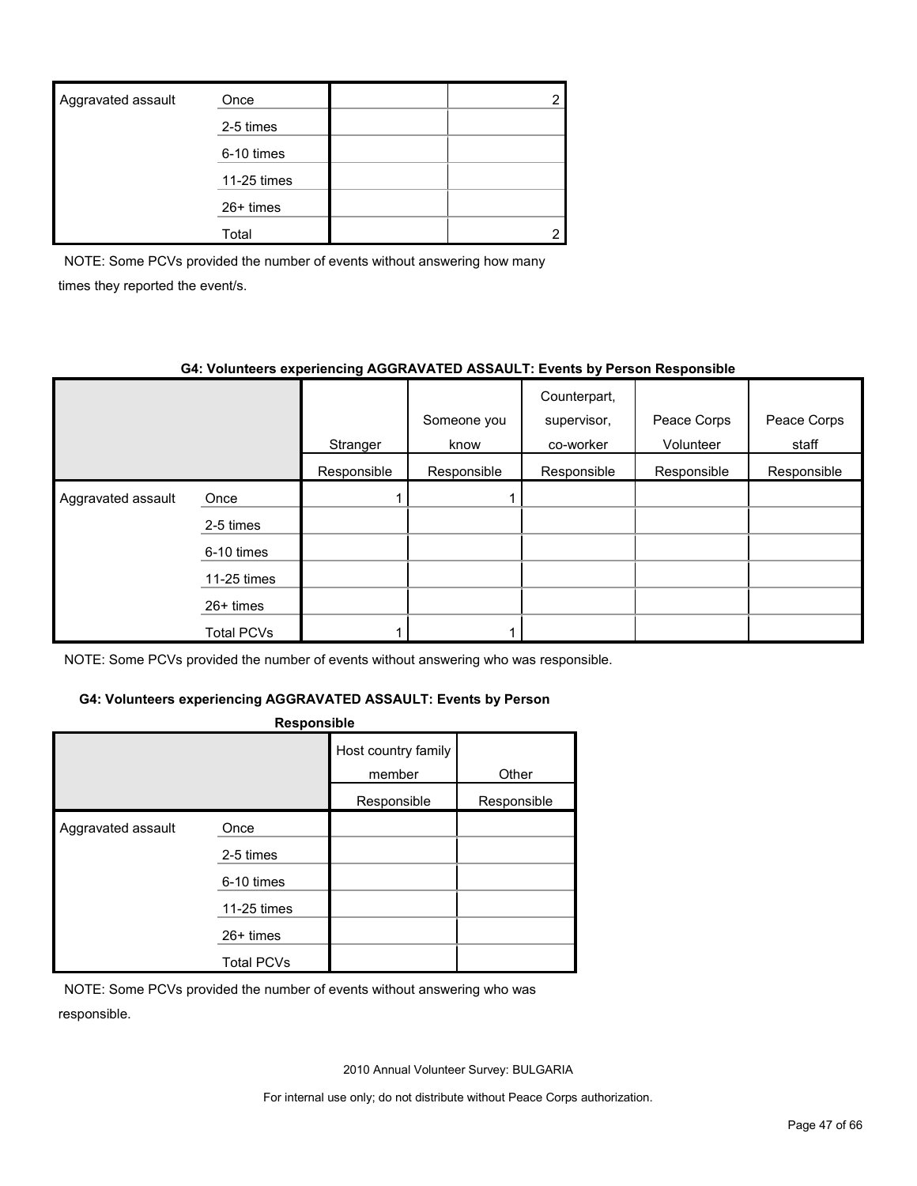| Aggravated assault | Once | | 2 |
|---|---|---|---|
| | 2-5 times | | |
| | 6-10 times | | |
| | 11-25 times | | |
| | 26+ times | | |
| | Total | | 2 |

NOTE: Some PCVs provided the number of events without answering how many times they reported the event/s.

**G4: Volunteers experiencing AGGRAVATED ASSAULT: Events by Person Responsible**

| | | Stranger | Someone you know | Counterpart, supervisor, co-worker | Peace Corps Volunteer | Peace Corps staff |
|---|---|---|---|---|---|---|
| | | Responsible | Responsible | Responsible | Responsible | Responsible |
| Aggravated assault | Once | 1 | 1 | | | |
| | 2-5 times | | | | | |
| | 6-10 times | | | | | |
| | 11-25 times | | | | | |
| | 26+ times | | | | | |
| | Total PCVs | 1 | 1 | | | |

NOTE: Some PCVs provided the number of events without answering who was responsible.

**G4: Volunteers experiencing AGGRAVATED ASSAULT: Events by Person Responsible**

| | | Host country family member | Other |
|---|---|---|---|
| | | Responsible | Responsible |
| Aggravated assault | Once | | |
| | 2-5 times | | |
| | 6-10 times | | |
| | 11-25 times | | |
| | 26+ times | | |
| | Total PCVs | | |

NOTE: Some PCVs provided the number of events without answering who was responsible.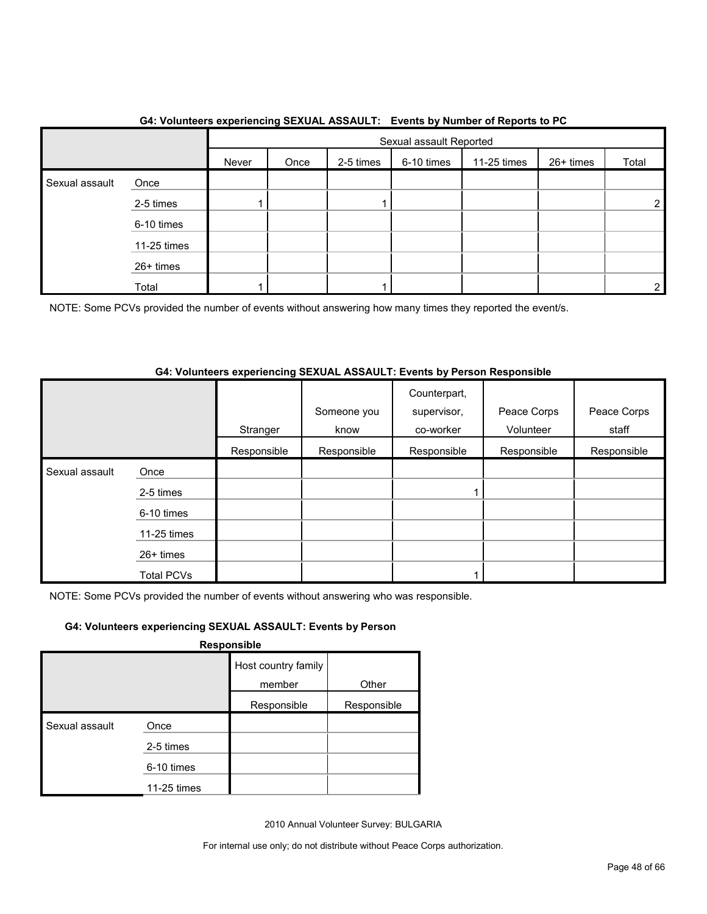### G4: Volunteers experiencing SEXUAL ASSAULT: Events by Number of Reports to PC

| | | Sexual assault Reported | | | | | | |
|---|---|---|---|---|---|---|---|---|
| | | Never | Once | 2-5 times | 6-10 times | 11-25 times | 26+ times | Total |
| Sexual assault | Once | | | | | | | |
| | 2-5 times | 1 | | 1 | | | | 2 |
| | 6-10 times | | | | | | | |
| | 11-25 times | | | | | | | |
| | 26+ times | | | | | | | |
| | Total | 1 | | 1 | | | | 2 |

NOTE: Some PCVs provided the number of events without answering how many times they reported the event/s.

### G4: Volunteers experiencing SEXUAL ASSAULT: Events by Person Responsible

| | | Stranger | Someone you know | Counterpart, supervisor, co-worker | Peace Corps Volunteer | Peace Corps staff |
|---|---|---|---|---|---|---|
| | | Responsible | Responsible | Responsible | Responsible | Responsible |
| Sexual assault | Once | | | | | |
| | 2-5 times | | | 1 | | |
| | 6-10 times | | | | | |
| | 11-25 times | | | | | |
| | 26+ times | | | | | |
| | Total PCVs | | | 1 | | |

NOTE: Some PCVs provided the number of events without answering who was responsible.

### G4: Volunteers experiencing SEXUAL ASSAULT: Events by Person Responsible

| | | Host country family member | Other |
|---|---|---|---|
| | | Responsible | Responsible |
| Sexual assault | Once | | |
| | 2-5 times | | |
| | 6-10 times | | |
| | 11-25 times | | |

2010 Annual Volunteer Survey: BULGARIA

For internal use only; do not distribute without Peace Corps authorization.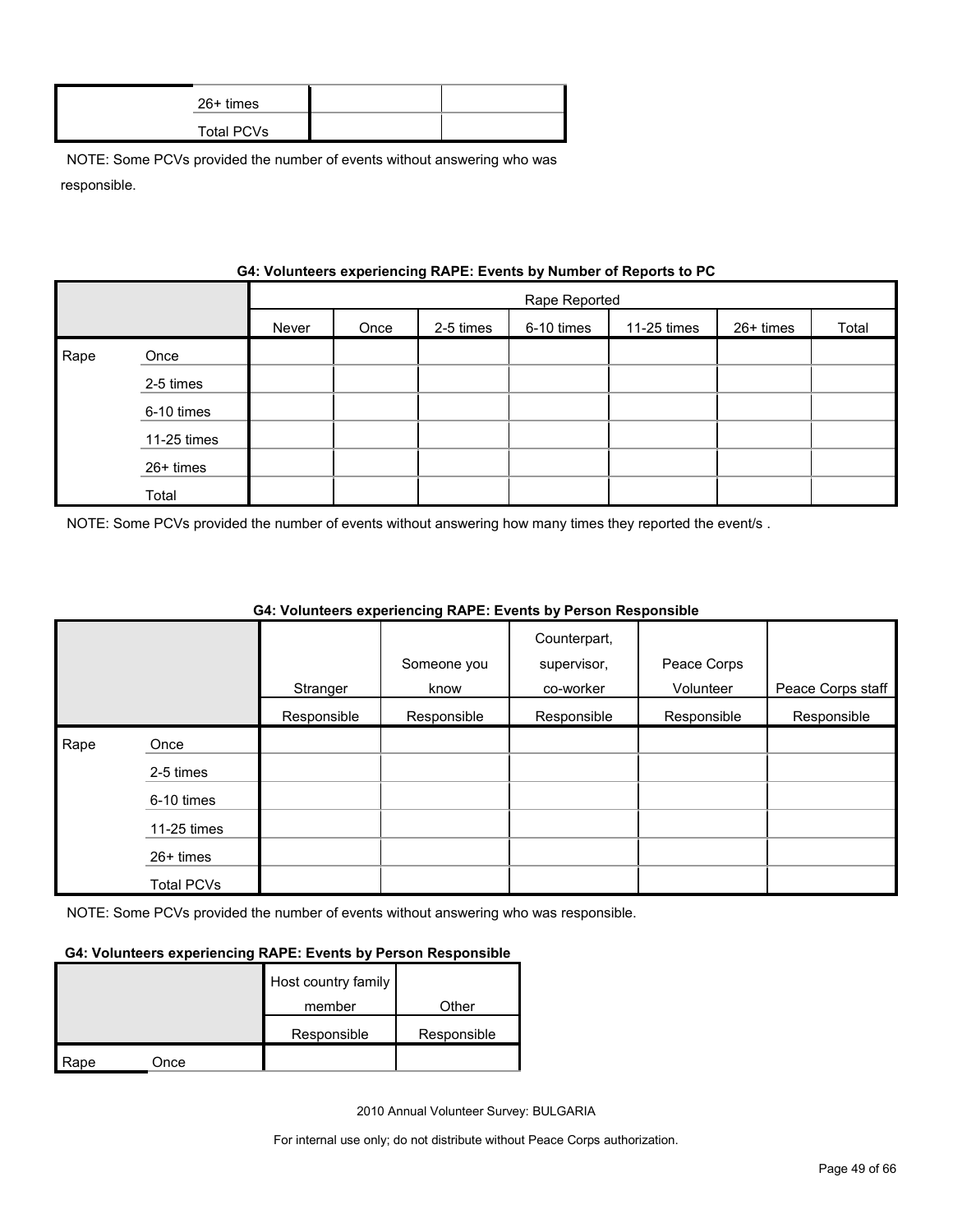| | | | |
|---|---|---|---|
| | 26+ times | | |
| | Total PCVs | | |

NOTE: Some PCVs provided the number of events without answering who was responsible.

**G4: Volunteers experiencing RAPE: Events by Number of Reports to PC**

| | | Rape Reported | | | | | | |
|---|---|---|---|---|---|---|---|---|
| | | Never | Once | 2-5 times | 6-10 times | 11-25 times | 26+ times | Total |
| Rape | Once | | | | | | | |
| | 2-5 times | | | | | | | |
| | 6-10 times | | | | | | | |
| | 11-25 times | | | | | | | |
| | 26+ times | | | | | | | |
| | Total | | | | | | | |

NOTE: Some PCVs provided the number of events without answering how many times they reported the event/s .

**G4: Volunteers experiencing RAPE: Events by Person Responsible**

| | | Stranger | Someone you know | Counterpart, supervisor, co-worker | Peace Corps Volunteer | Peace Corps staff |
|---|---|---|---|---|---|---|
| | | Responsible | Responsible | Responsible | Responsible | Responsible |
| Rape | Once | | | | | |
| | 2-5 times | | | | | |
| | 6-10 times | | | | | |
| | 11-25 times | | | | | |
| | 26+ times | | | | | |
| | Total PCVs | | | | | |

NOTE: Some PCVs provided the number of events without answering who was responsible.

**G4: Volunteers experiencing RAPE: Events by Person Responsible**

| | | Host country family member | Other |
|---|---|---|---|
| | | Responsible | Responsible |
| Rape | Once | | |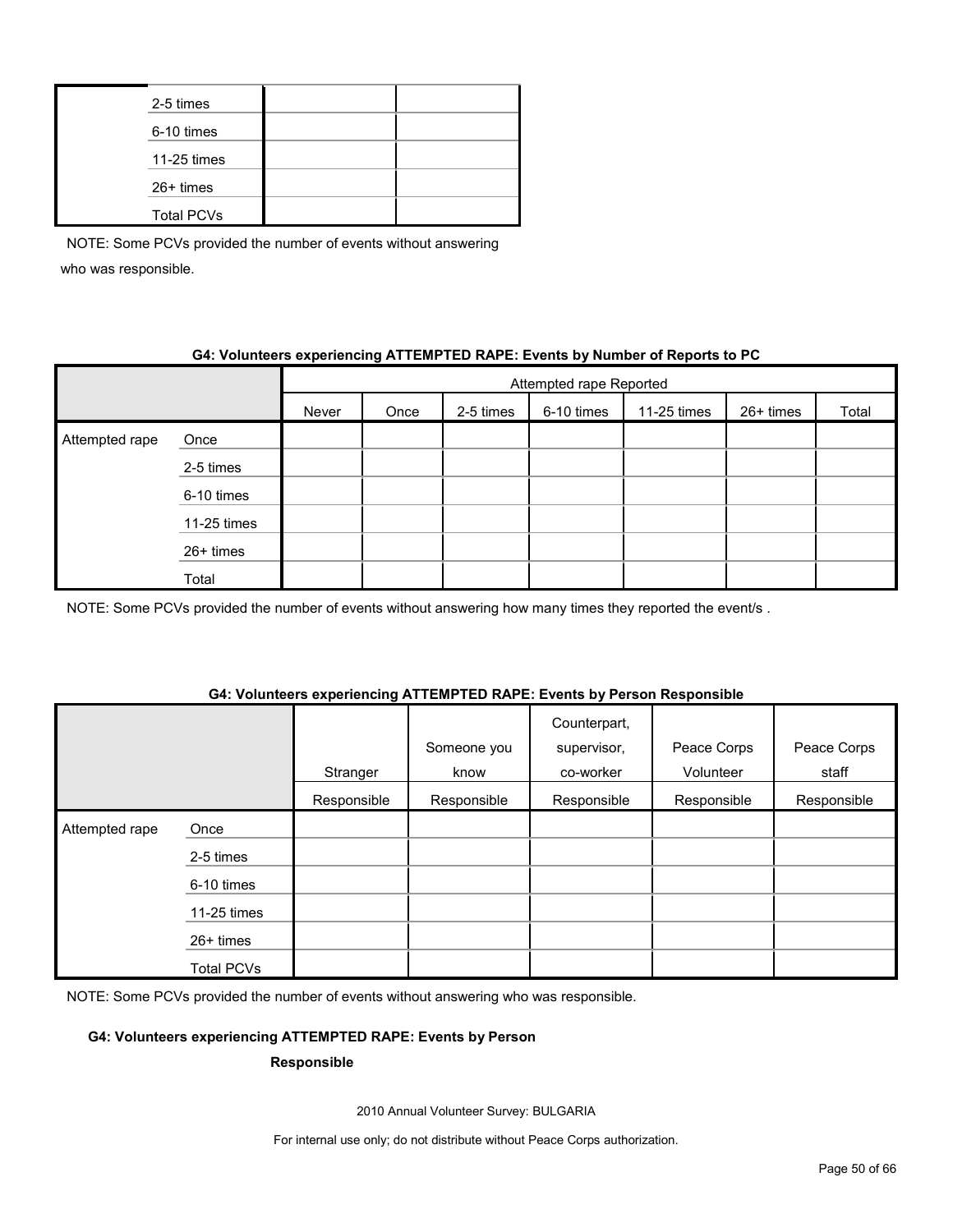| | | | |
|---|---|---|---|
| | 2-5 times | | |
| | 6-10 times | | |
| | 11-25 times | | |
| | 26+ times | | |
| | Total PCVs | | |

NOTE: Some PCVs provided the number of events without answering who was responsible.

**G4: Volunteers experiencing ATTEMPTED RAPE: Events by Number of Reports to PC**

| | | Attempted rape Reported | | | | | | |
|---|---|---|---|---|---|---|---|---|
| | | Never | Once | 2-5 times | 6-10 times | 11-25 times | 26+ times | Total |
| Attempted rape | Once | | | | | | | |
| | 2-5 times | | | | | | | |
| | 6-10 times | | | | | | | |
| | 11-25 times | | | | | | | |
| | 26+ times | | | | | | | |
| | Total | | | | | | | |

NOTE: Some PCVs provided the number of events without answering how many times they reported the event/s .

**G4: Volunteers experiencing ATTEMPTED RAPE: Events by Person Responsible**

| | | Stranger Responsible | Someone you know Responsible | Counterpart, supervisor, co-worker Responsible | Peace Corps Volunteer Responsible | Peace Corps staff Responsible |
|---|---|---|---|---|---|---|
| Attempted rape | Once | | | | | |
| | 2-5 times | | | | | |
| | 6-10 times | | | | | |
| | 11-25 times | | | | | |
| | 26+ times | | | | | |
| | Total PCVs | | | | | |

NOTE: Some PCVs provided the number of events without answering who was responsible.

**G4: Volunteers experiencing ATTEMPTED RAPE: Events by Person Responsible**

2010 Annual Volunteer Survey: BULGARIA

For internal use only; do not distribute without Peace Corps authorization.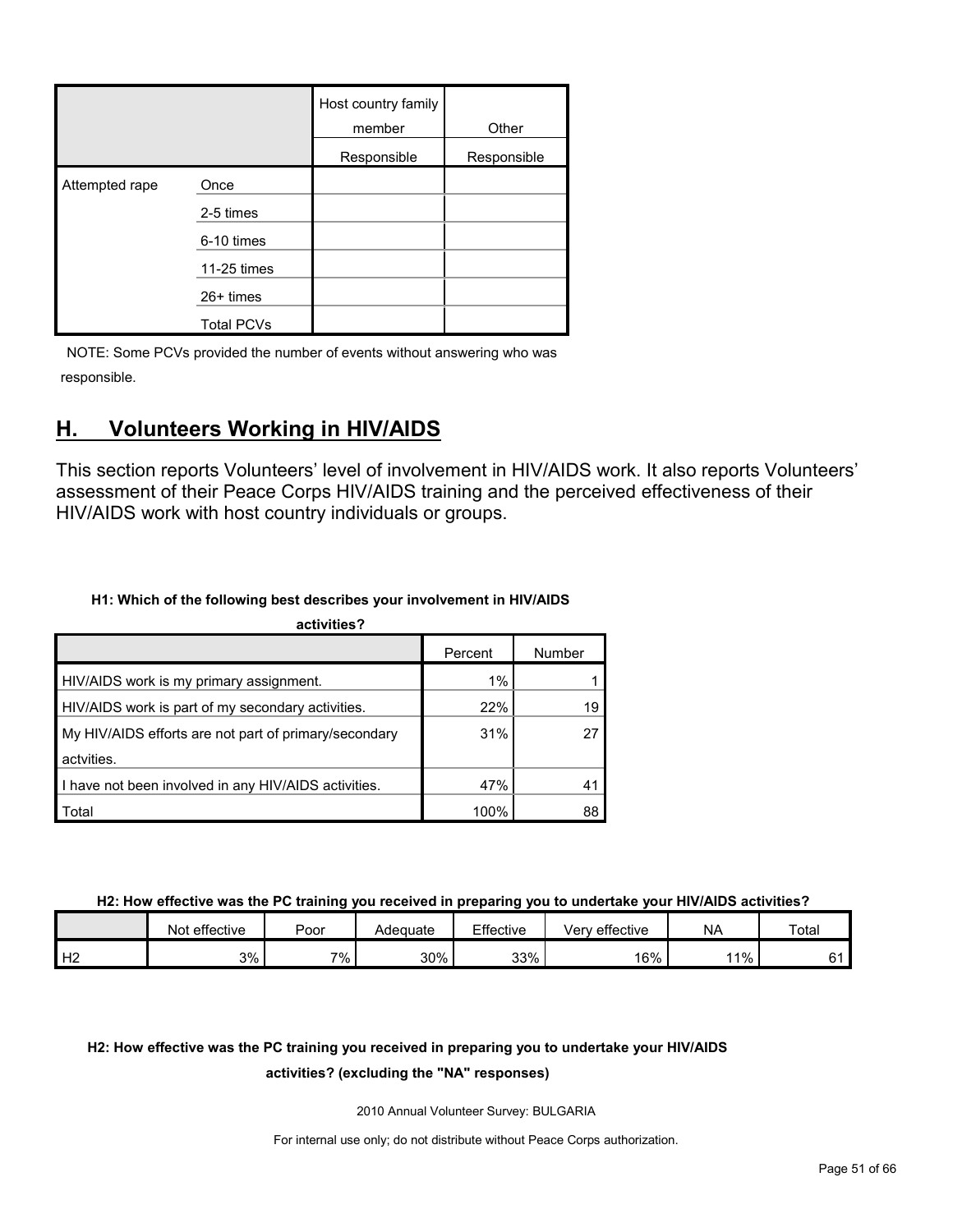| | | Host country family member | Other |
|---|---|---|---|
| | | Responsible | Responsible |
| Attempted rape | Once | | |
| | 2-5 times | | |
| | 6-10 times | | |
| | 11-25 times | | |
| | 26+ times | | |
| | Total PCVs | | |

NOTE: Some PCVs provided the number of events without answering who was responsible.

## H. Volunteers Working in HIV/AIDS

This section reports Volunteers' level of involvement in HIV/AIDS work. It also reports Volunteers' assessment of their Peace Corps HIV/AIDS training and the perceived effectiveness of their HIV/AIDS work with host country individuals or groups.

**H1: Which of the following best describes your involvement in HIV/AIDS activities?**

| | Percent | Number |
|---|---|---|
| HIV/AIDS work is my primary assignment. | 1% | 1 |
| HIV/AIDS work is part of my secondary activities. | 22% | 19 |
| My HIV/AIDS efforts are not part of primary/secondary actvities. | 31% | 27 |
| I have not been involved in any HIV/AIDS activities. | 47% | 41 |
| Total | 100% | 88 |

**H2: How effective was the PC training you received in preparing you to undertake your HIV/AIDS activities?**

| | Not effective | Poor | Adequate | Effective | Very effective | NA | Total |
|---|---|---|---|---|---|---|---|
| H2 | 3% | 7% | 30% | 33% | 16% | 11% | 61 |

**H2: How effective was the PC training you received in preparing you to undertake your HIV/AIDS activities? (excluding the "NA" responses)**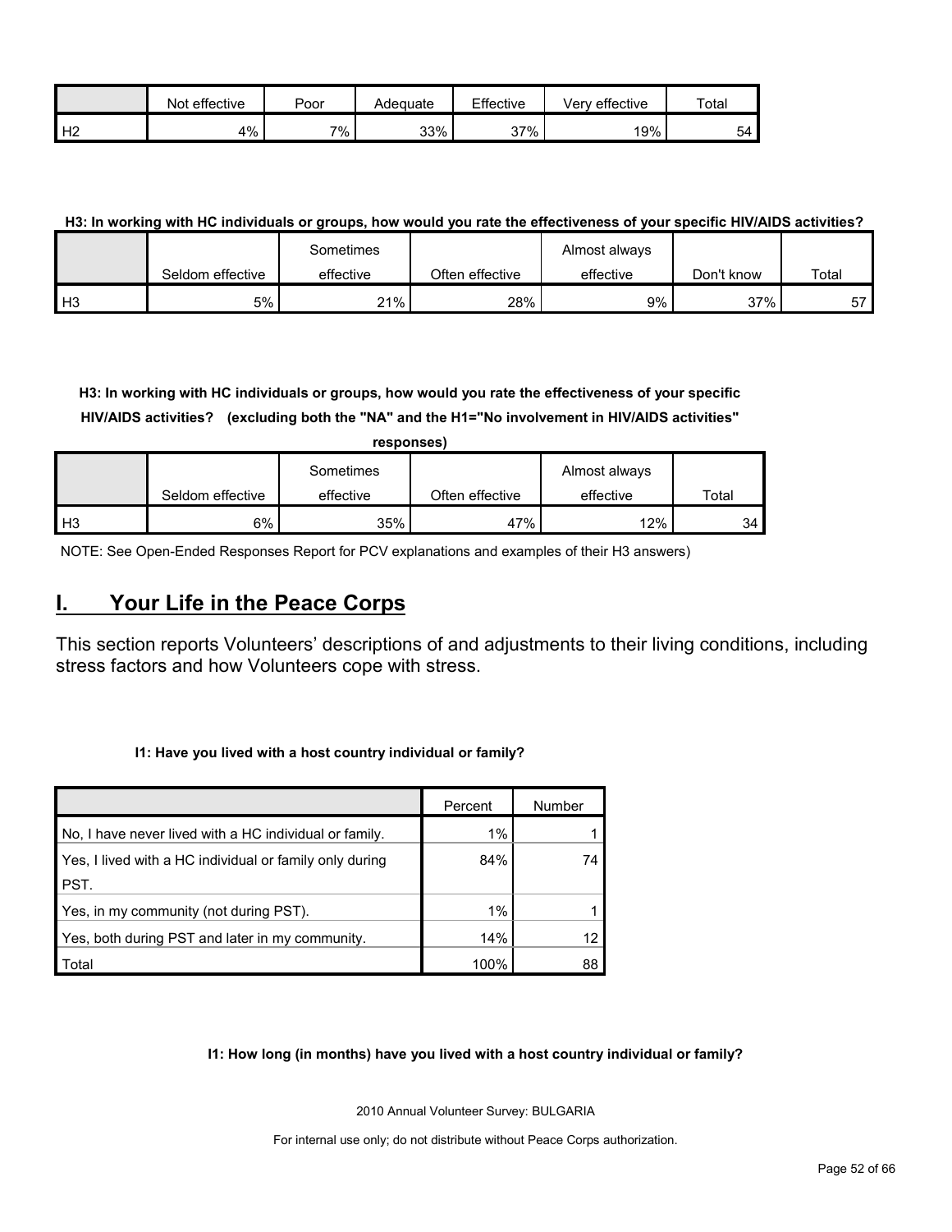| | Not effective | Poor | Adequate | Effective | Very effective | Total |
|---|---|---|---|---|---|---|
| H2 | 4% | 7% | 33% | 37% | 19% | 54 |

**H3: In working with HC individuals or groups, how would you rate the effectiveness of your specific HIV/AIDS activities?**

| | Seldom effective | Sometimes effective | Often effective | Almost always effective | Don't know | Total |
|---|---|---|---|---|---|---|
| H3 | 5% | 21% | 28% | 9% | 37% | 57 |

**H3: In working with HC individuals or groups, how would you rate the effectiveness of your specific HIV/AIDS activities? (excluding both the "NA" and the H1="No involvement in HIV/AIDS activities" responses)**

| | Seldom effective | Sometimes effective | Often effective | Almost always effective | Total |
|---|---|---|---|---|---|
| H3 | 6% | 35% | 47% | 12% | 34 |

NOTE: See Open-Ended Responses Report for PCV explanations and examples of their H3 answers)

## I. Your Life in the Peace Corps

This section reports Volunteers' descriptions of and adjustments to their living conditions, including stress factors and how Volunteers cope with stress.

**I1: Have you lived with a host country individual or family?**

| | Percent | Number |
|---|---|---|
| No, I have never lived with a HC individual or family. | 1% | 1 |
| Yes, I lived with a HC individual or family only during PST. | 84% | 74 |
| Yes, in my community (not during PST). | 1% | 1 |
| Yes, both during PST and later in my community. | 14% | 12 |
| Total | 100% | 88 |

**I1: How long (in months) have you lived with a host country individual or family?**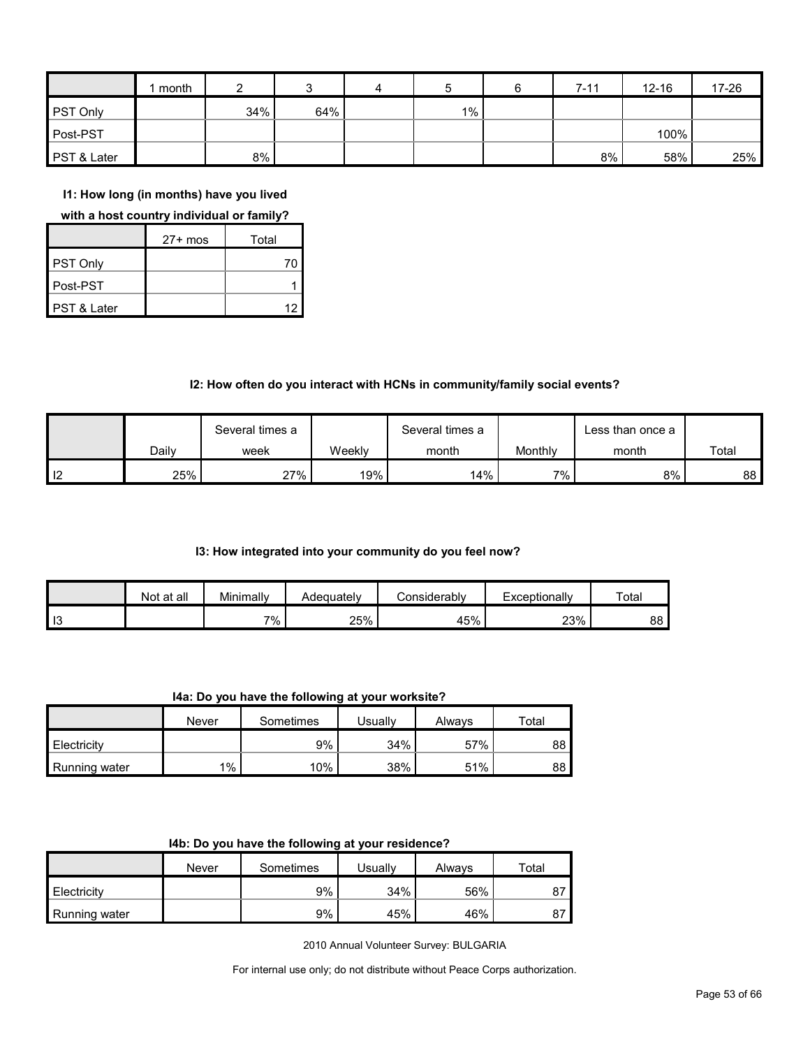|  | 1 month | 2 | 3 | 4 | 5 | 6 | 7-11 | 12-16 | 17-26 |
|---|---|---|---|---|---|---|---|---|---|
| PST Only |  | 34% | 64% |  | 1% |  |  |  |  |
| Post-PST |  |  |  |  |  |  |  | 100% |  |
| PST & Later |  | 8% |  |  |  |  | 8% | 58% | 25% |

**I1: How long (in months) have you lived with a host country individual or family?**

|  | 27+ mos | Total |
|---|---|---|
| PST Only |  | 70 |
| Post-PST |  | 1 |
| PST & Later |  | 12 |

**I2: How often do you interact with HCNs in community/family social events?**

|  | Daily | Several times a week | Weekly | Several times a month | Monthly | Less than once a month | Total |
|---|---|---|---|---|---|---|---|
| I2 | 25% | 27% | 19% | 14% | 7% | 8% | 88 |

**I3: How integrated into your community do you feel now?**

|  | Not at all | Minimally | Adequately | Considerably | Exceptionally | Total |
|---|---|---|---|---|---|---|
| I3 |  | 7% | 25% | 45% | 23% | 88 |

**I4a: Do you have the following at your worksite?**

|  | Never | Sometimes | Usually | Always | Total |
|---|---|---|---|---|---|
| Electricity |  | 9% | 34% | 57% | 88 |
| Running water | 1% | 10% | 38% | 51% | 88 |

**I4b: Do you have the following at your residence?**

|  | Never | Sometimes | Usually | Always | Total |
|---|---|---|---|---|---|
| Electricity |  | 9% | 34% | 56% | 87 |
| Running water |  | 9% | 45% | 46% | 87 |

2010 Annual Volunteer Survey: BULGARIA

For internal use only; do not distribute without Peace Corps authorization.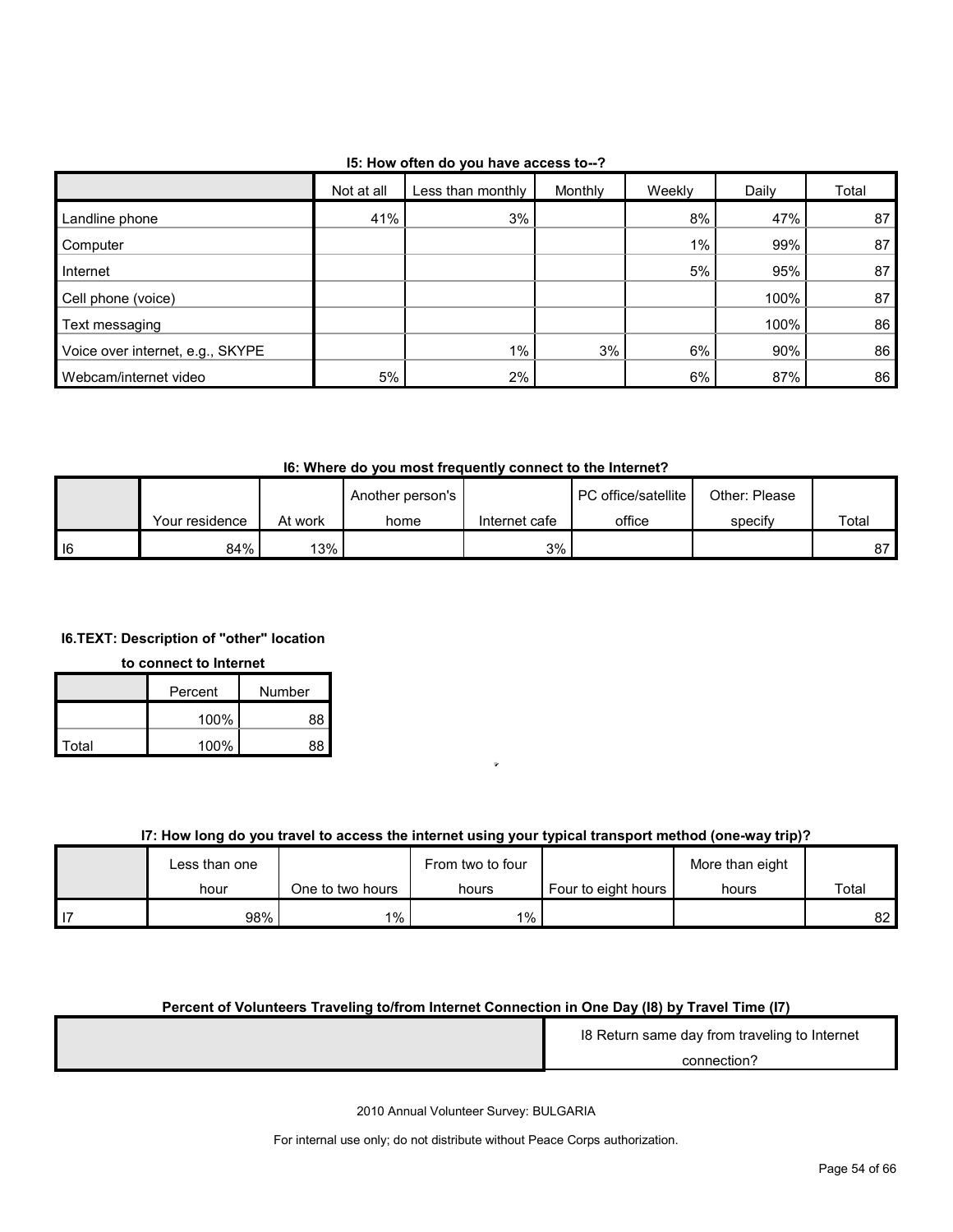**I5: How often do you have access to--?**

| | Not at all | Less than monthly | Monthly | Weekly | Daily | Total |
|---|---|---|---|---|---|---|
| Landline phone | 41% | 3% | | 8% | 47% | 87 |
| Computer | | | | 1% | 99% | 87 |
| Internet | | | | 5% | 95% | 87 |
| Cell phone (voice) | | | | | 100% | 87 |
| Text messaging | | | | | 100% | 86 |
| Voice over internet, e.g., SKYPE | | 1% | 3% | 6% | 90% | 86 |
| Webcam/internet video | 5% | 2% | | 6% | 87% | 86 |

**I6: Where do you most frequently connect to the Internet?**

| | Your residence | At work | Another person's home | Internet cafe | PC office/satellite office | Other: Please specify | Total |
|---|---|---|---|---|---|---|---|
| I6 | 84% | 13% | | 3% | | | 87 |

**I6.TEXT: Description of "other" location to connect to Internet**

| | Percent | Number |
|---|---|---|
| | 100% | 88 |
| Total | 100% | 88 |

**I7: How long do you travel to access the internet using your typical transport method (one-way trip)?**

| | Less than one hour | One to two hours | From two to four hours | Four to eight hours | More than eight hours | Total |
|---|---|---|---|---|---|---|
| I7 | 98% | 1% | 1% | | | 82 |

**Percent of Volunteers Traveling to/from Internet Connection in One Day (I8) by Travel Time (I7)**

| | I8 Return same day from traveling to Internet connection? |
|---|---|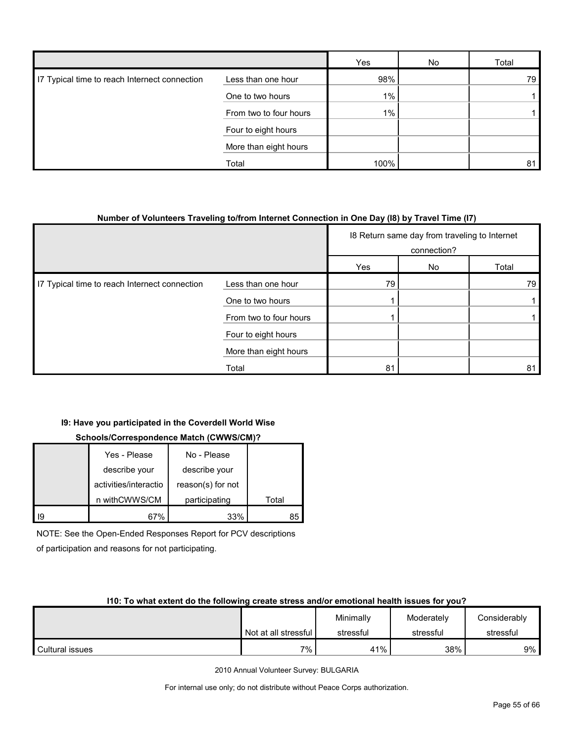| | | Yes | No | Total |
|---|---|---|---|---|
| I7 Typical time to reach Internet connection | Less than one hour | 98% | | 79 |
| | One to two hours | 1% | | 1 |
| | From two to four hours | 1% | | 1 |
| | Four to eight hours | | | |
| | More than eight hours | | | |
| | Total | 100% | | 81 |

**Number of Volunteers Traveling to/from Internet Connection in One Day (I8) by Travel Time (I7)**

| | | I8 Return same day from traveling to Internet connection? | | |
|---|---|---|---|---|
| | | Yes | No | Total |
| I7 Typical time to reach Internet connection | Less than one hour | 79 | | 79 |
| | One to two hours | 1 | | 1 |
| | From two to four hours | 1 | | 1 |
| | Four to eight hours | | | |
| | More than eight hours | | | |
| | Total | 81 | | 81 |

**I9: Have you participated in the Coverdell World Wise Schools/Correspondence Match (CWWS/CM)?**

| | Yes - Please describe your activities/interaction withCWWS/CM | No - Please describe your reason(s) for not participating | Total |
|---|---|---|---|
| I9 | 67% | 33% | 85 |

NOTE: See the Open-Ended Responses Report for PCV descriptions of participation and reasons for not participating.

**I10: To what extent do the following create stress and/or emotional health issues for you?**

| | Not at all stressful | Minimally stressful | Moderately stressful | Considerably stressful |
|---|---|---|---|---|
| Cultural issues | 7% | 41% | 38% | 9% |

2010 Annual Volunteer Survey: BULGARIA

For internal use only; do not distribute without Peace Corps authorization.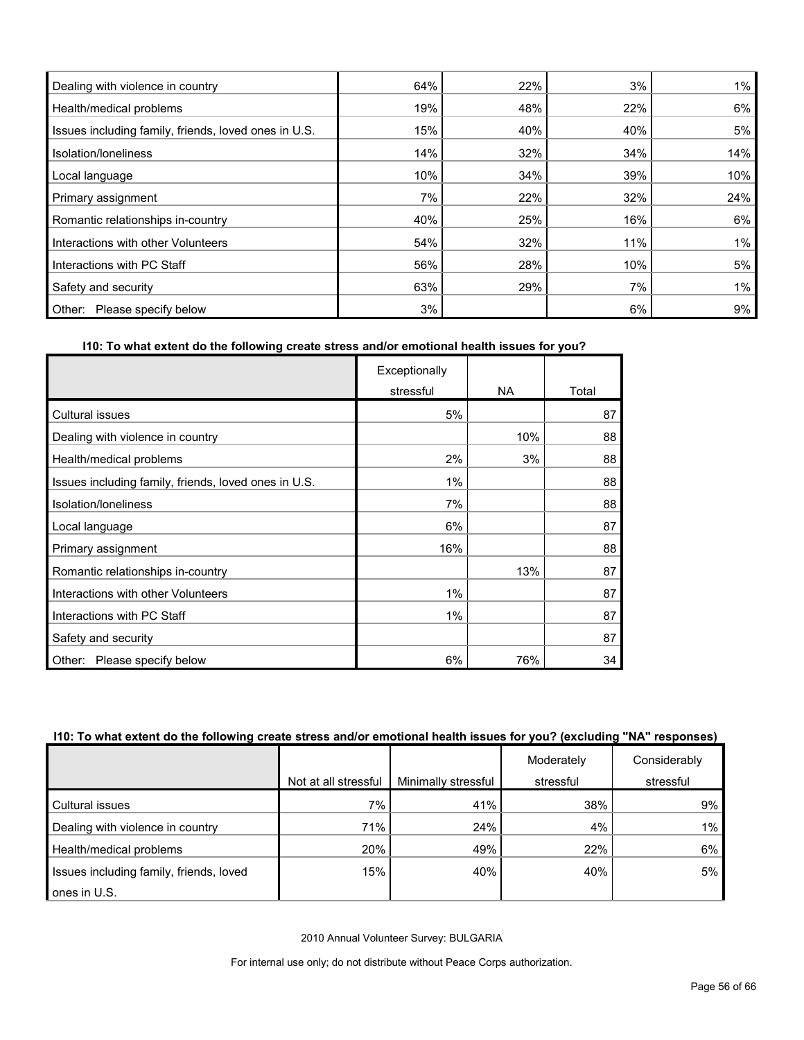| | | | | |
|---|---|---|---|---|
| Dealing with violence in country | 64% | 22% | 3% | 1% |
| Health/medical problems | 19% | 48% | 22% | 6% |
| Issues including family, friends, loved ones in U.S. | 15% | 40% | 40% | 5% |
| Isolation/loneliness | 14% | 32% | 34% | 14% |
| Local language | 10% | 34% | 39% | 10% |
| Primary assignment | 7% | 22% | 32% | 24% |
| Romantic relationships in-country | 40% | 25% | 16% | 6% |
| Interactions with other Volunteers | 54% | 32% | 11% | 1% |
| Interactions with PC Staff | 56% | 28% | 10% | 5% |
| Safety and security | 63% | 29% | 7% | 1% |
| Other: Please specify below | 3% | | 6% | 9% |

**I10: To what extent do the following create stress and/or emotional health issues for you?**

| | Exceptionally stressful | NA | Total |
|---|---|---|---|
| Cultural issues | 5% | | 87 |
| Dealing with violence in country | | 10% | 88 |
| Health/medical problems | 2% | 3% | 88 |
| Issues including family, friends, loved ones in U.S. | 1% | | 88 |
| Isolation/loneliness | 7% | | 88 |
| Local language | 6% | | 87 |
| Primary assignment | 16% | | 88 |
| Romantic relationships in-country | | 13% | 87 |
| Interactions with other Volunteers | 1% | | 87 |
| Interactions with PC Staff | 1% | | 87 |
| Safety and security | | | 87 |
| Other: Please specify below | 6% | 76% | 34 |

**I10: To what extent do the following create stress and/or emotional health issues for you? (excluding "NA" responses)**

| | Not at all stressful | Minimally stressful | Moderately stressful | Considerably stressful |
|---|---|---|---|---|
| Cultural issues | 7% | 41% | 38% | 9% |
| Dealing with violence in country | 71% | 24% | 4% | 1% |
| Health/medical problems | 20% | 49% | 22% | 6% |
| Issues including family, friends, loved ones in U.S. | 15% | 40% | 40% | 5% |

2010 Annual Volunteer Survey: BULGARIA

For internal use only; do not distribute without Peace Corps authorization.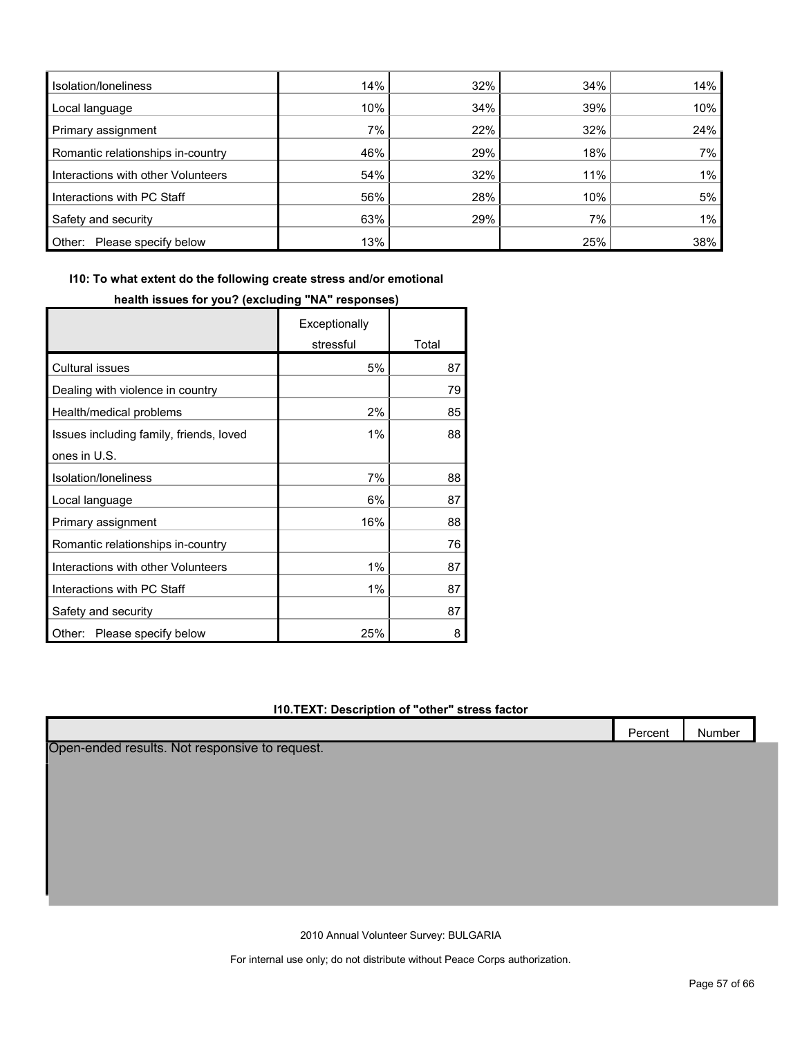| | | | | |
|---|---|---|---|---|
| Isolation/loneliness | 14% | 32% | 34% | 14% |
| Local language | 10% | 34% | 39% | 10% |
| Primary assignment | 7% | 22% | 32% | 24% |
| Romantic relationships in-country | 46% | 29% | 18% | 7% |
| Interactions with other Volunteers | 54% | 32% | 11% | 1% |
| Interactions with PC Staff | 56% | 28% | 10% | 5% |
| Safety and security | 63% | 29% | 7% | 1% |
| Other: Please specify below | 13% | | 25% | 38% |

**I10: To what extent do the following create stress and/or emotional health issues for you? (excluding "NA" responses)**

| | Exceptionally stressful | Total |
|---|---|---|
| Cultural issues | 5% | 87 |
| Dealing with violence in country | | 79 |
| Health/medical problems | 2% | 85 |
| Issues including family, friends, loved ones in U.S. | 1% | 88 |
| Isolation/loneliness | 7% | 88 |
| Local language | 6% | 87 |
| Primary assignment | 16% | 88 |
| Romantic relationships in-country | | 76 |
| Interactions with other Volunteers | 1% | 87 |
| Interactions with PC Staff | 1% | 87 |
| Safety and security | | 87 |
| Other: Please specify below | 25% | 8 |

**I10.TEXT: Description of "other" stress factor**

| | Percent | Number |
|---|---|---|
| Open-ended results. Not responsive to request. | | |

2010 Annual Volunteer Survey: BULGARIA

For internal use only; do not distribute without Peace Corps authorization.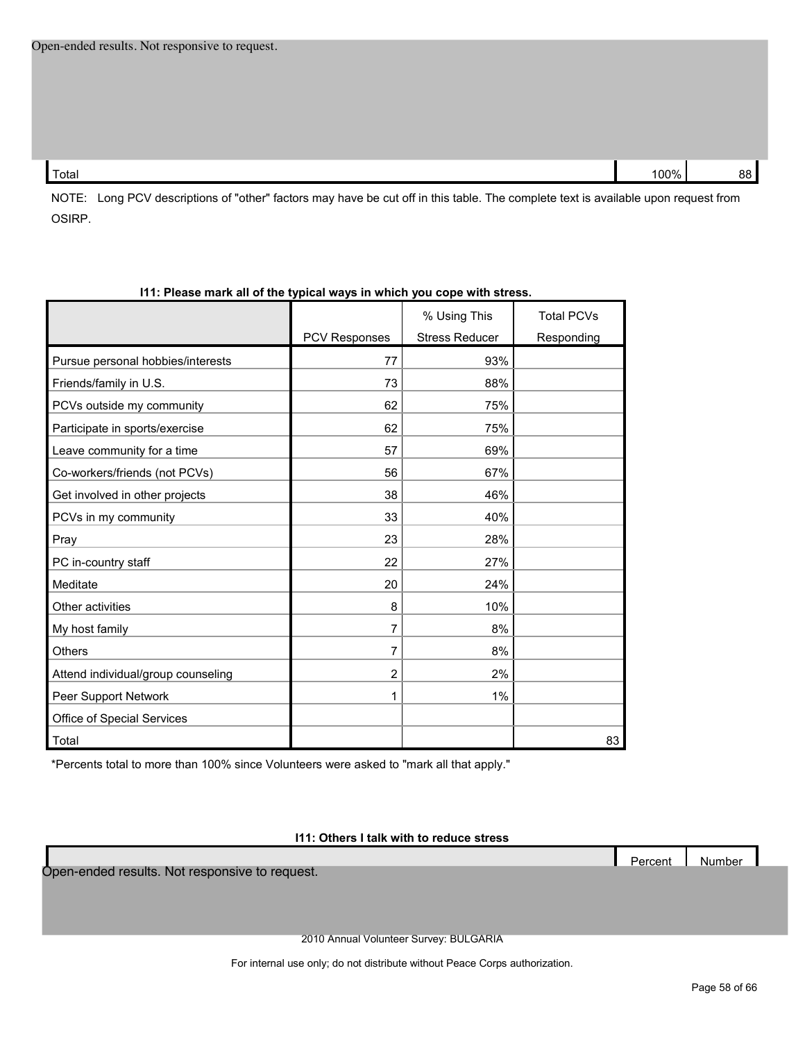Open-ended results. Not responsive to request.

| | | |
|---|---|---|
| Total | 100% | 88 |

NOTE: Long PCV descriptions of "other" factors may have be cut off in this table. The complete text is available upon request from OSIRP.

**I11: Please mark all of the typical ways in which you cope with stress.**

| | PCV Responses | % Using This Stress Reducer | Total PCVs Responding |
|---|---|---|---|
| Pursue personal hobbies/interests | 77 | 93% | |
| Friends/family in U.S. | 73 | 88% | |
| PCVs outside my community | 62 | 75% | |
| Participate in sports/exercise | 62 | 75% | |
| Leave community for a time | 57 | 69% | |
| Co-workers/friends (not PCVs) | 56 | 67% | |
| Get involved in other projects | 38 | 46% | |
| PCVs in my community | 33 | 40% | |
| Pray | 23 | 28% | |
| PC in-country staff | 22 | 27% | |
| Meditate | 20 | 24% | |
| Other activities | 8 | 10% | |
| My host family | 7 | 8% | |
| Others | 7 | 8% | |
| Attend individual/group counseling | 2 | 2% | |
| Peer Support Network | 1 | 1% | |
| Office of Special Services | | | |
| Total | | | 83 |

*Percents total to more than 100% since Volunteers were asked to "mark all that apply."

**I11: Others I talk with to reduce stress**

| | Percent | Number |
|---|---|---|

Open-ended results. Not responsive to request.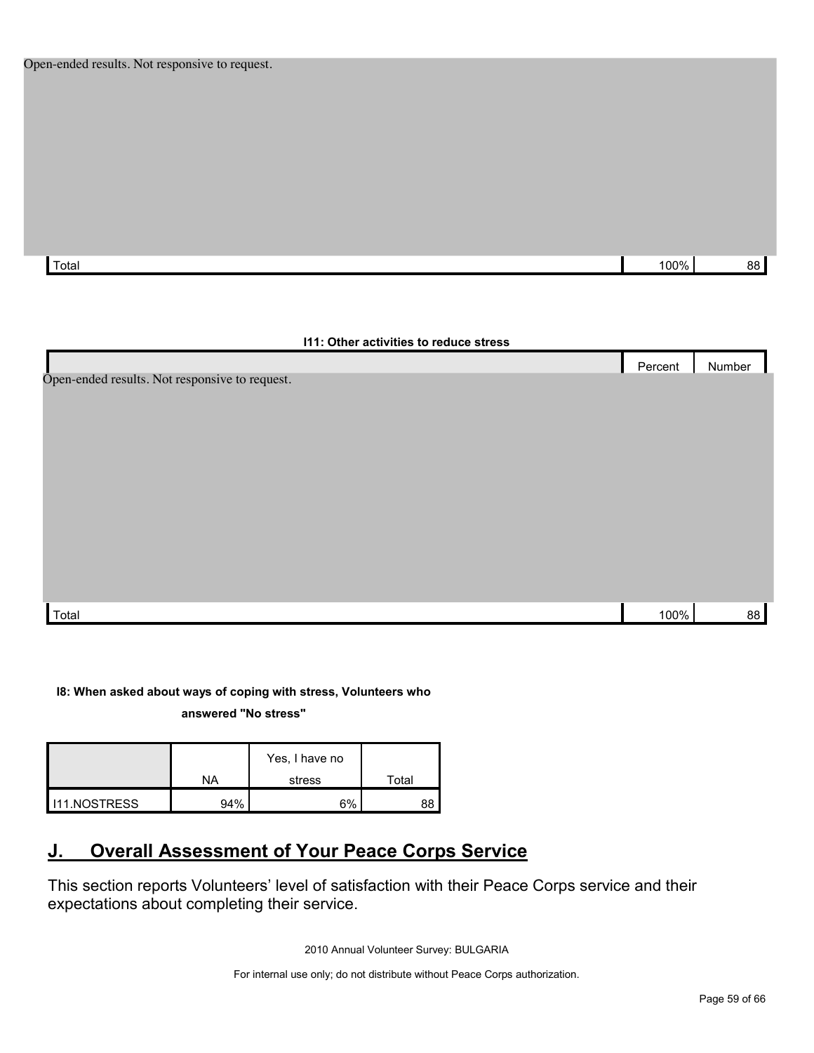Open-ended results. Not responsive to request.

| | Percent | Number |
|---|---|---|
| Total | 100% | 88 |

**I11: Other activities to reduce stress**

| | Percent | Number |
|---|---|---|
| Open-ended results. Not responsive to request. | | |
| Total | 100% | 88 |

**I8: When asked about ways of coping with stress, Volunteers who answered "No stress"**

| | NA | Yes, I have no stress | Total |
|---|---|---|---|
| I11.NOSTRESS | 94% | 6% | 88 |

## J. Overall Assessment of Your Peace Corps Service

This section reports Volunteers' level of satisfaction with their Peace Corps service and their expectations about completing their service.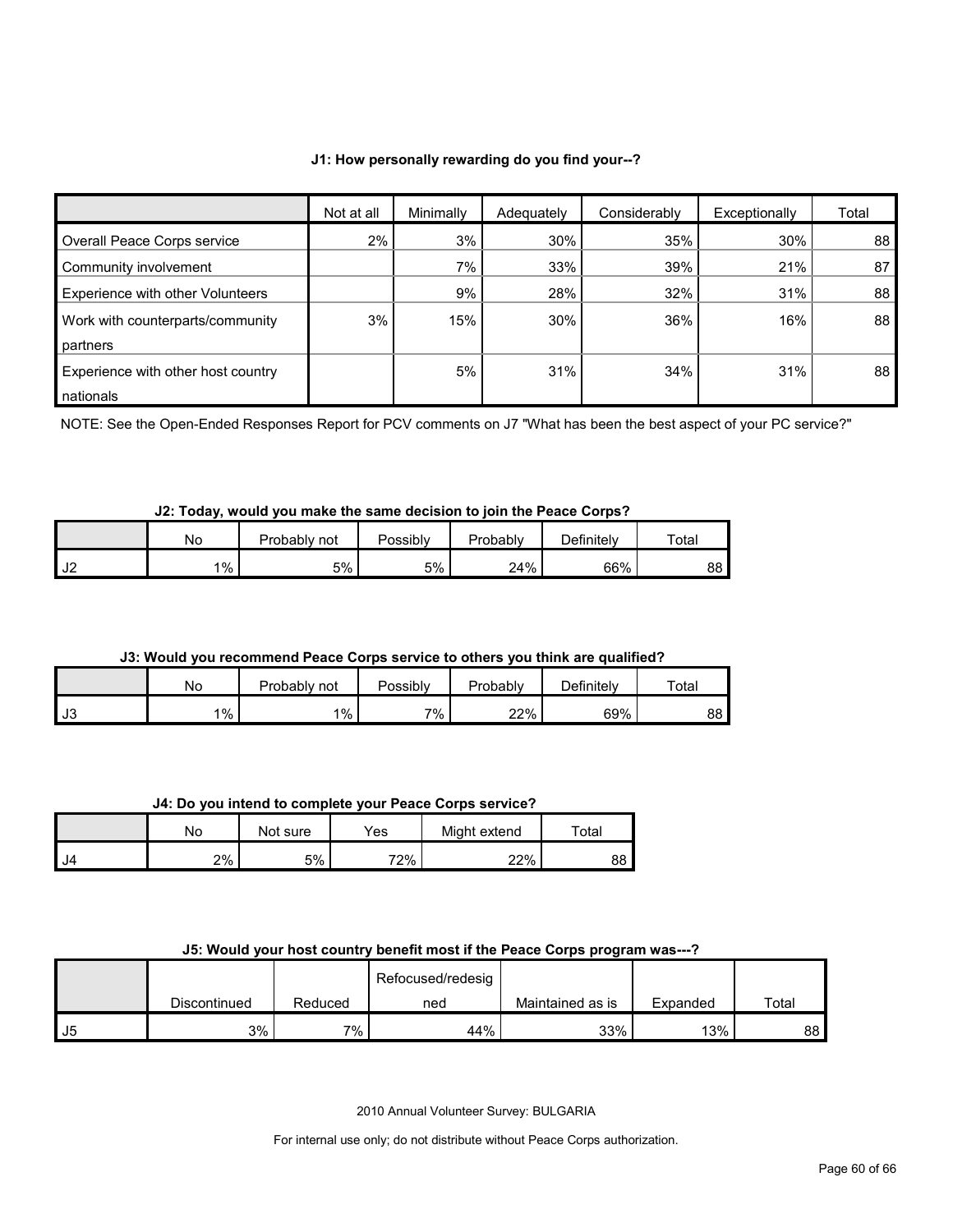**J1: How personally rewarding do you find your--?**

| | Not at all | Minimally | Adequately | Considerably | Exceptionally | Total |
|---|---|---|---|---|---|---|
| Overall Peace Corps service | 2% | 3% | 30% | 35% | 30% | 88 |
| Community involvement | | 7% | 33% | 39% | 21% | 87 |
| Experience with other Volunteers | | 9% | 28% | 32% | 31% | 88 |
| Work with counterparts/community partners | 3% | 15% | 30% | 36% | 16% | 88 |
| Experience with other host country nationals | | 5% | 31% | 34% | 31% | 88 |

NOTE: See the Open-Ended Responses Report for PCV comments on J7 "What has been the best aspect of your PC service?"

**J2: Today, would you make the same decision to join the Peace Corps?**

| | No | Probably not | Possibly | Probably | Definitely | Total |
|---|---|---|---|---|---|---|
| J2 | 1% | 5% | 5% | 24% | 66% | 88 |

**J3: Would you recommend Peace Corps service to others you think are qualified?**

| | No | Probably not | Possibly | Probably | Definitely | Total |
|---|---|---|---|---|---|---|
| J3 | 1% | 1% | 7% | 22% | 69% | 88 |

**J4: Do you intend to complete your Peace Corps service?**

| | No | Not sure | Yes | Might extend | Total |
|---|---|---|---|---|---|
| J4 | 2% | 5% | 72% | 22% | 88 |

**J5: Would your host country benefit most if the Peace Corps program was---?**

| | Discontinued | Reduced | Refocused/redesigned | Maintained as is | Expanded | Total |
|---|---|---|---|---|---|---|
| J5 | 3% | 7% | 44% | 33% | 13% | 88 |

2010 Annual Volunteer Survey: BULGARIA

For internal use only; do not distribute without Peace Corps authorization.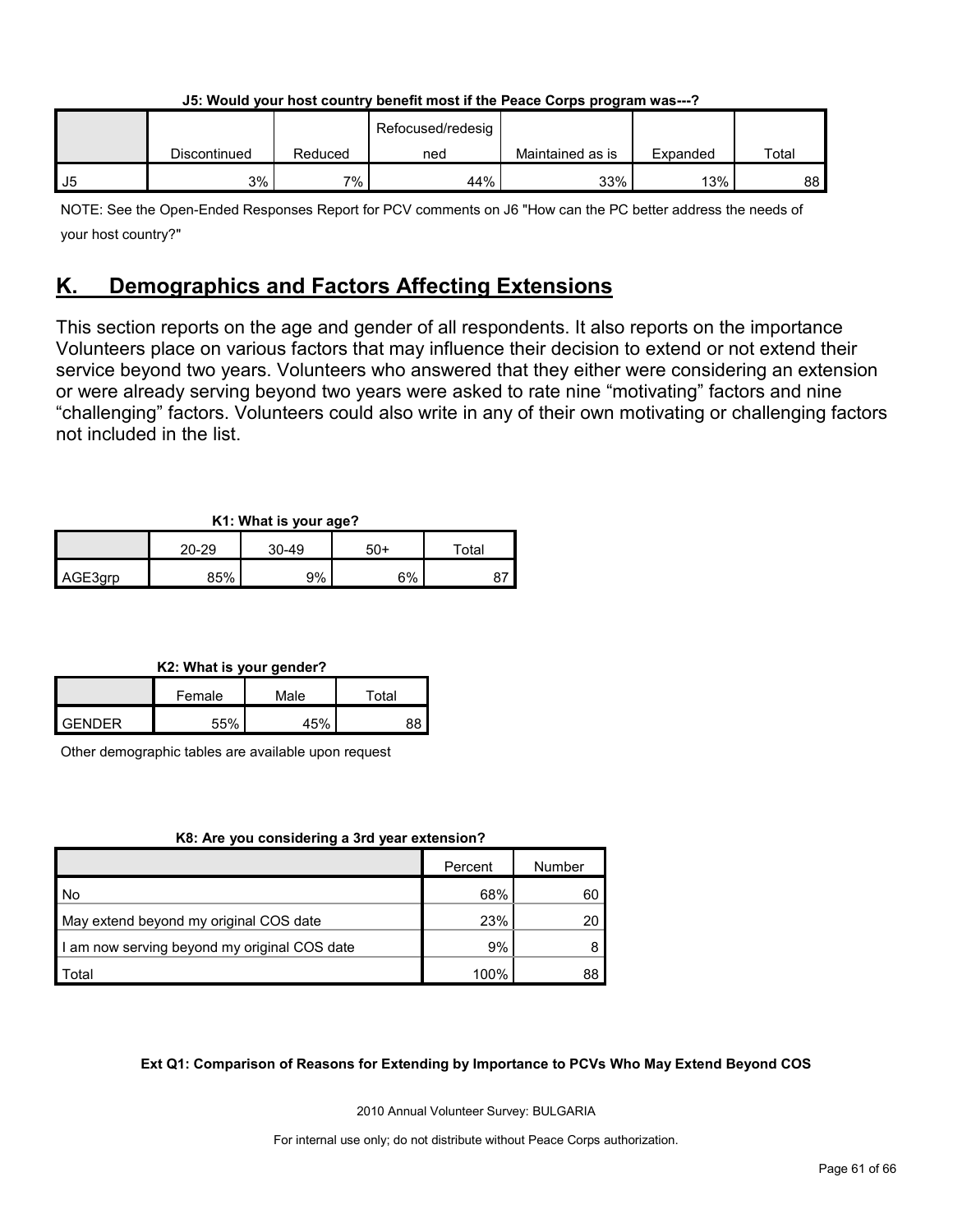**J5: Would your host country benefit most if the Peace Corps program was---?**

| | Discontinued | Reduced | Refocused/redesigned | Maintained as is | Expanded | Total |
|---|---|---|---|---|---|---|
| J5 | 3% | 7% | 44% | 33% | 13% | 88 |

NOTE: See the Open-Ended Responses Report for PCV comments on J6 "How can the PC better address the needs of your host country?"

## K. Demographics and Factors Affecting Extensions

This section reports on the age and gender of all respondents. It also reports on the importance Volunteers place on various factors that may influence their decision to extend or not extend their service beyond two years. Volunteers who answered that they either were considering an extension or were already serving beyond two years were asked to rate nine "motivating" factors and nine "challenging" factors. Volunteers could also write in any of their own motivating or challenging factors not included in the list.

**K1: What is your age?**

| | 20-29 | 30-49 | 50+ | Total |
|---|---|---|---|---|
| AGE3grp | 85% | 9% | 6% | 87 |

**K2: What is your gender?**

| | Female | Male | Total |
|---|---|---|---|
| GENDER | 55% | 45% | 88 |

Other demographic tables are available upon request

**K8: Are you considering a 3rd year extension?**

| | Percent | Number |
|---|---|---|
| No | 68% | 60 |
| May extend beyond my original COS date | 23% | 20 |
| I am now serving beyond my original COS date | 9% | 8 |
| Total | 100% | 88 |

**Ext Q1: Comparison of Reasons for Extending by Importance to PCVs Who May Extend Beyond COS**

2010 Annual Volunteer Survey: BULGARIA

For internal use only; do not distribute without Peace Corps authorization.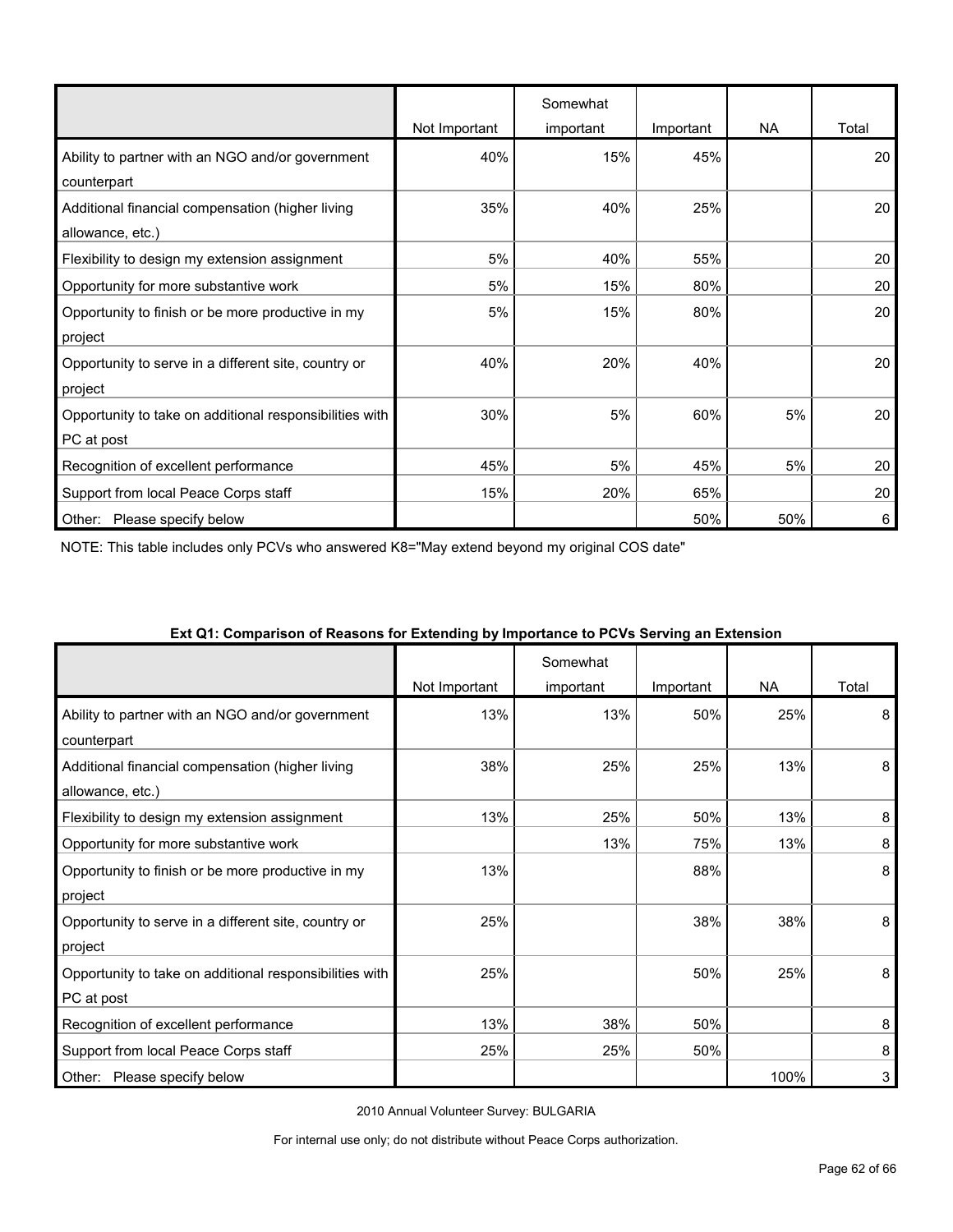| | Not Important | Somewhat important | Important | NA | Total |
|---|---|---|---|---|---|
| Ability to partner with an NGO and/or government counterpart | 40% | 15% | 45% | | 20 |
| Additional financial compensation (higher living allowance, etc.) | 35% | 40% | 25% | | 20 |
| Flexibility to design my extension assignment | 5% | 40% | 55% | | 20 |
| Opportunity for more substantive work | 5% | 15% | 80% | | 20 |
| Opportunity to finish or be more productive in my project | 5% | 15% | 80% | | 20 |
| Opportunity to serve in a different site, country or project | 40% | 20% | 40% | | 20 |
| Opportunity to take on additional responsibilities with PC at post | 30% | 5% | 60% | 5% | 20 |
| Recognition of excellent performance | 45% | 5% | 45% | 5% | 20 |
| Support from local Peace Corps staff | 15% | 20% | 65% | | 20 |
| Other: Please specify below | | | 50% | 50% | 6 |

NOTE: This table includes only PCVs who answered K8="May extend beyond my original COS date"

**Ext Q1: Comparison of Reasons for Extending by Importance to PCVs Serving an Extension**

| | Not Important | Somewhat important | Important | NA | Total |
|---|---|---|---|---|---|
| Ability to partner with an NGO and/or government counterpart | 13% | 13% | 50% | 25% | 8 |
| Additional financial compensation (higher living allowance, etc.) | 38% | 25% | 25% | 13% | 8 |
| Flexibility to design my extension assignment | 13% | 25% | 50% | 13% | 8 |
| Opportunity for more substantive work | | 13% | 75% | 13% | 8 |
| Opportunity to finish or be more productive in my project | 13% | | 88% | | 8 |
| Opportunity to serve in a different site, country or project | 25% | | 38% | 38% | 8 |
| Opportunity to take on additional responsibilities with PC at post | 25% | | 50% | 25% | 8 |
| Recognition of excellent performance | 13% | 38% | 50% | | 8 |
| Support from local Peace Corps staff | 25% | 25% | 50% | | 8 |
| Other: Please specify below | | | | 100% | 3 |

2010 Annual Volunteer Survey: BULGARIA

For internal use only; do not distribute without Peace Corps authorization.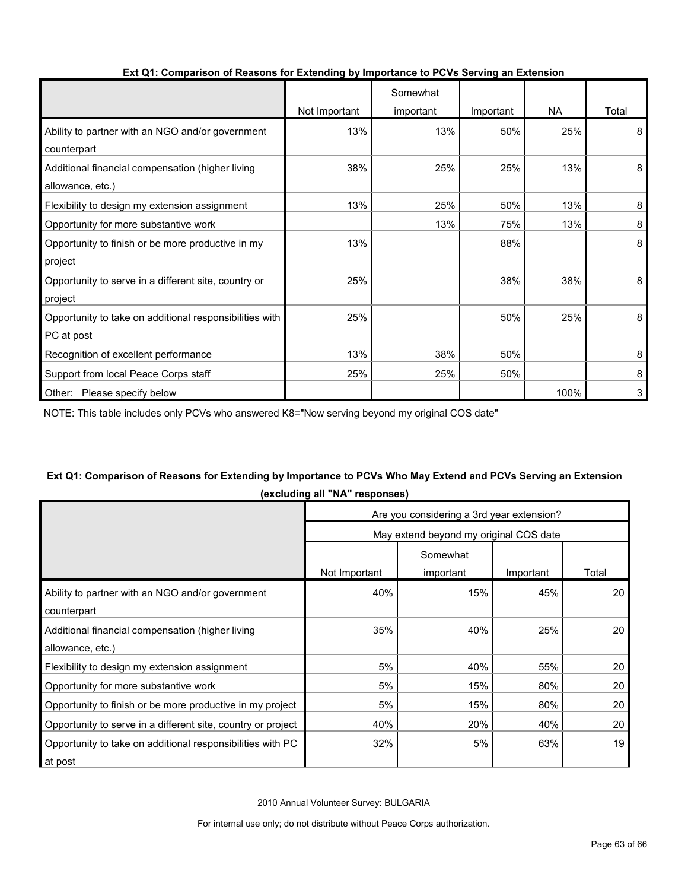**Ext Q1: Comparison of Reasons for Extending by Importance to PCVs Serving an Extension**

| | Not Important | Somewhat important | Important | NA | Total |
|---|---|---|---|---|---|
| Ability to partner with an NGO and/or government counterpart | 13% | 13% | 50% | 25% | 8 |
| Additional financial compensation (higher living allowance, etc.) | 38% | 25% | 25% | 13% | 8 |
| Flexibility to design my extension assignment | 13% | 25% | 50% | 13% | 8 |
| Opportunity for more substantive work | | 13% | 75% | 13% | 8 |
| Opportunity to finish or be more productive in my project | 13% | | 88% | | 8 |
| Opportunity to serve in a different site, country or project | 25% | | 38% | 38% | 8 |
| Opportunity to take on additional responsibilities with PC at post | 25% | | 50% | 25% | 8 |
| Recognition of excellent performance | 13% | 38% | 50% | | 8 |
| Support from local Peace Corps staff | 25% | 25% | 50% | | 8 |
| Other: Please specify below | | | | 100% | 3 |

NOTE: This table includes only PCVs who answered K8="Now serving beyond my original COS date"

**Ext Q1: Comparison of Reasons for Extending by Importance to PCVs Who May Extend and PCVs Serving an Extension (excluding all "NA" responses)**

| | Are you considering a 3rd year extension? | | | |
|---|---|---|---|---|
| | May extend beyond my original COS date | | | |
| | Not Important | Somewhat important | Important | Total |
| Ability to partner with an NGO and/or government counterpart | 40% | 15% | 45% | 20 |
| Additional financial compensation (higher living allowance, etc.) | 35% | 40% | 25% | 20 |
| Flexibility to design my extension assignment | 5% | 40% | 55% | 20 |
| Opportunity for more substantive work | 5% | 15% | 80% | 20 |
| Opportunity to finish or be more productive in my project | 5% | 15% | 80% | 20 |
| Opportunity to serve in a different site, country or project | 40% | 20% | 40% | 20 |
| Opportunity to take on additional responsibilities with PC at post | 32% | 5% | 63% | 19 |

2010 Annual Volunteer Survey: BULGARIA

For internal use only; do not distribute without Peace Corps authorization.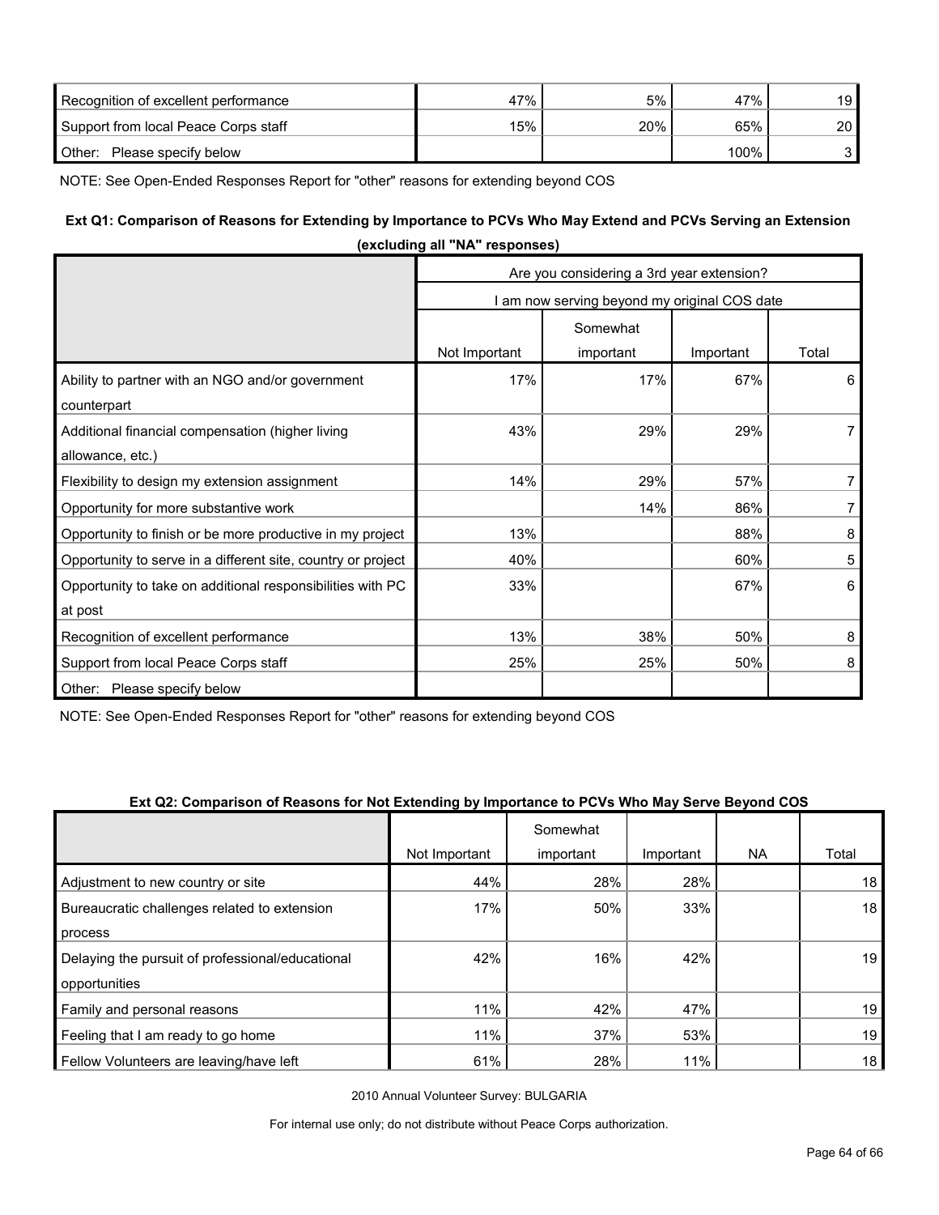| | | | | |
|---|---|---|---|---|
| Recognition of excellent performance | 47% | 5% | 47% | 19 |
| Support from local Peace Corps staff | 15% | 20% | 65% | 20 |
| Other: Please specify below | | | 100% | 3 |

NOTE: See Open-Ended Responses Report for "other" reasons for extending beyond COS

**Ext Q1: Comparison of Reasons for Extending by Importance to PCVs Who May Extend and PCVs Serving an Extension (excluding all "NA" responses)**

| | Are you considering a 3rd year extension? | | | |
|---|---|---|---|---|
| | I am now serving beyond my original COS date | | | |
| | Not Important | Somewhat important | Important | Total |
| Ability to partner with an NGO and/or government counterpart | 17% | 17% | 67% | 6 |
| Additional financial compensation (higher living allowance, etc.) | 43% | 29% | 29% | 7 |
| Flexibility to design my extension assignment | 14% | 29% | 57% | 7 |
| Opportunity for more substantive work | | 14% | 86% | 7 |
| Opportunity to finish or be more productive in my project | 13% | | 88% | 8 |
| Opportunity to serve in a different site, country or project | 40% | | 60% | 5 |
| Opportunity to take on additional responsibilities with PC at post | 33% | | 67% | 6 |
| Recognition of excellent performance | 13% | 38% | 50% | 8 |
| Support from local Peace Corps staff | 25% | 25% | 50% | 8 |
| Other: Please specify below | | | | |

NOTE: See Open-Ended Responses Report for "other" reasons for extending beyond COS

**Ext Q2: Comparison of Reasons for Not Extending by Importance to PCVs Who May Serve Beyond COS**

| | Not Important | Somewhat important | Important | NA | Total |
|---|---|---|---|---|---|
| Adjustment to new country or site | 44% | 28% | 28% | | 18 |
| Bureaucratic challenges related to extension process | 17% | 50% | 33% | | 18 |
| Delaying the pursuit of professional/educational opportunities | 42% | 16% | 42% | | 19 |
| Family and personal reasons | 11% | 42% | 47% | | 19 |
| Feeling that I am ready to go home | 11% | 37% | 53% | | 19 |
| Fellow Volunteers are leaving/have left | 61% | 28% | 11% | | 18 |

2010 Annual Volunteer Survey: BULGARIA

For internal use only; do not distribute without Peace Corps authorization.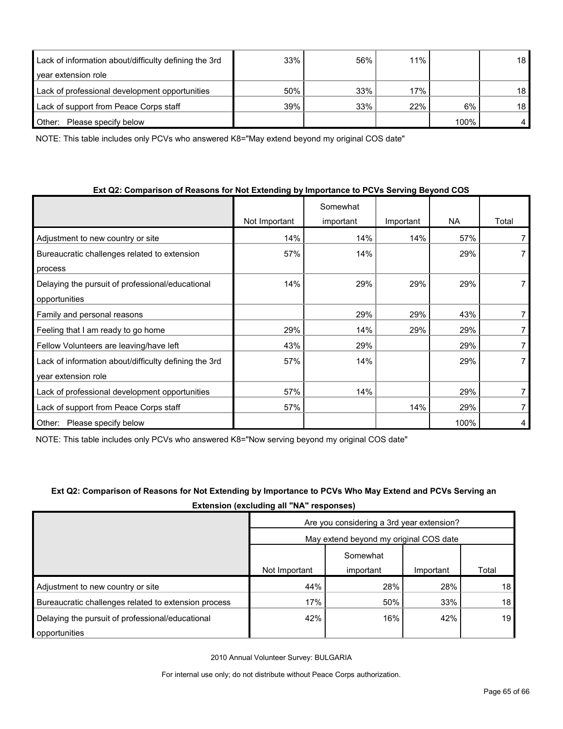| | | | | | |
|---|---|---|---|---|---|
| Lack of information about/difficulty defining the 3rd year extension role | 33% | 56% | 11% | | 18 |
| Lack of professional development opportunities | 50% | 33% | 17% | | 18 |
| Lack of support from Peace Corps staff | 39% | 33% | 22% | 6% | 18 |
| Other: Please specify below | | | | 100% | 4 |

NOTE: This table includes only PCVs who answered K8="May extend beyond my original COS date"

**Ext Q2: Comparison of Reasons for Not Extending by Importance to PCVs Serving Beyond COS**

| | Not Important | Somewhat important | Important | NA | Total |
|---|---|---|---|---|---|
| Adjustment to new country or site | 14% | 14% | 14% | 57% | 7 |
| Bureaucratic challenges related to extension process | 57% | 14% | | 29% | 7 |
| Delaying the pursuit of professional/educational opportunities | 14% | 29% | 29% | 29% | 7 |
| Family and personal reasons | | 29% | 29% | 43% | 7 |
| Feeling that I am ready to go home | 29% | 14% | 29% | 29% | 7 |
| Fellow Volunteers are leaving/have left | 43% | 29% | | 29% | 7 |
| Lack of information about/difficulty defining the 3rd year extension role | 57% | 14% | | 29% | 7 |
| Lack of professional development opportunities | 57% | 14% | | 29% | 7 |
| Lack of support from Peace Corps staff | 57% | | 14% | 29% | 7 |
| Other: Please specify below | | | | 100% | 4 |

NOTE: This table includes only PCVs who answered K8="Now serving beyond my original COS date"

**Ext Q2: Comparison of Reasons for Not Extending by Importance to PCVs Who May Extend and PCVs Serving an Extension (excluding all "NA" responses)**

| | Are you considering a 3rd year extension? | | | |
|---|---|---|---|---|
| | May extend beyond my original COS date | | | |
| | Not Important | Somewhat important | Important | Total |
| Adjustment to new country or site | 44% | 28% | 28% | 18 |
| Bureaucratic challenges related to extension process | 17% | 50% | 33% | 18 |
| Delaying the pursuit of professional/educational opportunities | 42% | 16% | 42% | 19 |

2010 Annual Volunteer Survey: BULGARIA

For internal use only; do not distribute without Peace Corps authorization.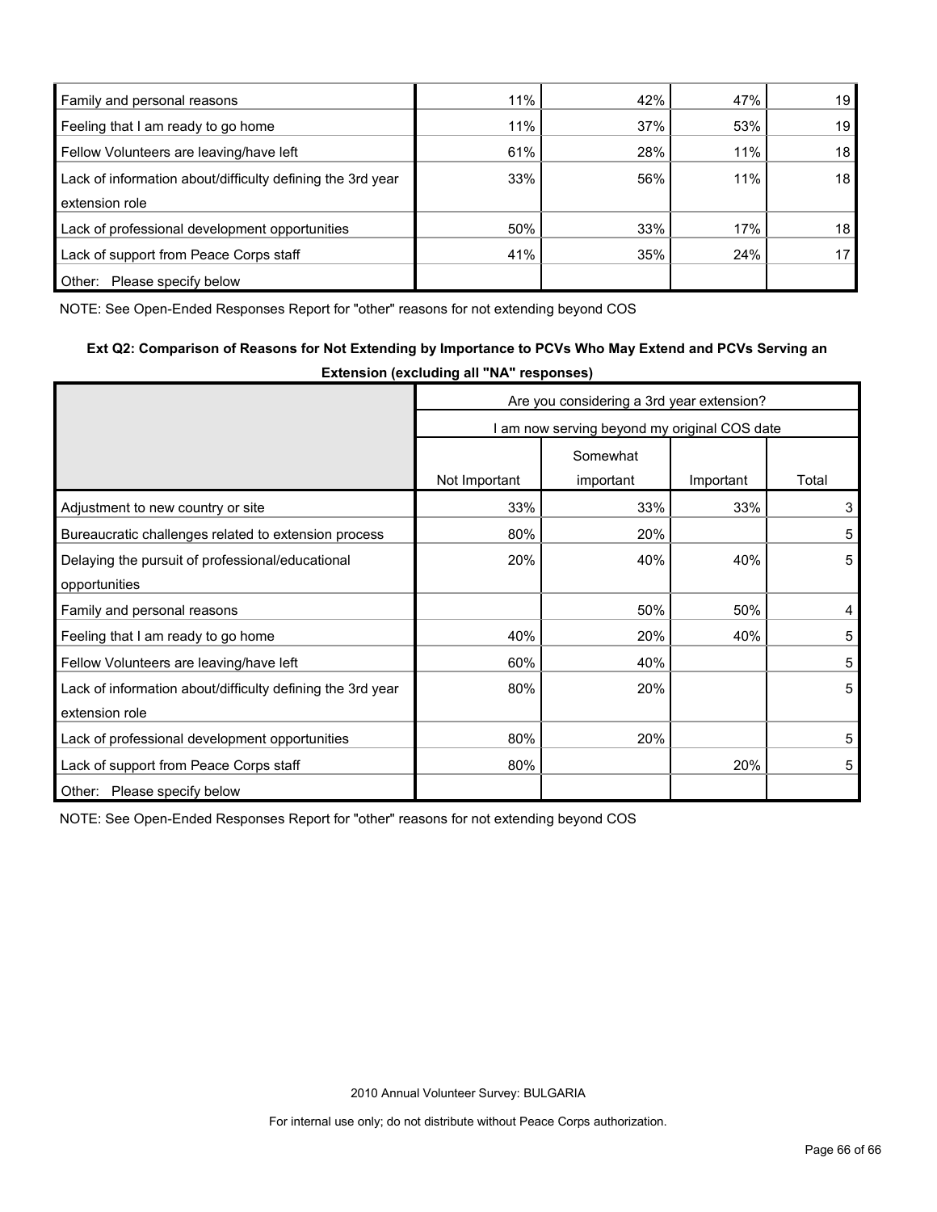| | | | | |
|---|---|---|---|---|
| Family and personal reasons | 11% | 42% | 47% | 19 |
| Feeling that I am ready to go home | 11% | 37% | 53% | 19 |
| Fellow Volunteers are leaving/have left | 61% | 28% | 11% | 18 |
| Lack of information about/difficulty defining the 3rd year extension role | 33% | 56% | 11% | 18 |
| Lack of professional development opportunities | 50% | 33% | 17% | 18 |
| Lack of support from Peace Corps staff | 41% | 35% | 24% | 17 |
| Other: Please specify below | | | | |

NOTE: See Open-Ended Responses Report for "other" reasons for not extending beyond COS

**Ext Q2: Comparison of Reasons for Not Extending by Importance to PCVs Who May Extend and PCVs Serving an Extension (excluding all "NA" responses)**

| | Are you considering a 3rd year extension? | | | |
|---|---|---|---|---|
| | I am now serving beyond my original COS date | | | |
| | Not Important | Somewhat important | Important | Total |
| Adjustment to new country or site | 33% | 33% | 33% | 3 |
| Bureaucratic challenges related to extension process | 80% | 20% | | 5 |
| Delaying the pursuit of professional/educational opportunities | 20% | 40% | 40% | 5 |
| Family and personal reasons | | 50% | 50% | 4 |
| Feeling that I am ready to go home | 40% | 20% | 40% | 5 |
| Fellow Volunteers are leaving/have left | 60% | 40% | | 5 |
| Lack of information about/difficulty defining the 3rd year extension role | 80% | 20% | | 5 |
| Lack of professional development opportunities | 80% | 20% | | 5 |
| Lack of support from Peace Corps staff | 80% | | 20% | 5 |
| Other: Please specify below | | | | |

NOTE: See Open-Ended Responses Report for "other" reasons for not extending beyond COS

2010 Annual Volunteer Survey: BULGARIA

For internal use only; do not distribute without Peace Corps authorization.